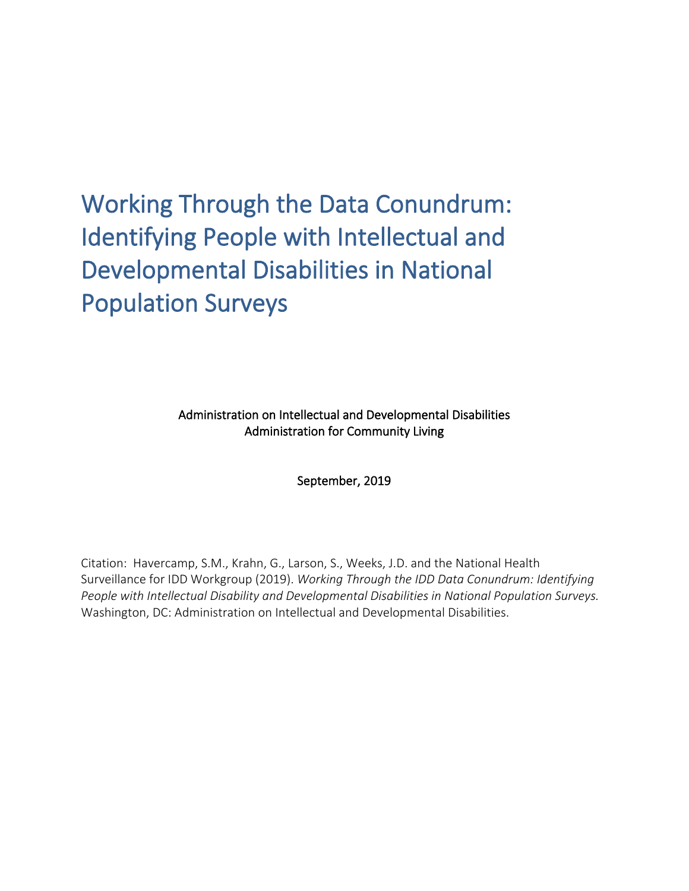# Working Through the Data Conundrum: Identifying People with Intellectual and Developmental Disabilities in National Population Surveys

Administration on Intellectual and Developmental Disabilities
Administration for Community Living

September, 2019

Citation: Havercamp, S.M., Krahn, G., Larson, S., Weeks, J.D. and the National Health Surveillance for IDD Workgroup (2019). *Working Through the IDD Data Conundrum: Identifying People with Intellectual Disability and Developmental Disabilities in National Population Surveys.* Washington, DC: Administration on Intellectual and Developmental Disabilities.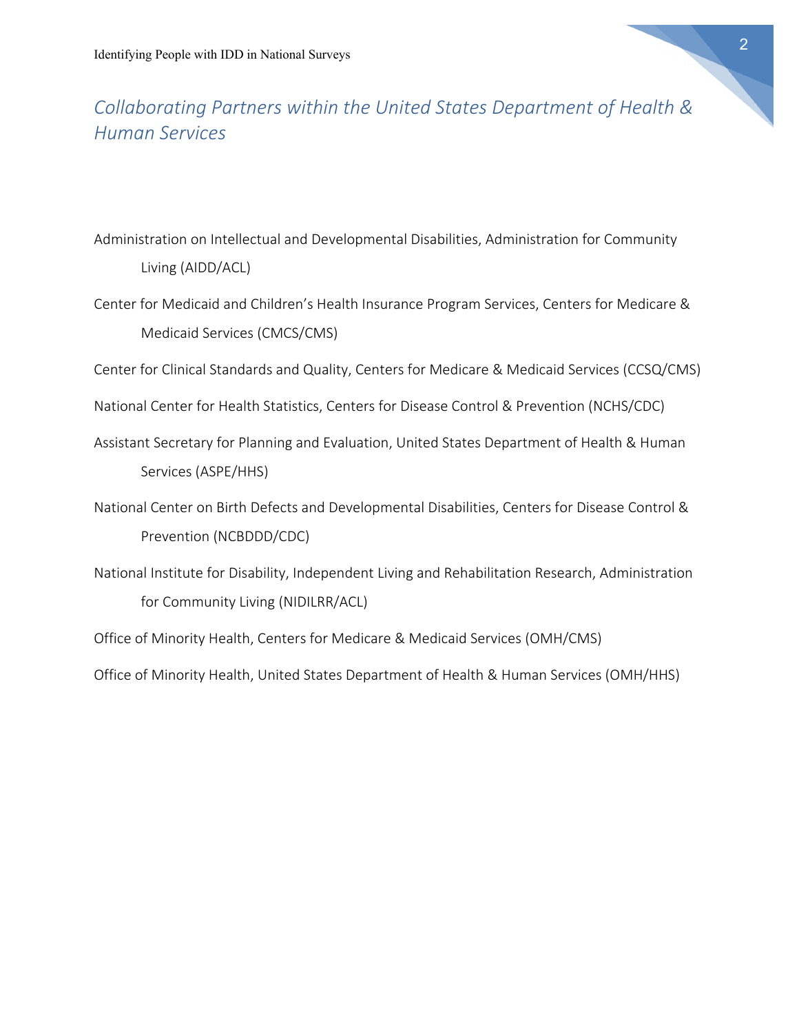## *Collaborating Partners within the United States Department of Health & Human Services*

Administration on Intellectual and Developmental Disabilities, Administration for Community Living (AIDD/ACL)

Center for Medicaid and Children's Health Insurance Program Services, Centers for Medicare & Medicaid Services (CMCS/CMS)

Center for Clinical Standards and Quality, Centers for Medicare & Medicaid Services (CCSQ/CMS)

National Center for Health Statistics, Centers for Disease Control & Prevention (NCHS/CDC)

Assistant Secretary for Planning and Evaluation, United States Department of Health & Human Services (ASPE/HHS)

National Center on Birth Defects and Developmental Disabilities, Centers for Disease Control & Prevention (NCBDDD/CDC)

National Institute for Disability, Independent Living and Rehabilitation Research, Administration for Community Living (NIDILRR/ACL)

Office of Minority Health, Centers for Medicare & Medicaid Services (OMH/CMS)

Office of Minority Health, United States Department of Health & Human Services (OMH/HHS)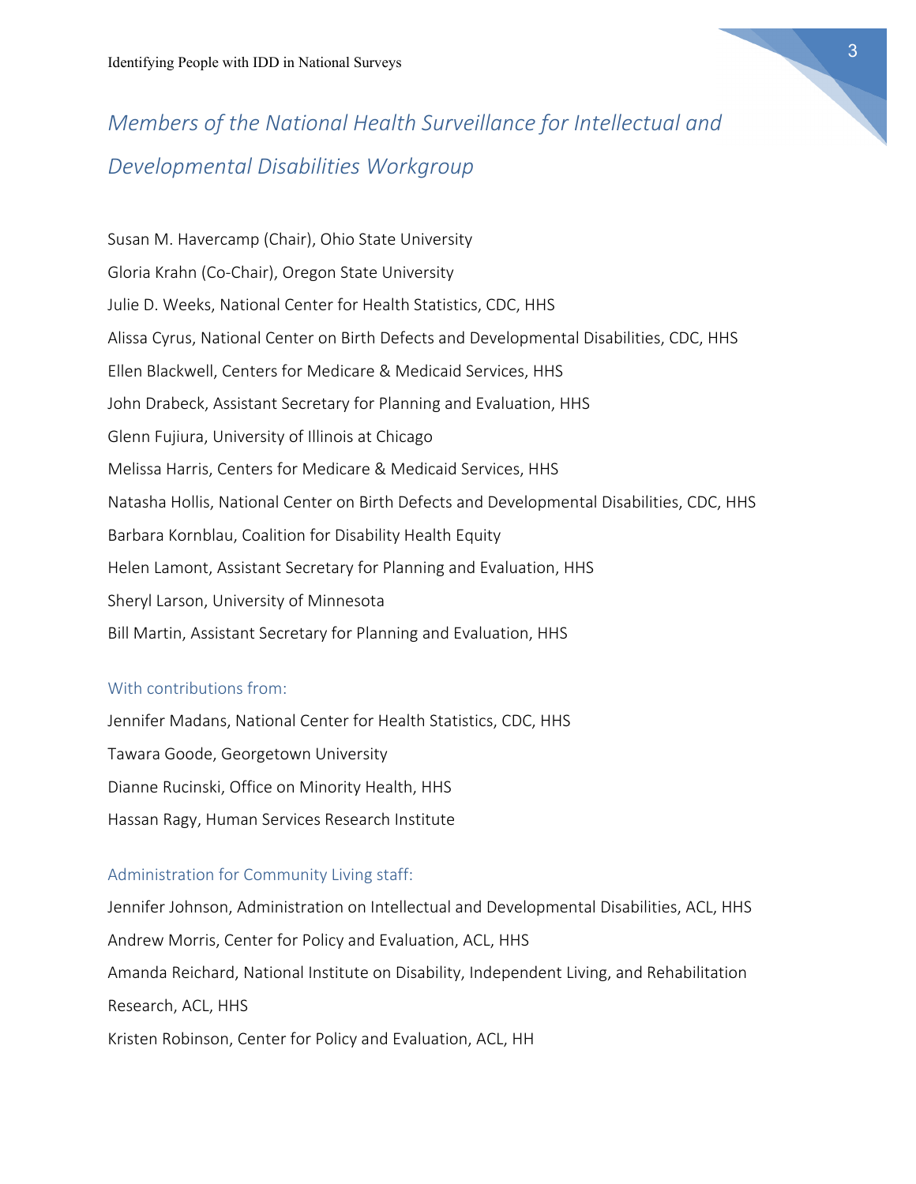## *Members of the National Health Surveillance for Intellectual and Developmental Disabilities Workgroup*

Susan M. Havercamp (Chair), Ohio State University

Gloria Krahn (Co-Chair), Oregon State University

Julie D. Weeks, National Center for Health Statistics, CDC, HHS

Alissa Cyrus, National Center on Birth Defects and Developmental Disabilities, CDC, HHS

Ellen Blackwell, Centers for Medicare & Medicaid Services, HHS

John Drabeck, Assistant Secretary for Planning and Evaluation, HHS

Glenn Fujiura, University of Illinois at Chicago

Melissa Harris, Centers for Medicare & Medicaid Services, HHS

Natasha Hollis, National Center on Birth Defects and Developmental Disabilities, CDC, HHS

Barbara Kornblau, Coalition for Disability Health Equity

Helen Lamont, Assistant Secretary for Planning and Evaluation, HHS

Sheryl Larson, University of Minnesota

Bill Martin, Assistant Secretary for Planning and Evaluation, HHS

### With contributions from:

Jennifer Madans, National Center for Health Statistics, CDC, HHS

Tawara Goode, Georgetown University

Dianne Rucinski, Office on Minority Health, HHS

Hassan Ragy, Human Services Research Institute

### Administration for Community Living staff:

Jennifer Johnson, Administration on Intellectual and Developmental Disabilities, ACL, HHS

Andrew Morris, Center for Policy and Evaluation, ACL, HHS

Amanda Reichard, National Institute on Disability, Independent Living, and Rehabilitation Research, ACL, HHS

Kristen Robinson, Center for Policy and Evaluation, ACL, HH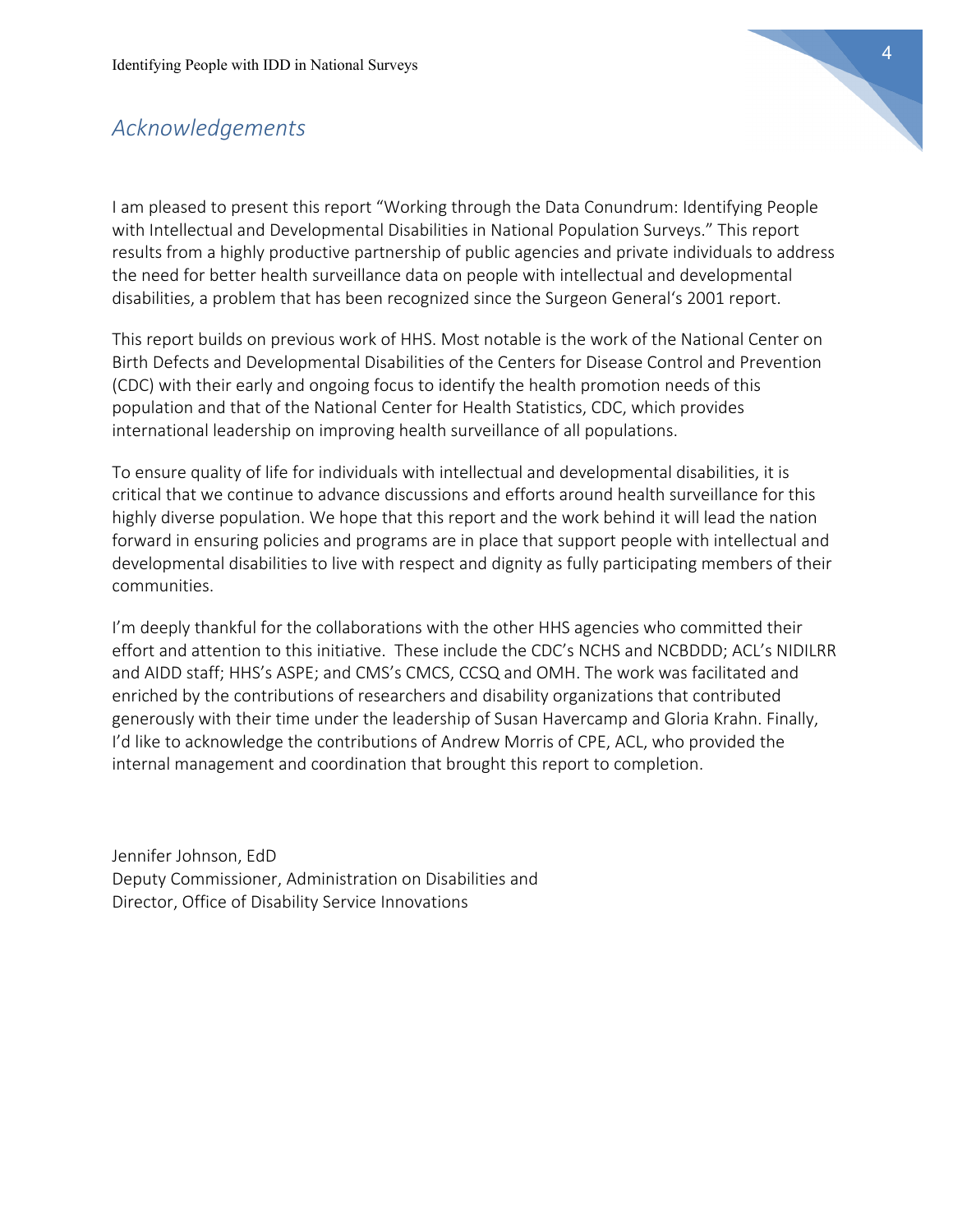## *Acknowledgements*

I am pleased to present this report "Working through the Data Conundrum: Identifying People with Intellectual and Developmental Disabilities in National Population Surveys." This report results from a highly productive partnership of public agencies and private individuals to address the need for better health surveillance data on people with intellectual and developmental disabilities, a problem that has been recognized since the Surgeon General's 2001 report.

This report builds on previous work of HHS. Most notable is the work of the National Center on Birth Defects and Developmental Disabilities of the Centers for Disease Control and Prevention (CDC) with their early and ongoing focus to identify the health promotion needs of this population and that of the National Center for Health Statistics, CDC, which provides international leadership on improving health surveillance of all populations.

To ensure quality of life for individuals with intellectual and developmental disabilities, it is critical that we continue to advance discussions and efforts around health surveillance for this highly diverse population. We hope that this report and the work behind it will lead the nation forward in ensuring policies and programs are in place that support people with intellectual and developmental disabilities to live with respect and dignity as fully participating members of their communities.

I'm deeply thankful for the collaborations with the other HHS agencies who committed their effort and attention to this initiative. These include the CDC's NCHS and NCBDDD; ACL's NIDILRR and AIDD staff; HHS's ASPE; and CMS's CMCS, CCSQ and OMH. The work was facilitated and enriched by the contributions of researchers and disability organizations that contributed generously with their time under the leadership of Susan Havercamp and Gloria Krahn. Finally, I'd like to acknowledge the contributions of Andrew Morris of CPE, ACL, who provided the internal management and coordination that brought this report to completion.

Jennifer Johnson, EdD
Deputy Commissioner, Administration on Disabilities and
Director, Office of Disability Service Innovations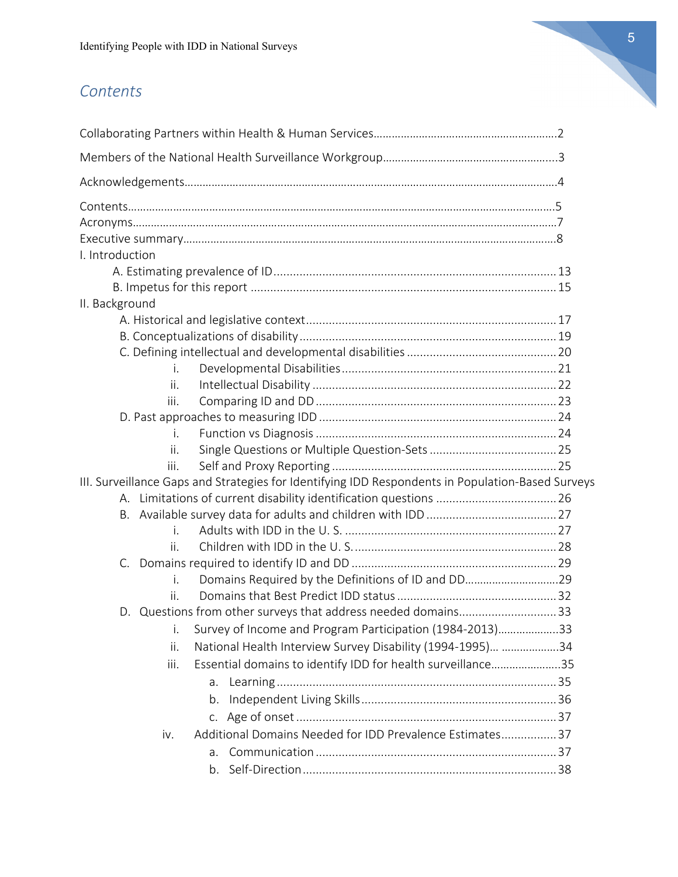## Contents

Collaborating Partners within Health & Human Services....................................................2

Members of the National Health Surveillance Workgroup...................................................3

Acknowledgements................................................................................................................4

Contents..................................................................................................................................5
Acronyms................................................................................................................................7
Executive summary................................................................................................................8
I. Introduction
- A. Estimating prevalence of ID..........................................................................................13
- B. Impetus for this report ..................................................................................................15

II. Background
- A. Historical and legislative context..................................................................................17
- B. Conceptualizations of disability ...................................................................................19
- C. Defining intellectual and developmental disabilities ...................................................20
  - i. Developmental Disabilities...........................................................................21
  - ii. Intellectual Disability ...................................................................................22
  - iii. Comparing ID and DD..................................................................................23
- D. Past approaches to measuring IDD ..............................................................................24
  - i. Function vs Diagnosis ..................................................................................24
  - ii. Single Questions or Multiple Question-Sets ...............................................25
  - iii. Self and Proxy Reporting .............................................................................25

III. Surveillance Gaps and Strategies for Identifying IDD Respondents in Population-Based Surveys
- A. Limitations of current disability identification questions ...........................................26
- B. Available survey data for adults and children with IDD ..............................................27
  - i. Adults with IDD in the U. S. .........................................................................27
  - ii. Children with IDD in the U. S. ......................................................................28
- C. Domains required to identify ID and DD ......................................................................29
  - i. Domains Required by the Definitions of ID and DD......................................29
  - ii. Domains that Best Predict IDD status .........................................................32
- D. Questions from other surveys that address needed domains.....................................33
  - i. Survey of Income and Program Participation (1984-2013)...........................33
  - ii. National Health Interview Survey Disability (1994-1995)… ..........................34
  - iii. Essential domains to identify IDD for health surveillance.............................35
    - a. Learning ...............................................................................35
    - b. Independent Living Skills.....................................................36
    - c. Age of onset ........................................................................37
  - iv. Additional Domains Needed for IDD Prevalence Estimates..........................37
    - a. Communication ...................................................................37
    - b. Self-Direction.......................................................................38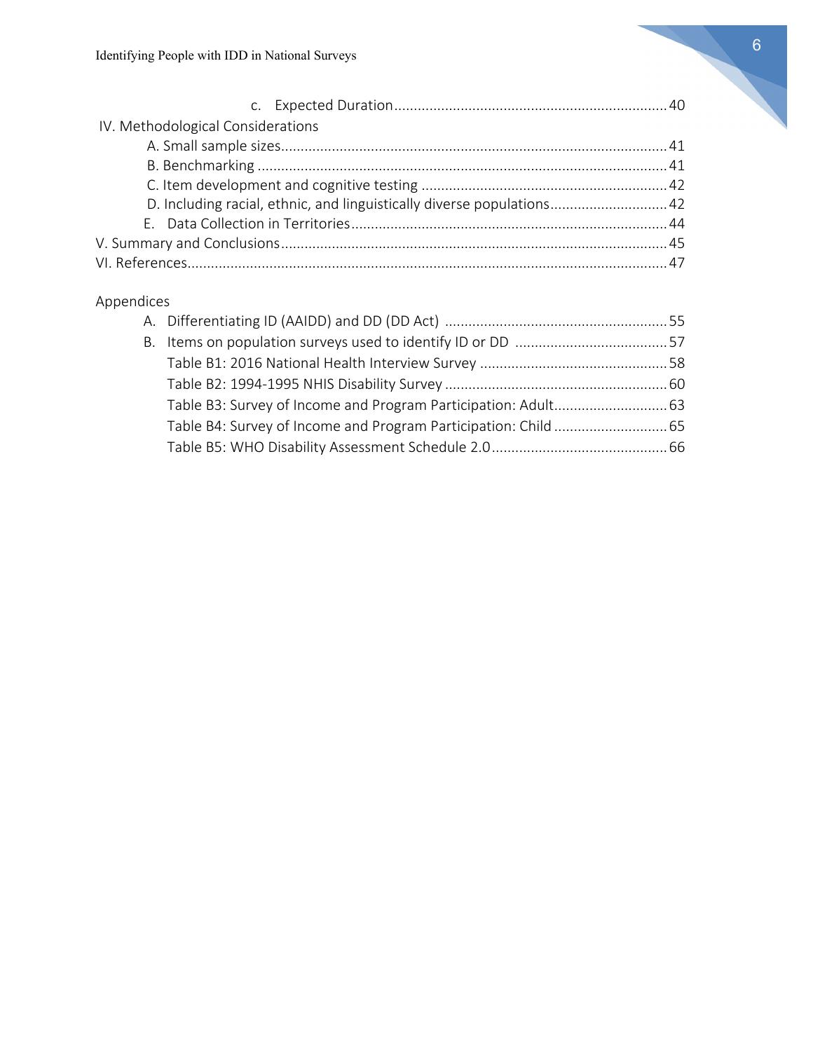c. Expected Duration ..................................................................... 40

IV. Methodological Considerations

A. Small sample sizes ..................................................................... 41

B. Benchmarking ..................................................................... 41

C. Item development and cognitive testing ..................................................................... 42

D. Including racial, ethnic, and linguistically diverse populations ..................................................................... 42

E. Data Collection in Territories ..................................................................... 44

V. Summary and Conclusions ..................................................................... 45

VI. References ..................................................................... 47

Appendices

A. Differentiating ID (AAIDD) and DD (DD Act) ..................................................................... 55

B. Items on population surveys used to identify ID or DD ..................................................................... 57

Table B1: 2016 National Health Interview Survey ..................................................................... 58

Table B2: 1994-1995 NHIS Disability Survey ..................................................................... 60

Table B3: Survey of Income and Program Participation: Adult ..................................................................... 63

Table B4: Survey of Income and Program Participation: Child ..................................................................... 65

Table B5: WHO Disability Assessment Schedule 2.0 ..................................................................... 66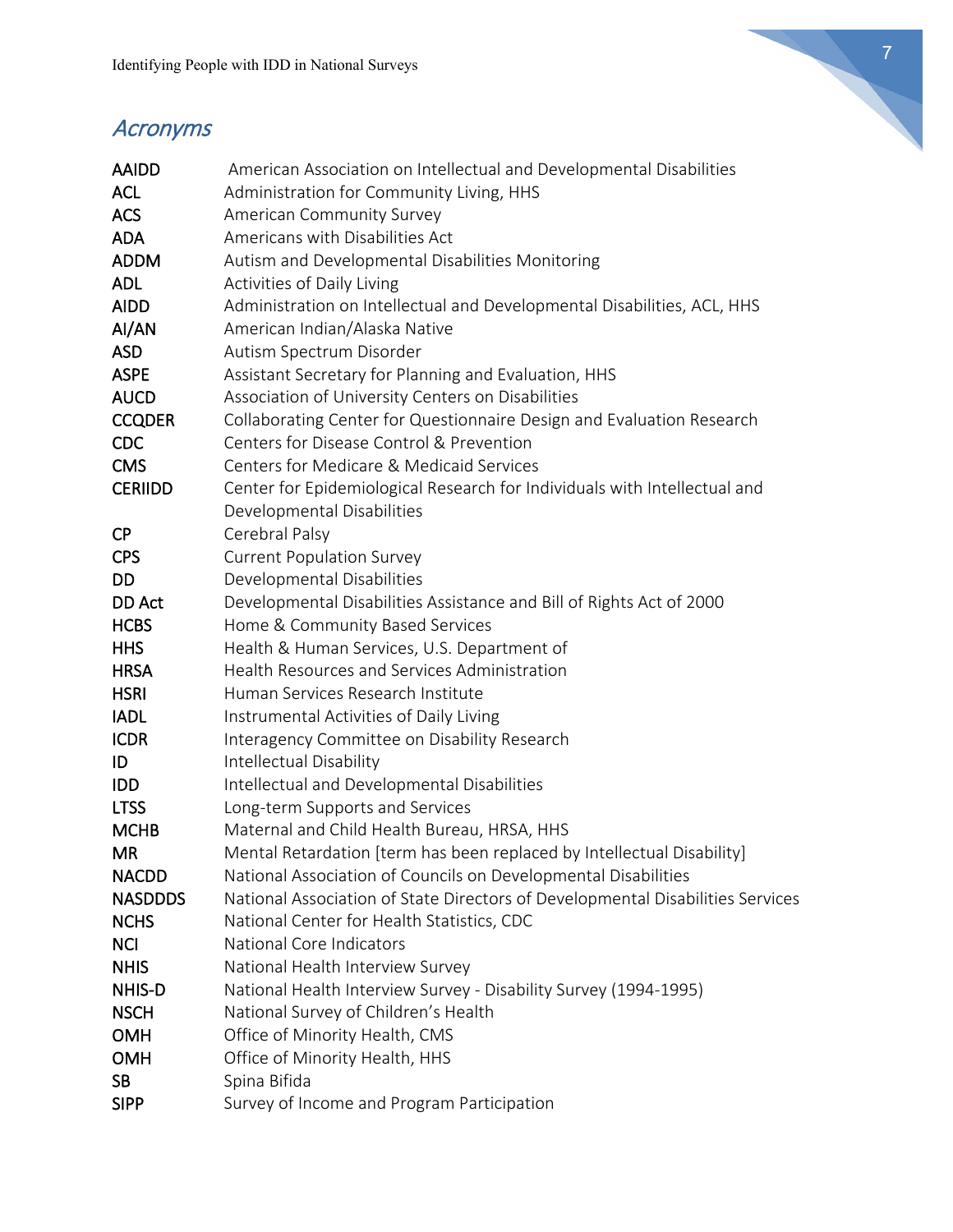## Acronyms

| | |
|---|---|
| **AAIDD** | American Association on Intellectual and Developmental Disabilities |
| **ACL** | Administration for Community Living, HHS |
| **ACS** | American Community Survey |
| **ADA** | Americans with Disabilities Act |
| **ADDM** | Autism and Developmental Disabilities Monitoring |
| **ADL** | Activities of Daily Living |
| **AIDD** | Administration on Intellectual and Developmental Disabilities, ACL, HHS |
| **AI/AN** | American Indian/Alaska Native |
| **ASD** | Autism Spectrum Disorder |
| **ASPE** | Assistant Secretary for Planning and Evaluation, HHS |
| **AUCD** | Association of University Centers on Disabilities |
| **CCQDER** | Collaborating Center for Questionnaire Design and Evaluation Research |
| **CDC** | Centers for Disease Control & Prevention |
| **CMS** | Centers for Medicare & Medicaid Services |
| **CERIIDD** | Center for Epidemiological Research for Individuals with Intellectual and Developmental Disabilities |
| **CP** | Cerebral Palsy |
| **CPS** | Current Population Survey |
| **DD** | Developmental Disabilities |
| **DD Act** | Developmental Disabilities Assistance and Bill of Rights Act of 2000 |
| **HCBS** | Home & Community Based Services |
| **HHS** | Health & Human Services, U.S. Department of |
| **HRSA** | Health Resources and Services Administration |
| **HSRI** | Human Services Research Institute |
| **IADL** | Instrumental Activities of Daily Living |
| **ICDR** | Interagency Committee on Disability Research |
| **ID** | Intellectual Disability |
| **IDD** | Intellectual and Developmental Disabilities |
| **LTSS** | Long-term Supports and Services |
| **MCHB** | Maternal and Child Health Bureau, HRSA, HHS |
| **MR** | Mental Retardation [term has been replaced by Intellectual Disability] |
| **NACDD** | National Association of Councils on Developmental Disabilities |
| **NASDDDS** | National Association of State Directors of Developmental Disabilities Services |
| **NCHS** | National Center for Health Statistics, CDC |
| **NCI** | National Core Indicators |
| **NHIS** | National Health Interview Survey |
| **NHIS-D** | National Health Interview Survey - Disability Survey (1994-1995) |
| **NSCH** | National Survey of Children's Health |
| **OMH** | Office of Minority Health, CMS |
| **OMH** | Office of Minority Health, HHS |
| **SB** | Spina Bifida |
| **SIPP** | Survey of Income and Program Participation |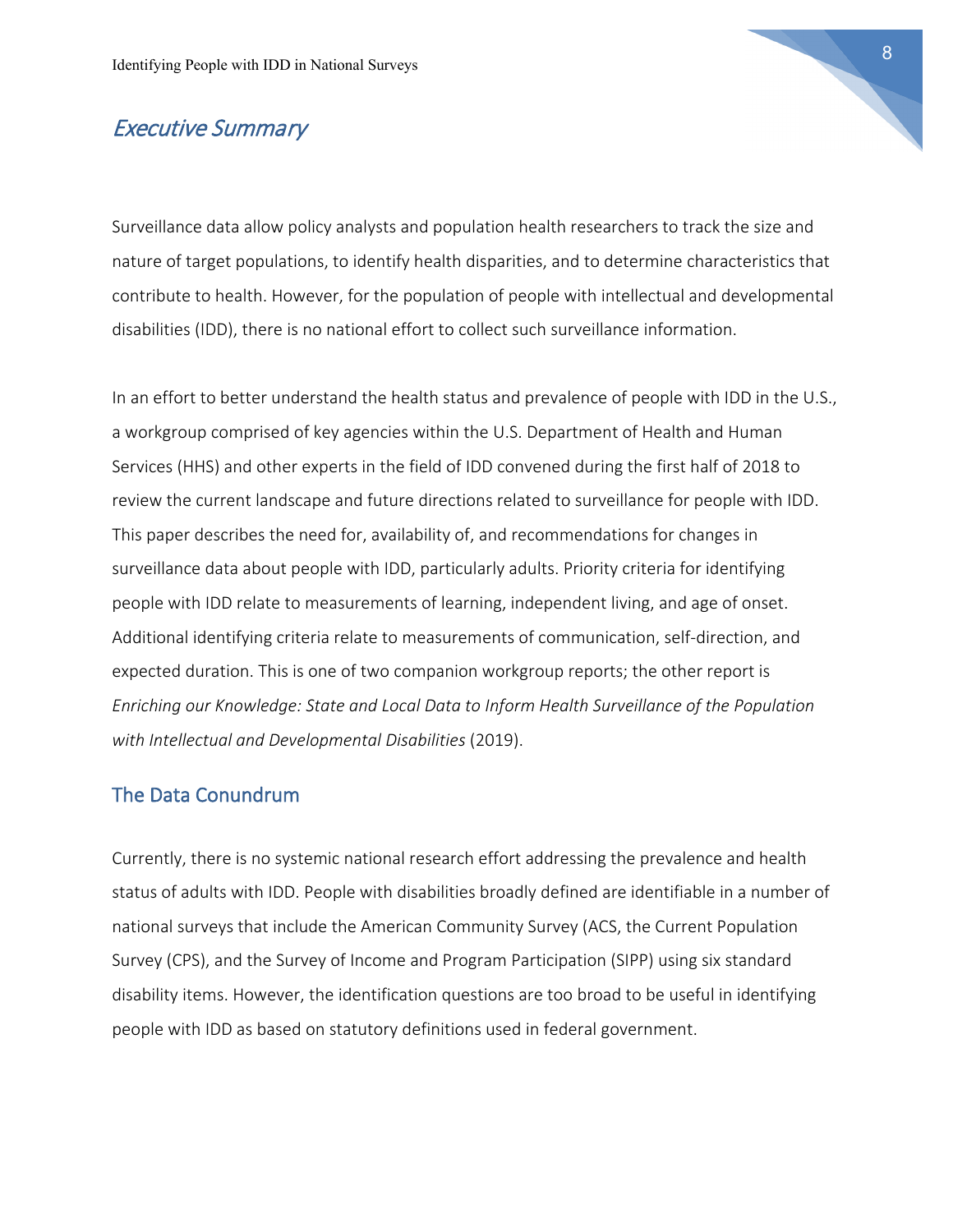# *Executive Summary*

Surveillance data allow policy analysts and population health researchers to track the size and nature of target populations, to identify health disparities, and to determine characteristics that contribute to health. However, for the population of people with intellectual and developmental disabilities (IDD), there is no national effort to collect such surveillance information.

In an effort to better understand the health status and prevalence of people with IDD in the U.S., a workgroup comprised of key agencies within the U.S. Department of Health and Human Services (HHS) and other experts in the field of IDD convened during the first half of 2018 to review the current landscape and future directions related to surveillance for people with IDD. This paper describes the need for, availability of, and recommendations for changes in surveillance data about people with IDD, particularly adults. Priority criteria for identifying people with IDD relate to measurements of learning, independent living, and age of onset. Additional identifying criteria relate to measurements of communication, self-direction, and expected duration. This is one of two companion workgroup reports; the other report is *Enriching our Knowledge: State and Local Data to Inform Health Surveillance of the Population with Intellectual and Developmental Disabilities* (2019).

## The Data Conundrum

Currently, there is no systemic national research effort addressing the prevalence and health status of adults with IDD. People with disabilities broadly defined are identifiable in a number of national surveys that include the American Community Survey (ACS, the Current Population Survey (CPS), and the Survey of Income and Program Participation (SIPP) using six standard disability items. However, the identification questions are too broad to be useful in identifying people with IDD as based on statutory definitions used in federal government.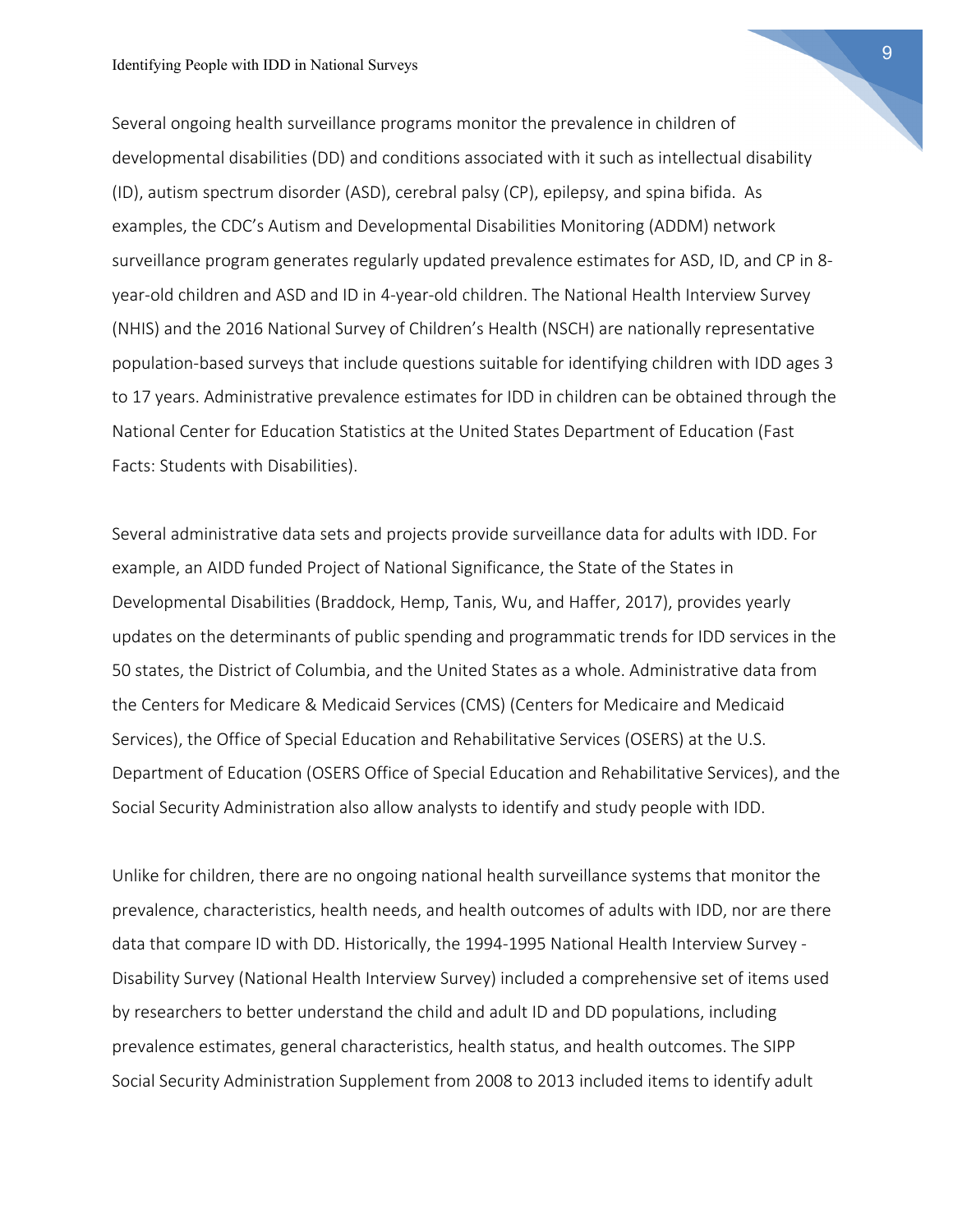Several ongoing health surveillance programs monitor the prevalence in children of developmental disabilities (DD) and conditions associated with it such as intellectual disability (ID), autism spectrum disorder (ASD), cerebral palsy (CP), epilepsy, and spina bifida. As examples, the CDC's Autism and Developmental Disabilities Monitoring (ADDM) network surveillance program generates regularly updated prevalence estimates for ASD, ID, and CP in 8-year-old children and ASD and ID in 4-year-old children. The National Health Interview Survey (NHIS) and the 2016 National Survey of Children's Health (NSCH) are nationally representative population-based surveys that include questions suitable for identifying children with IDD ages 3 to 17 years. Administrative prevalence estimates for IDD in children can be obtained through the National Center for Education Statistics at the United States Department of Education (Fast Facts: Students with Disabilities).

Several administrative data sets and projects provide surveillance data for adults with IDD. For example, an AIDD funded Project of National Significance, the State of the States in Developmental Disabilities (Braddock, Hemp, Tanis, Wu, and Haffer, 2017), provides yearly updates on the determinants of public spending and programmatic trends for IDD services in the 50 states, the District of Columbia, and the United States as a whole. Administrative data from the Centers for Medicare & Medicaid Services (CMS) (Centers for Medicaire and Medicaid Services), the Office of Special Education and Rehabilitative Services (OSERS) at the U.S. Department of Education (OSERS Office of Special Education and Rehabilitative Services), and the Social Security Administration also allow analysts to identify and study people with IDD.

Unlike for children, there are no ongoing national health surveillance systems that monitor the prevalence, characteristics, health needs, and health outcomes of adults with IDD, nor are there data that compare ID with DD. Historically, the 1994-1995 National Health Interview Survey - Disability Survey (National Health Interview Survey) included a comprehensive set of items used by researchers to better understand the child and adult ID and DD populations, including prevalence estimates, general characteristics, health status, and health outcomes. The SIPP Social Security Administration Supplement from 2008 to 2013 included items to identify adult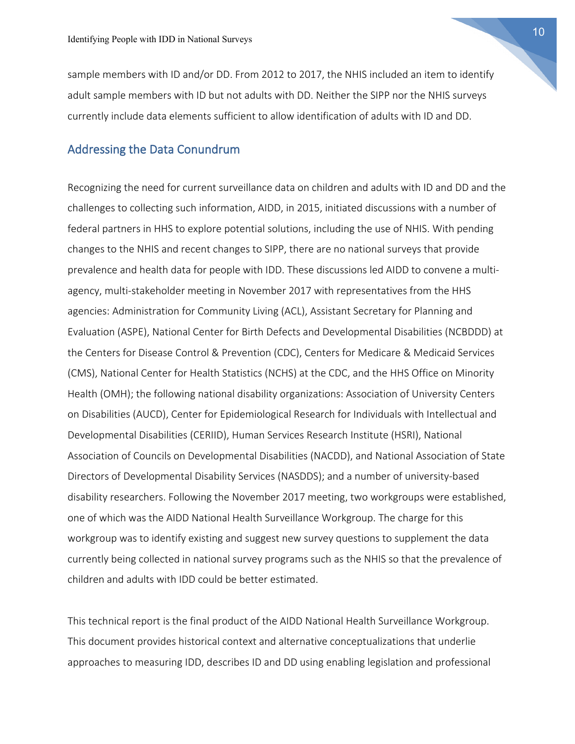sample members with ID and/or DD. From 2012 to 2017, the NHIS included an item to identify adult sample members with ID but not adults with DD. Neither the SIPP nor the NHIS surveys currently include data elements sufficient to allow identification of adults with ID and DD.

## Addressing the Data Conundrum

Recognizing the need for current surveillance data on children and adults with ID and DD and the challenges to collecting such information, AIDD, in 2015, initiated discussions with a number of federal partners in HHS to explore potential solutions, including the use of NHIS. With pending changes to the NHIS and recent changes to SIPP, there are no national surveys that provide prevalence and health data for people with IDD. These discussions led AIDD to convene a multi-agency, multi-stakeholder meeting in November 2017 with representatives from the HHS agencies: Administration for Community Living (ACL), Assistant Secretary for Planning and Evaluation (ASPE), National Center for Birth Defects and Developmental Disabilities (NCBDDD) at the Centers for Disease Control & Prevention (CDC), Centers for Medicare & Medicaid Services (CMS), National Center for Health Statistics (NCHS) at the CDC, and the HHS Office on Minority Health (OMH); the following national disability organizations: Association of University Centers on Disabilities (AUCD), Center for Epidemiological Research for Individuals with Intellectual and Developmental Disabilities (CERIID), Human Services Research Institute (HSRI), National Association of Councils on Developmental Disabilities (NACDD), and National Association of State Directors of Developmental Disability Services (NASDDS); and a number of university-based disability researchers. Following the November 2017 meeting, two workgroups were established, one of which was the AIDD National Health Surveillance Workgroup. The charge for this workgroup was to identify existing and suggest new survey questions to supplement the data currently being collected in national survey programs such as the NHIS so that the prevalence of children and adults with IDD could be better estimated.

This technical report is the final product of the AIDD National Health Surveillance Workgroup. This document provides historical context and alternative conceptualizations that underlie approaches to measuring IDD, describes ID and DD using enabling legislation and professional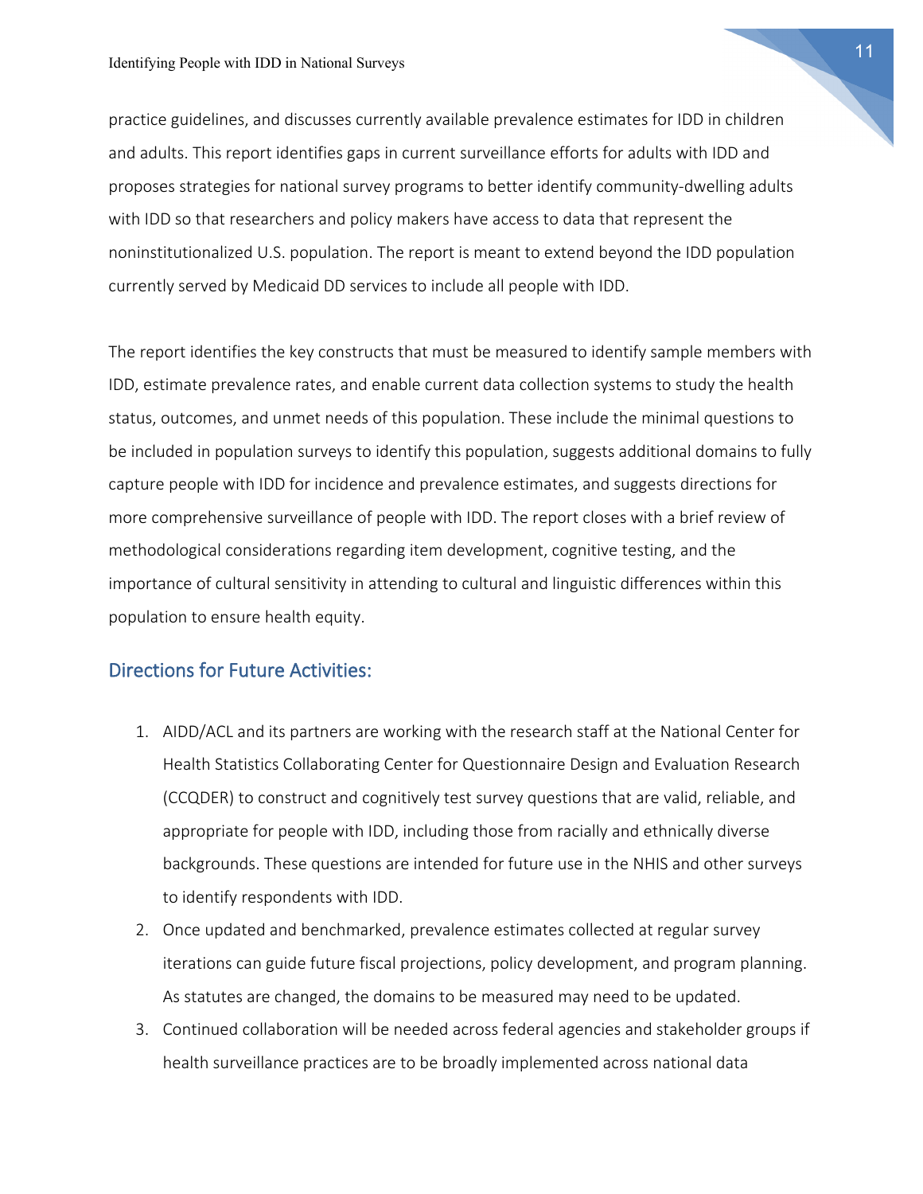practice guidelines, and discusses currently available prevalence estimates for IDD in children and adults. This report identifies gaps in current surveillance efforts for adults with IDD and proposes strategies for national survey programs to better identify community-dwelling adults with IDD so that researchers and policy makers have access to data that represent the noninstitutionalized U.S. population. The report is meant to extend beyond the IDD population currently served by Medicaid DD services to include all people with IDD.

The report identifies the key constructs that must be measured to identify sample members with IDD, estimate prevalence rates, and enable current data collection systems to study the health status, outcomes, and unmet needs of this population. These include the minimal questions to be included in population surveys to identify this population, suggests additional domains to fully capture people with IDD for incidence and prevalence estimates, and suggests directions for more comprehensive surveillance of people with IDD. The report closes with a brief review of methodological considerations regarding item development, cognitive testing, and the importance of cultural sensitivity in attending to cultural and linguistic differences within this population to ensure health equity.

## Directions for Future Activities:

1. AIDD/ACL and its partners are working with the research staff at the National Center for Health Statistics Collaborating Center for Questionnaire Design and Evaluation Research (CCQDER) to construct and cognitively test survey questions that are valid, reliable, and appropriate for people with IDD, including those from racially and ethnically diverse backgrounds. These questions are intended for future use in the NHIS and other surveys to identify respondents with IDD.
2. Once updated and benchmarked, prevalence estimates collected at regular survey iterations can guide future fiscal projections, policy development, and program planning. As statutes are changed, the domains to be measured may need to be updated.
3. Continued collaboration will be needed across federal agencies and stakeholder groups if health surveillance practices are to be broadly implemented across national data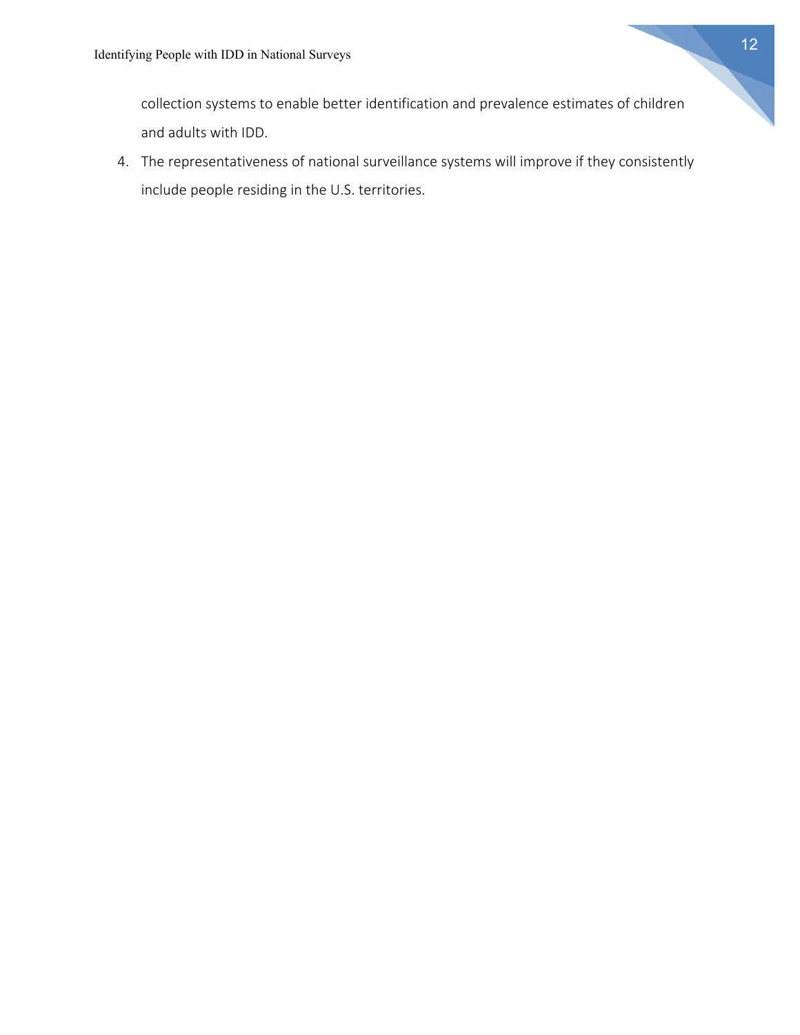collection systems to enable better identification and prevalence estimates of children and adults with IDD.

4. The representativeness of national surveillance systems will improve if they consistently include people residing in the U.S. territories.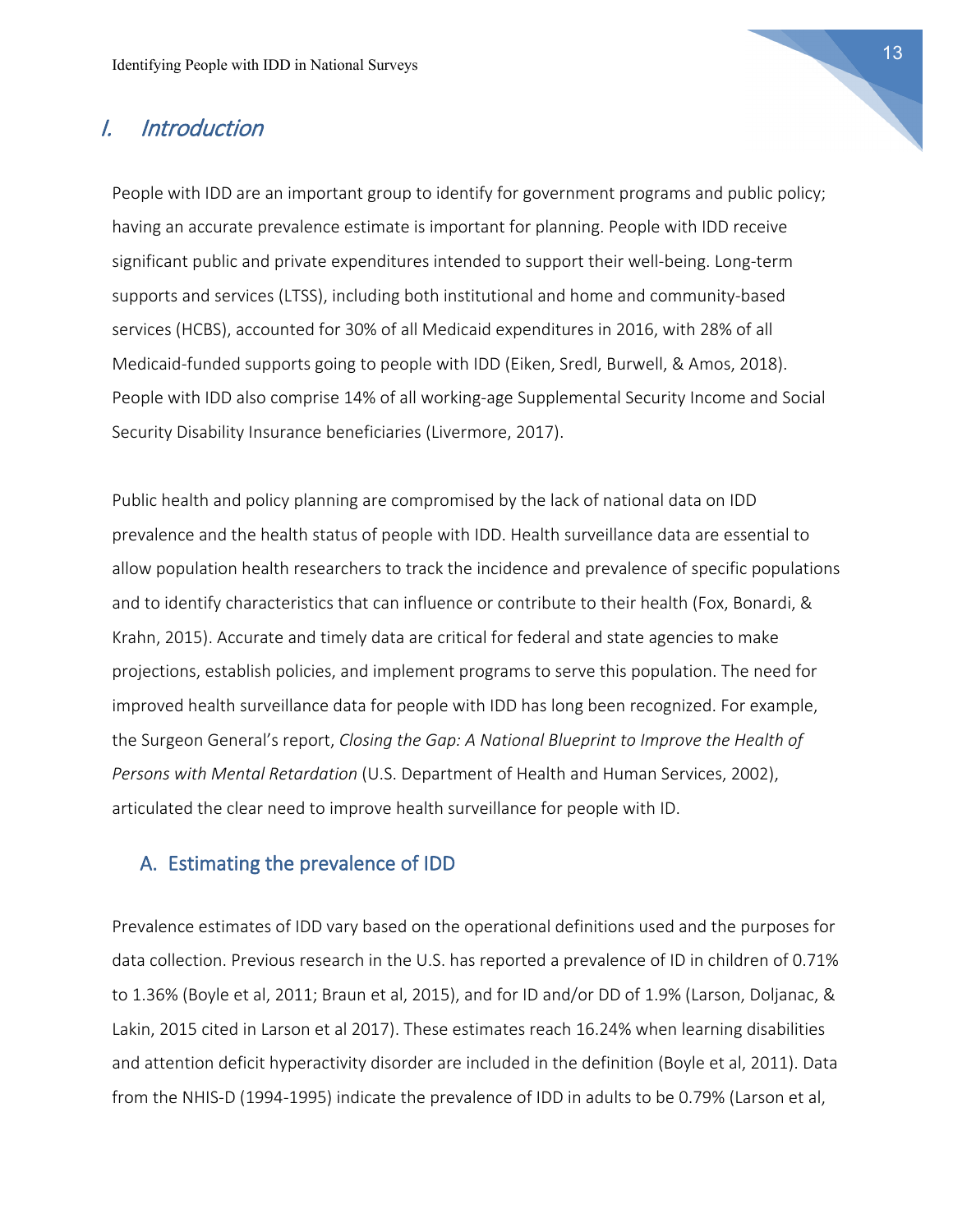# I. Introduction

People with IDD are an important group to identify for government programs and public policy; having an accurate prevalence estimate is important for planning. People with IDD receive significant public and private expenditures intended to support their well-being. Long-term supports and services (LTSS), including both institutional and home and community-based services (HCBS), accounted for 30% of all Medicaid expenditures in 2016, with 28% of all Medicaid-funded supports going to people with IDD (Eiken, Sredl, Burwell, & Amos, 2018). People with IDD also comprise 14% of all working-age Supplemental Security Income and Social Security Disability Insurance beneficiaries (Livermore, 2017).

Public health and policy planning are compromised by the lack of national data on IDD prevalence and the health status of people with IDD. Health surveillance data are essential to allow population health researchers to track the incidence and prevalence of specific populations and to identify characteristics that can influence or contribute to their health (Fox, Bonardi, & Krahn, 2015). Accurate and timely data are critical for federal and state agencies to make projections, establish policies, and implement programs to serve this population. The need for improved health surveillance data for people with IDD has long been recognized. For example, the Surgeon General's report, *Closing the Gap: A National Blueprint to Improve the Health of Persons with Mental Retardation* (U.S. Department of Health and Human Services, 2002), articulated the clear need to improve health surveillance for people with ID.

## A. Estimating the prevalence of IDD

Prevalence estimates of IDD vary based on the operational definitions used and the purposes for data collection. Previous research in the U.S. has reported a prevalence of ID in children of 0.71% to 1.36% (Boyle et al, 2011; Braun et al, 2015), and for ID and/or DD of 1.9% (Larson, Doljanac, & Lakin, 2015 cited in Larson et al 2017). These estimates reach 16.24% when learning disabilities and attention deficit hyperactivity disorder are included in the definition (Boyle et al, 2011). Data from the NHIS-D (1994-1995) indicate the prevalence of IDD in adults to be 0.79% (Larson et al,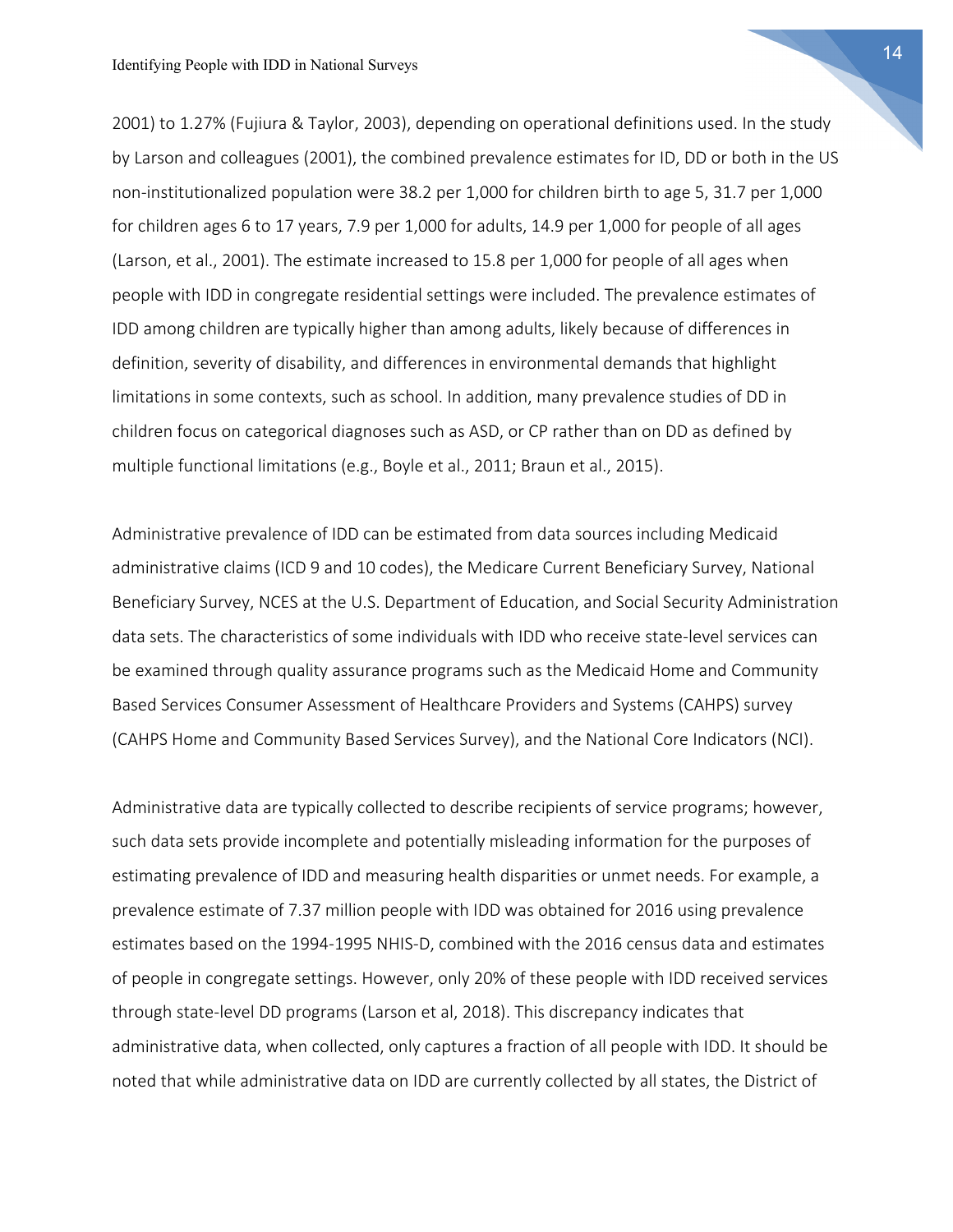2001) to 1.27% (Fujiura & Taylor, 2003), depending on operational definitions used. In the study by Larson and colleagues (2001), the combined prevalence estimates for ID, DD or both in the US non-institutionalized population were 38.2 per 1,000 for children birth to age 5, 31.7 per 1,000 for children ages 6 to 17 years, 7.9 per 1,000 for adults, 14.9 per 1,000 for people of all ages (Larson, et al., 2001). The estimate increased to 15.8 per 1,000 for people of all ages when people with IDD in congregate residential settings were included. The prevalence estimates of IDD among children are typically higher than among adults, likely because of differences in definition, severity of disability, and differences in environmental demands that highlight limitations in some contexts, such as school. In addition, many prevalence studies of DD in children focus on categorical diagnoses such as ASD, or CP rather than on DD as defined by multiple functional limitations (e.g., Boyle et al., 2011; Braun et al., 2015).

Administrative prevalence of IDD can be estimated from data sources including Medicaid administrative claims (ICD 9 and 10 codes), the Medicare Current Beneficiary Survey, National Beneficiary Survey, NCES at the U.S. Department of Education, and Social Security Administration data sets. The characteristics of some individuals with IDD who receive state-level services can be examined through quality assurance programs such as the Medicaid Home and Community Based Services Consumer Assessment of Healthcare Providers and Systems (CAHPS) survey (CAHPS Home and Community Based Services Survey), and the National Core Indicators (NCI).

Administrative data are typically collected to describe recipients of service programs; however, such data sets provide incomplete and potentially misleading information for the purposes of estimating prevalence of IDD and measuring health disparities or unmet needs. For example, a prevalence estimate of 7.37 million people with IDD was obtained for 2016 using prevalence estimates based on the 1994-1995 NHIS-D, combined with the 2016 census data and estimates of people in congregate settings. However, only 20% of these people with IDD received services through state-level DD programs (Larson et al, 2018). This discrepancy indicates that administrative data, when collected, only captures a fraction of all people with IDD. It should be noted that while administrative data on IDD are currently collected by all states, the District of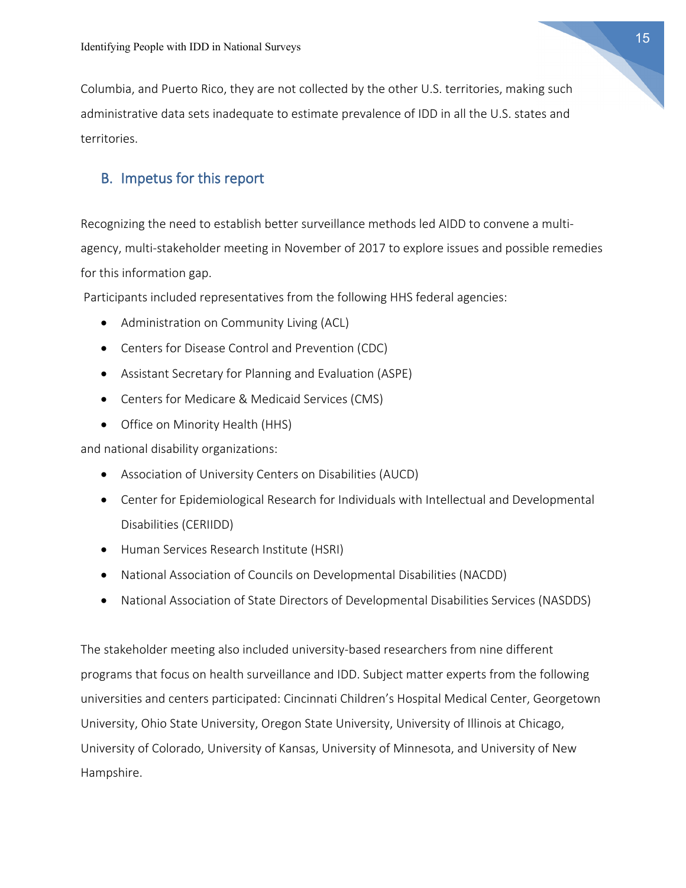Columbia, and Puerto Rico, they are not collected by the other U.S. territories, making such administrative data sets inadequate to estimate prevalence of IDD in all the U.S. states and territories.

## B. Impetus for this report

Recognizing the need to establish better surveillance methods led AIDD to convene a multi-agency, multi-stakeholder meeting in November of 2017 to explore issues and possible remedies for this information gap.

Participants included representatives from the following HHS federal agencies:

- Administration on Community Living (ACL)
- Centers for Disease Control and Prevention (CDC)
- Assistant Secretary for Planning and Evaluation (ASPE)
- Centers for Medicare & Medicaid Services (CMS)
- Office on Minority Health (HHS)

and national disability organizations:

- Association of University Centers on Disabilities (AUCD)
- Center for Epidemiological Research for Individuals with Intellectual and Developmental Disabilities (CERIIDD)
- Human Services Research Institute (HSRI)
- National Association of Councils on Developmental Disabilities (NACDD)
- National Association of State Directors of Developmental Disabilities Services (NASDDS)

The stakeholder meeting also included university-based researchers from nine different programs that focus on health surveillance and IDD. Subject matter experts from the following universities and centers participated: Cincinnati Children's Hospital Medical Center, Georgetown University, Ohio State University, Oregon State University, University of Illinois at Chicago, University of Colorado, University of Kansas, University of Minnesota, and University of New Hampshire.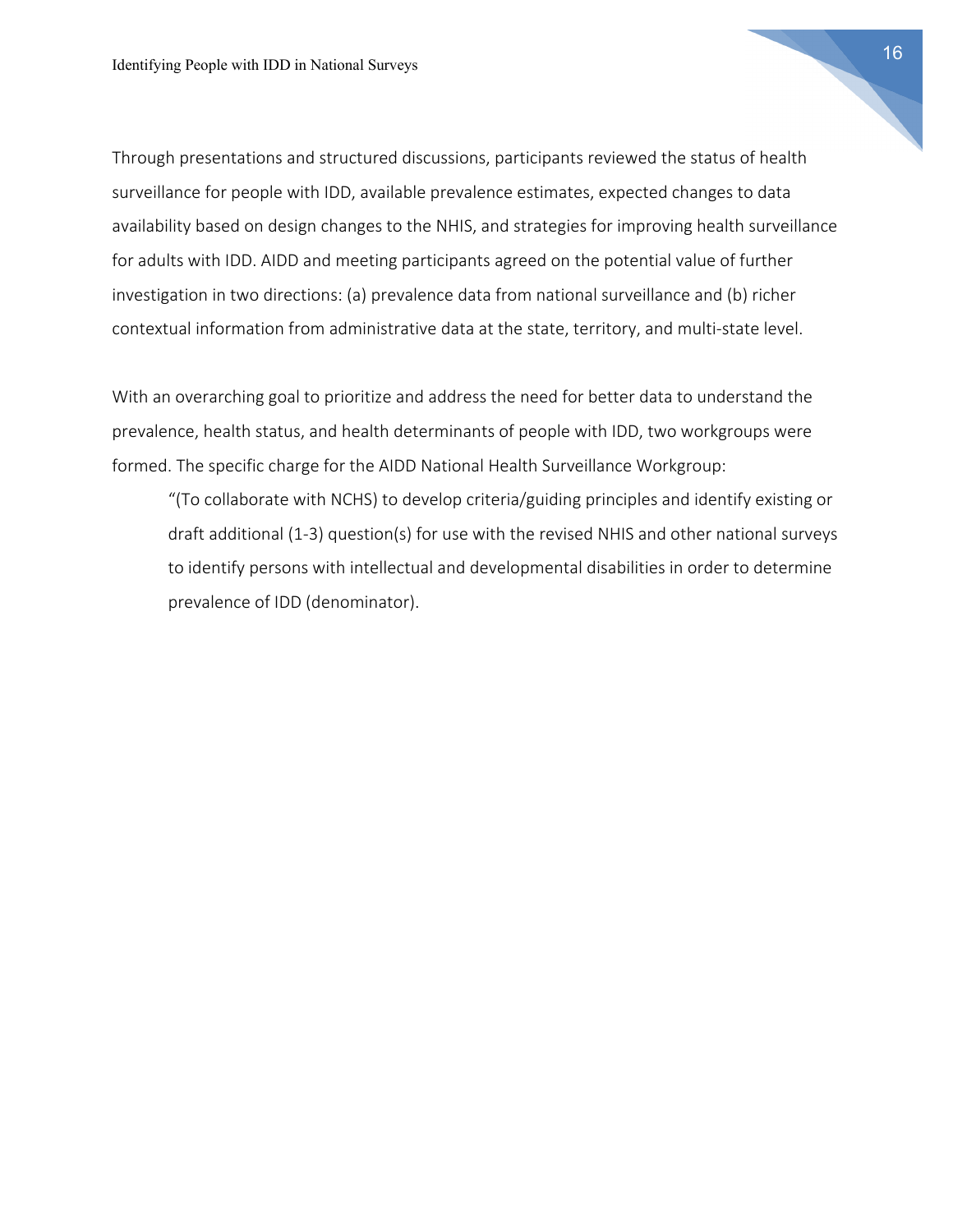Through presentations and structured discussions, participants reviewed the status of health surveillance for people with IDD, available prevalence estimates, expected changes to data availability based on design changes to the NHIS, and strategies for improving health surveillance for adults with IDD. AIDD and meeting participants agreed on the potential value of further investigation in two directions: (a) prevalence data from national surveillance and (b) richer contextual information from administrative data at the state, territory, and multi-state level.

With an overarching goal to prioritize and address the need for better data to understand the prevalence, health status, and health determinants of people with IDD, two workgroups were formed. The specific charge for the AIDD National Health Surveillance Workgroup:

> "(To collaborate with NCHS) to develop criteria/guiding principles and identify existing or draft additional (1-3) question(s) for use with the revised NHIS and other national surveys to identify persons with intellectual and developmental disabilities in order to determine prevalence of IDD (denominator).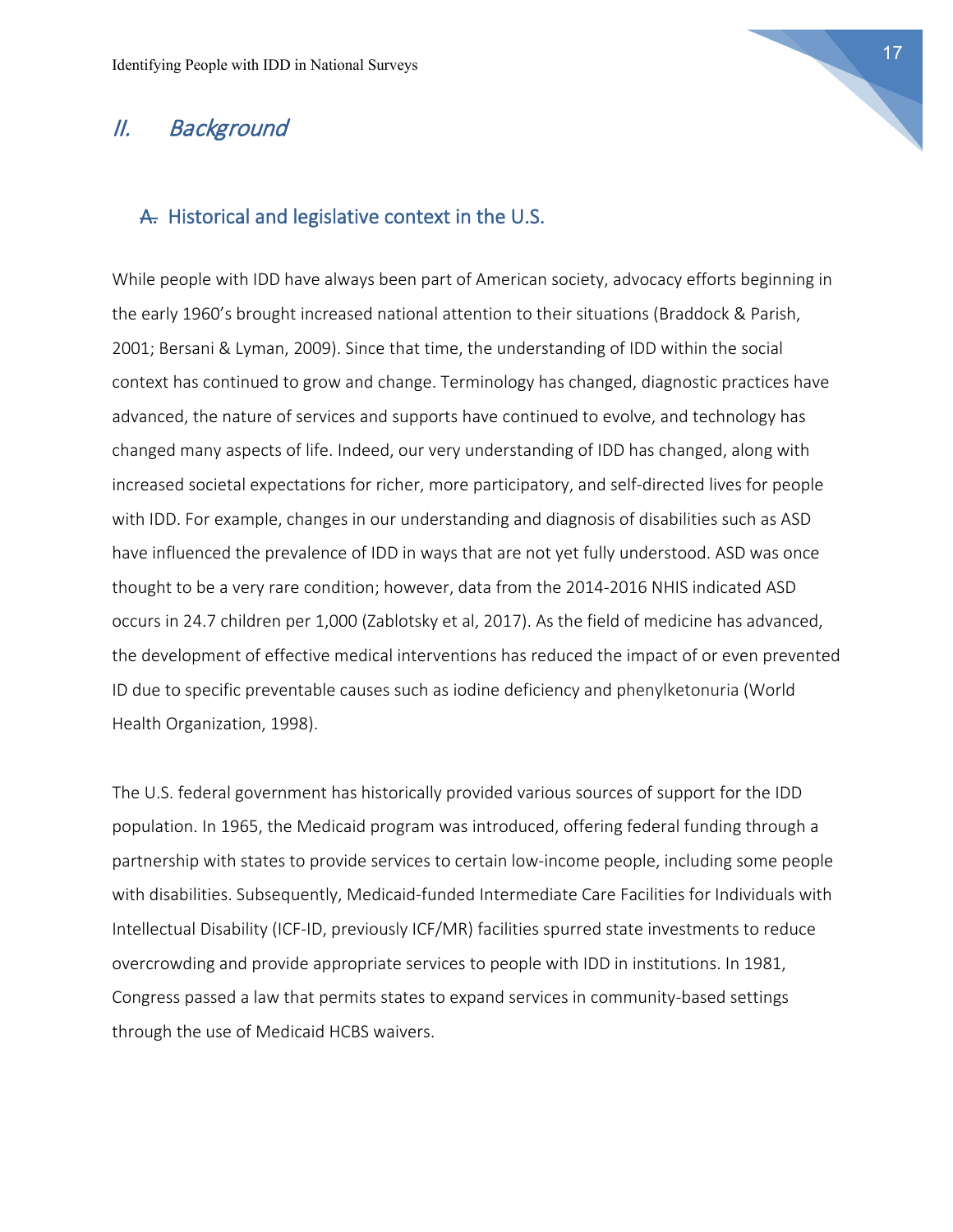# II. Background

## A. Historical and legislative context in the U.S.

While people with IDD have always been part of American society, advocacy efforts beginning in the early 1960's brought increased national attention to their situations (Braddock & Parish, 2001; Bersani & Lyman, 2009). Since that time, the understanding of IDD within the social context has continued to grow and change. Terminology has changed, diagnostic practices have advanced, the nature of services and supports have continued to evolve, and technology has changed many aspects of life. Indeed, our very understanding of IDD has changed, along with increased societal expectations for richer, more participatory, and self-directed lives for people with IDD. For example, changes in our understanding and diagnosis of disabilities such as ASD have influenced the prevalence of IDD in ways that are not yet fully understood. ASD was once thought to be a very rare condition; however, data from the 2014-2016 NHIS indicated ASD occurs in 24.7 children per 1,000 (Zablotsky et al, 2017). As the field of medicine has advanced, the development of effective medical interventions has reduced the impact of or even prevented ID due to specific preventable causes such as iodine deficiency and phenylketonuria (World Health Organization, 1998).

The U.S. federal government has historically provided various sources of support for the IDD population. In 1965, the Medicaid program was introduced, offering federal funding through a partnership with states to provide services to certain low-income people, including some people with disabilities. Subsequently, Medicaid-funded Intermediate Care Facilities for Individuals with Intellectual Disability (ICF-ID, previously ICF/MR) facilities spurred state investments to reduce overcrowding and provide appropriate services to people with IDD in institutions. In 1981, Congress passed a law that permits states to expand services in community-based settings through the use of Medicaid HCBS waivers.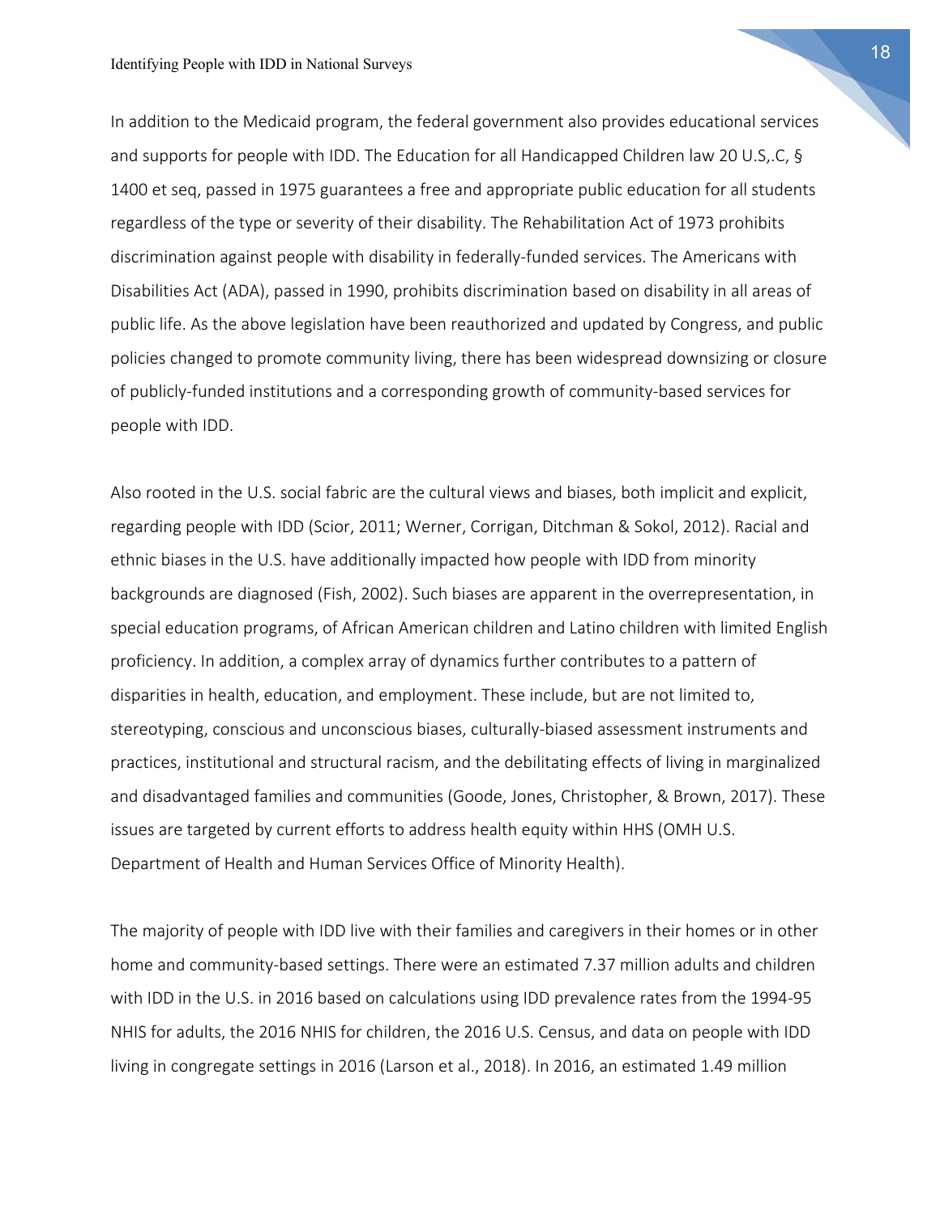In addition to the Medicaid program, the federal government also provides educational services and supports for people with IDD. The Education for all Handicapped Children law 20 U.S,.C, § 1400 et seq, passed in 1975 guarantees a free and appropriate public education for all students regardless of the type or severity of their disability. The Rehabilitation Act of 1973 prohibits discrimination against people with disability in federally-funded services. The Americans with Disabilities Act (ADA), passed in 1990, prohibits discrimination based on disability in all areas of public life. As the above legislation have been reauthorized and updated by Congress, and public policies changed to promote community living, there has been widespread downsizing or closure of publicly-funded institutions and a corresponding growth of community-based services for people with IDD.

Also rooted in the U.S. social fabric are the cultural views and biases, both implicit and explicit, regarding people with IDD (Scior, 2011; Werner, Corrigan, Ditchman & Sokol, 2012). Racial and ethnic biases in the U.S. have additionally impacted how people with IDD from minority backgrounds are diagnosed (Fish, 2002). Such biases are apparent in the overrepresentation, in special education programs, of African American children and Latino children with limited English proficiency. In addition, a complex array of dynamics further contributes to a pattern of disparities in health, education, and employment. These include, but are not limited to, stereotyping, conscious and unconscious biases, culturally-biased assessment instruments and practices, institutional and structural racism, and the debilitating effects of living in marginalized and disadvantaged families and communities (Goode, Jones, Christopher, & Brown, 2017). These issues are targeted by current efforts to address health equity within HHS (OMH U.S. Department of Health and Human Services Office of Minority Health).

The majority of people with IDD live with their families and caregivers in their homes or in other home and community-based settings. There were an estimated 7.37 million adults and children with IDD in the U.S. in 2016 based on calculations using IDD prevalence rates from the 1994-95 NHIS for adults, the 2016 NHIS for children, the 2016 U.S. Census, and data on people with IDD living in congregate settings in 2016 (Larson et al., 2018). In 2016, an estimated 1.49 million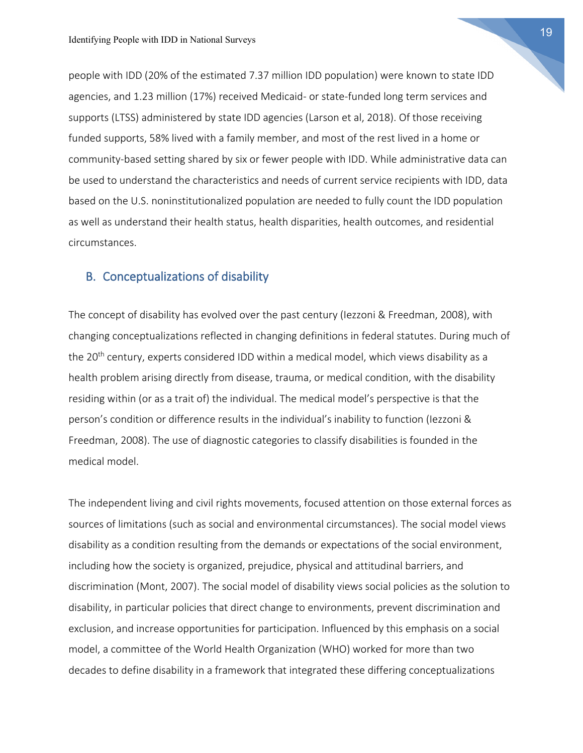people with IDD (20% of the estimated 7.37 million IDD population) were known to state IDD agencies, and 1.23 million (17%) received Medicaid- or state-funded long term services and supports (LTSS) administered by state IDD agencies (Larson et al, 2018). Of those receiving funded supports, 58% lived with a family member, and most of the rest lived in a home or community-based setting shared by six or fewer people with IDD. While administrative data can be used to understand the characteristics and needs of current service recipients with IDD, data based on the U.S. noninstitutionalized population are needed to fully count the IDD population as well as understand their health status, health disparities, health outcomes, and residential circumstances.

## B. Conceptualizations of disability

The concept of disability has evolved over the past century (Iezzoni & Freedman, 2008), with changing conceptualizations reflected in changing definitions in federal statutes. During much of the 20th century, experts considered IDD within a medical model, which views disability as a health problem arising directly from disease, trauma, or medical condition, with the disability residing within (or as a trait of) the individual. The medical model's perspective is that the person's condition or difference results in the individual's inability to function (Iezzoni & Freedman, 2008). The use of diagnostic categories to classify disabilities is founded in the medical model.

The independent living and civil rights movements, focused attention on those external forces as sources of limitations (such as social and environmental circumstances). The social model views disability as a condition resulting from the demands or expectations of the social environment, including how the society is organized, prejudice, physical and attitudinal barriers, and discrimination (Mont, 2007). The social model of disability views social policies as the solution to disability, in particular policies that direct change to environments, prevent discrimination and exclusion, and increase opportunities for participation. Influenced by this emphasis on a social model, a committee of the World Health Organization (WHO) worked for more than two decades to define disability in a framework that integrated these differing conceptualizations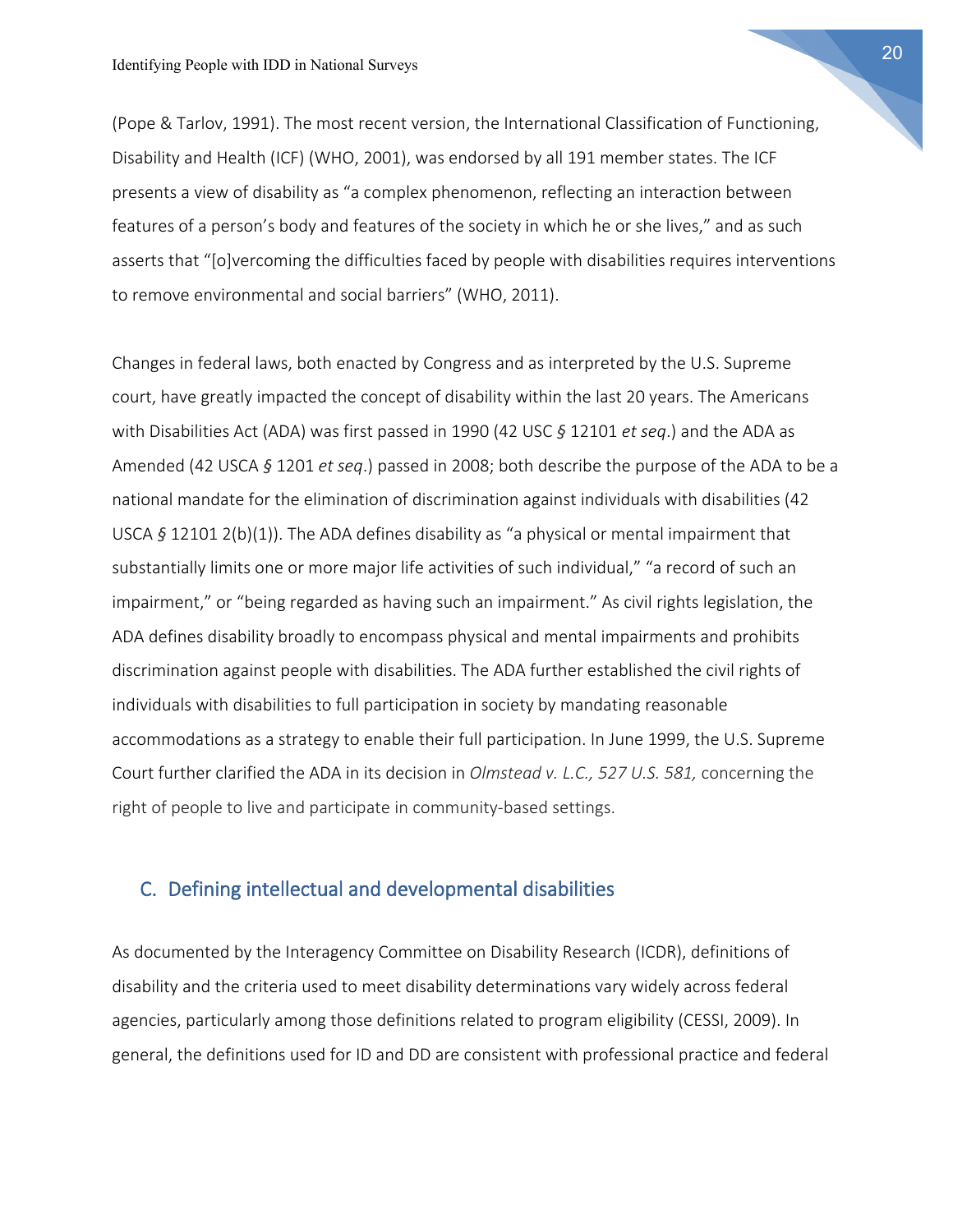(Pope & Tarlov, 1991). The most recent version, the International Classification of Functioning, Disability and Health (ICF) (WHO, 2001), was endorsed by all 191 member states. The ICF presents a view of disability as "a complex phenomenon, reflecting an interaction between features of a person's body and features of the society in which he or she lives," and as such asserts that "[o]vercoming the difficulties faced by people with disabilities requires interventions to remove environmental and social barriers" (WHO, 2011).

Changes in federal laws, both enacted by Congress and as interpreted by the U.S. Supreme court, have greatly impacted the concept of disability within the last 20 years. The Americans with Disabilities Act (ADA) was first passed in 1990 (42 USC *§* 12101 *et seq*.) and the ADA as Amended (42 USCA *§* 1201 *et seq*.) passed in 2008; both describe the purpose of the ADA to be a national mandate for the elimination of discrimination against individuals with disabilities (42 USCA *§* 12101 2(b)(1)). The ADA defines disability as "a physical or mental impairment that substantially limits one or more major life activities of such individual," "a record of such an impairment," or "being regarded as having such an impairment." As civil rights legislation, the ADA defines disability broadly to encompass physical and mental impairments and prohibits discrimination against people with disabilities. The ADA further established the civil rights of individuals with disabilities to full participation in society by mandating reasonable accommodations as a strategy to enable their full participation. In June 1999, the U.S. Supreme Court further clarified the ADA in its decision in *Olmstead v. L.C., 527 U.S. 581,* concerning the right of people to live and participate in community-based settings.

## C. Defining intellectual and developmental disabilities

As documented by the Interagency Committee on Disability Research (ICDR), definitions of disability and the criteria used to meet disability determinations vary widely across federal agencies, particularly among those definitions related to program eligibility (CESSI, 2009). In general, the definitions used for ID and DD are consistent with professional practice and federal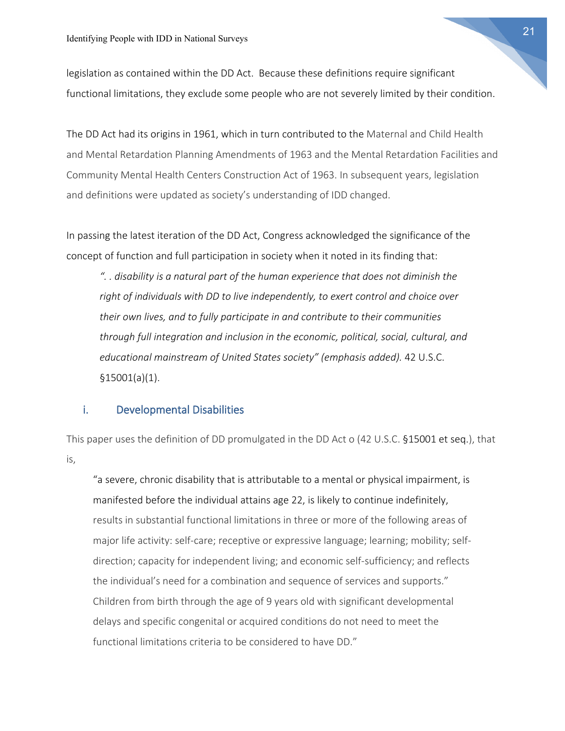legislation as contained within the DD Act. Because these definitions require significant functional limitations, they exclude some people who are not severely limited by their condition.

The DD Act had its origins in 1961, which in turn contributed to the Maternal and Child Health and Mental Retardation Planning Amendments of 1963 and the Mental Retardation Facilities and Community Mental Health Centers Construction Act of 1963. In subsequent years, legislation and definitions were updated as society's understanding of IDD changed.

In passing the latest iteration of the DD Act, Congress acknowledged the significance of the concept of function and full participation in society when it noted in its finding that:

> *". . disability is a natural part of the human experience that does not diminish the right of individuals with DD to live independently, to exert control and choice over their own lives, and to fully participate in and contribute to their communities through full integration and inclusion in the economic, political, social, cultural, and educational mainstream of United States society" (emphasis added).* 42 U.S.C. §15001(a)(1).

### i. Developmental Disabilities

This paper uses the definition of DD promulgated in the DD Act o (42 U.S.C. §15001 et seq.), that is,

> "a severe, chronic disability that is attributable to a mental or physical impairment, is manifested before the individual attains age 22, is likely to continue indefinitely, results in substantial functional limitations in three or more of the following areas of major life activity: self-care; receptive or expressive language; learning; mobility; self-direction; capacity for independent living; and economic self-sufficiency; and reflects the individual's need for a combination and sequence of services and supports." Children from birth through the age of 9 years old with significant developmental delays and specific congenital or acquired conditions do not need to meet the functional limitations criteria to be considered to have DD."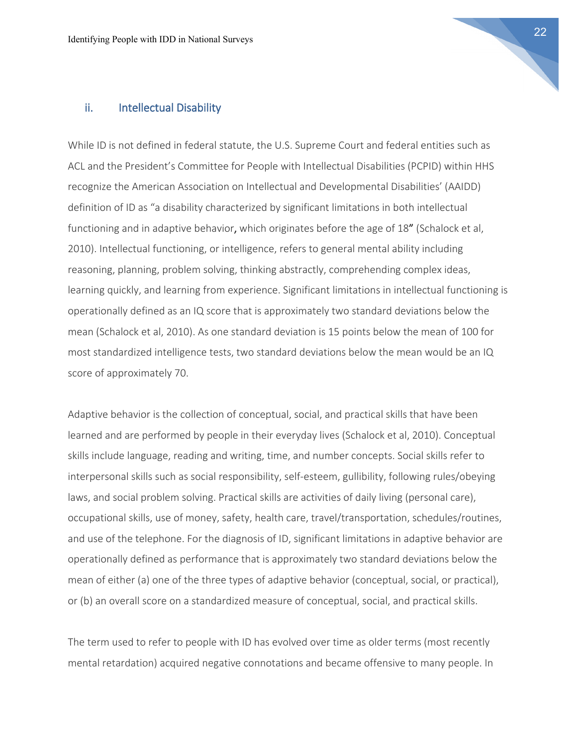### ii. Intellectual Disability

While ID is not defined in federal statute, the U.S. Supreme Court and federal entities such as ACL and the President's Committee for People with Intellectual Disabilities (PCPID) within HHS recognize the American Association on Intellectual and Developmental Disabilities' (AAIDD) definition of ID as "a disability characterized by significant limitations in both intellectual functioning and in adaptive behavior**,** which originates before the age of 18**"** (Schalock et al, 2010). Intellectual functioning, or intelligence, refers to general mental ability including reasoning, planning, problem solving, thinking abstractly, comprehending complex ideas, learning quickly, and learning from experience. Significant limitations in intellectual functioning is operationally defined as an IQ score that is approximately two standard deviations below the mean (Schalock et al, 2010). As one standard deviation is 15 points below the mean of 100 for most standardized intelligence tests, two standard deviations below the mean would be an IQ score of approximately 70.

Adaptive behavior is the collection of conceptual, social, and practical skills that have been learned and are performed by people in their everyday lives (Schalock et al, 2010). Conceptual skills include language, reading and writing, time, and number concepts. Social skills refer to interpersonal skills such as social responsibility, self-esteem, gullibility, following rules/obeying laws, and social problem solving. Practical skills are activities of daily living (personal care), occupational skills, use of money, safety, health care, travel/transportation, schedules/routines, and use of the telephone. For the diagnosis of ID, significant limitations in adaptive behavior are operationally defined as performance that is approximately two standard deviations below the mean of either (a) one of the three types of adaptive behavior (conceptual, social, or practical), or (b) an overall score on a standardized measure of conceptual, social, and practical skills.

The term used to refer to people with ID has evolved over time as older terms (most recently mental retardation) acquired negative connotations and became offensive to many people. In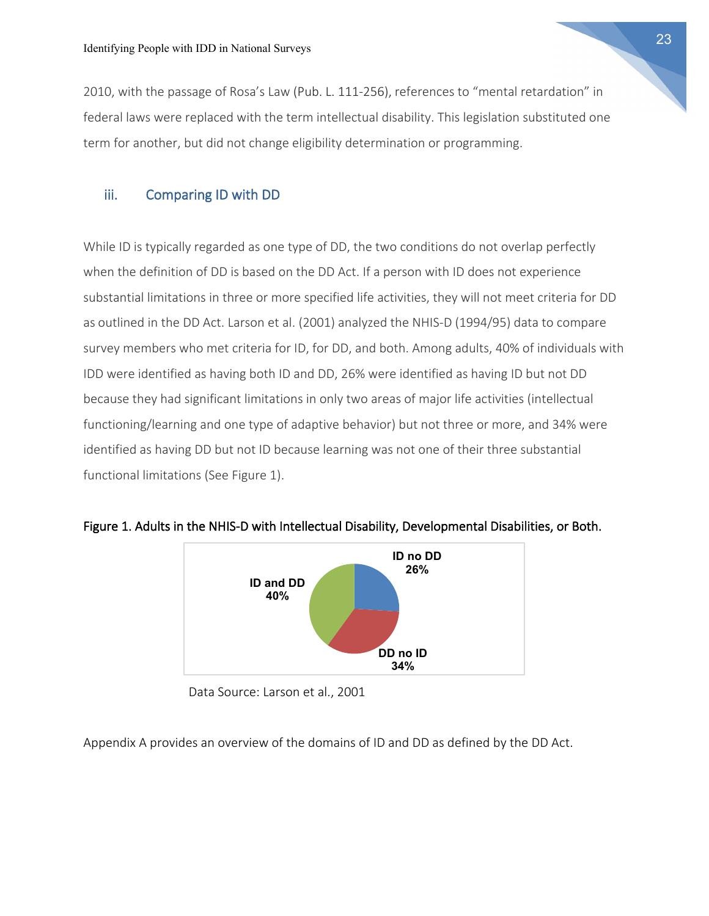2010, with the passage of Rosa's Law (Pub. L. 111-256), references to "mental retardation" in federal laws were replaced with the term intellectual disability. This legislation substituted one term for another, but did not change eligibility determination or programming.

### iii. Comparing ID with DD

While ID is typically regarded as one type of DD, the two conditions do not overlap perfectly when the definition of DD is based on the DD Act. If a person with ID does not experience substantial limitations in three or more specified life activities, they will not meet criteria for DD as outlined in the DD Act. Larson et al. (2001) analyzed the NHIS-D (1994/95) data to compare survey members who met criteria for ID, for DD, and both. Among adults, 40% of individuals with IDD were identified as having both ID and DD, 26% were identified as having ID but not DD because they had significant limitations in only two areas of major life activities (intellectual functioning/learning and one type of adaptive behavior) but not three or more, and 34% were identified as having DD but not ID because learning was not one of their three substantial functional limitations (See Figure 1).

**Figure 1. Adults in the NHIS-D with Intellectual Disability, Developmental Disabilities, or Both.**

| Category | Percent |
|---|---|
| ID no DD | 26% |
| DD no ID | 34% |
| ID and DD | 40% |

Data Source: Larson et al., 2001

Appendix A provides an overview of the domains of ID and DD as defined by the DD Act.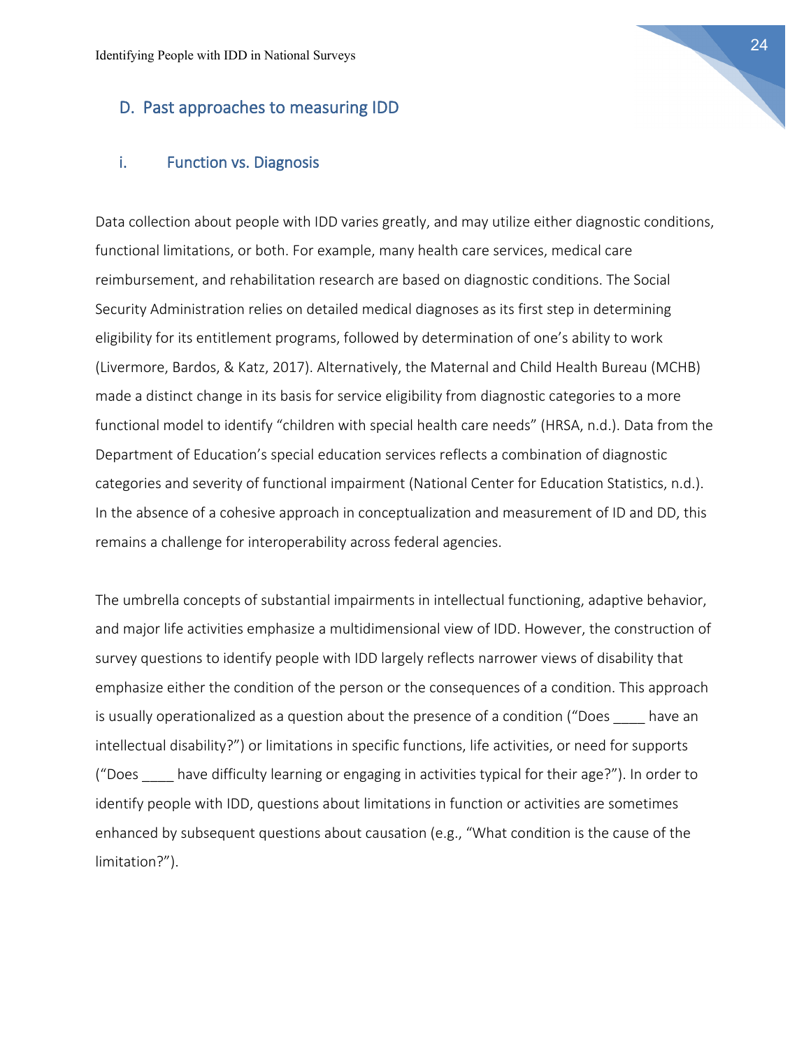## D. Past approaches to measuring IDD

### i. Function vs. Diagnosis

Data collection about people with IDD varies greatly, and may utilize either diagnostic conditions, functional limitations, or both. For example, many health care services, medical care reimbursement, and rehabilitation research are based on diagnostic conditions. The Social Security Administration relies on detailed medical diagnoses as its first step in determining eligibility for its entitlement programs, followed by determination of one's ability to work (Livermore, Bardos, & Katz, 2017). Alternatively, the Maternal and Child Health Bureau (MCHB) made a distinct change in its basis for service eligibility from diagnostic categories to a more functional model to identify "children with special health care needs" (HRSA, n.d.). Data from the Department of Education's special education services reflects a combination of diagnostic categories and severity of functional impairment (National Center for Education Statistics, n.d.). In the absence of a cohesive approach in conceptualization and measurement of ID and DD, this remains a challenge for interoperability across federal agencies.

The umbrella concepts of substantial impairments in intellectual functioning, adaptive behavior, and major life activities emphasize a multidimensional view of IDD. However, the construction of survey questions to identify people with IDD largely reflects narrower views of disability that emphasize either the condition of the person or the consequences of a condition. This approach is usually operationalized as a question about the presence of a condition ("Does ____ have an intellectual disability?") or limitations in specific functions, life activities, or need for supports ("Does ____ have difficulty learning or engaging in activities typical for their age?"). In order to identify people with IDD, questions about limitations in function or activities are sometimes enhanced by subsequent questions about causation (e.g., "What condition is the cause of the limitation?").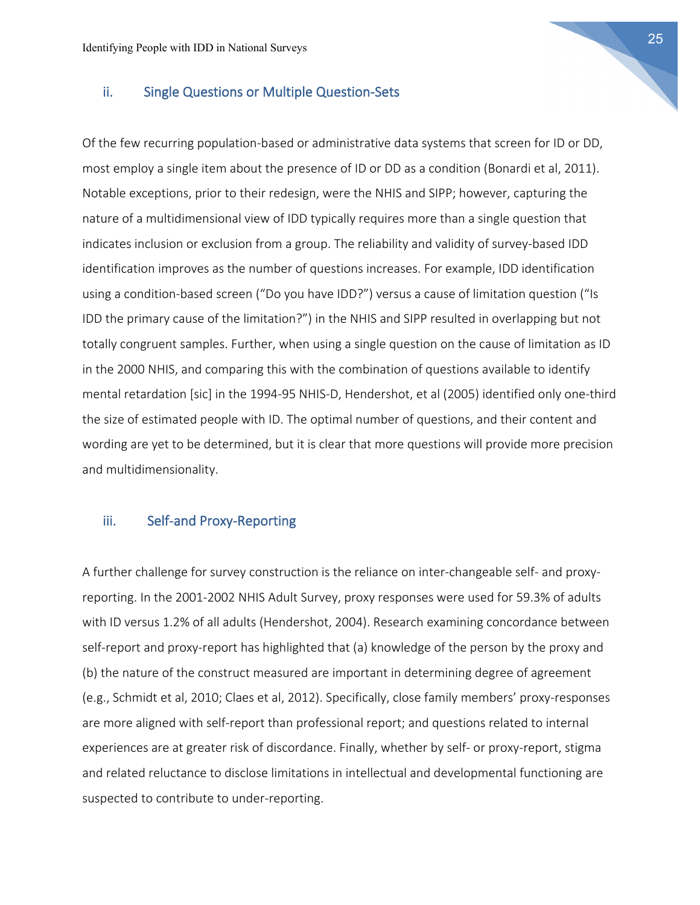### ii. Single Questions or Multiple Question-Sets

Of the few recurring population-based or administrative data systems that screen for ID or DD, most employ a single item about the presence of ID or DD as a condition (Bonardi et al, 2011). Notable exceptions, prior to their redesign, were the NHIS and SIPP; however, capturing the nature of a multidimensional view of IDD typically requires more than a single question that indicates inclusion or exclusion from a group. The reliability and validity of survey-based IDD identification improves as the number of questions increases. For example, IDD identification using a condition-based screen ("Do you have IDD?") versus a cause of limitation question ("Is IDD the primary cause of the limitation?") in the NHIS and SIPP resulted in overlapping but not totally congruent samples. Further, when using a single question on the cause of limitation as ID in the 2000 NHIS, and comparing this with the combination of questions available to identify mental retardation [sic] in the 1994-95 NHIS-D, Hendershot, et al (2005) identified only one-third the size of estimated people with ID. The optimal number of questions, and their content and wording are yet to be determined, but it is clear that more questions will provide more precision and multidimensionality.

### iii. Self-and Proxy-Reporting

A further challenge for survey construction is the reliance on inter-changeable self- and proxy-reporting. In the 2001-2002 NHIS Adult Survey, proxy responses were used for 59.3% of adults with ID versus 1.2% of all adults (Hendershot, 2004). Research examining concordance between self-report and proxy-report has highlighted that (a) knowledge of the person by the proxy and (b) the nature of the construct measured are important in determining degree of agreement (e.g., Schmidt et al, 2010; Claes et al, 2012). Specifically, close family members' proxy-responses are more aligned with self-report than professional report; and questions related to internal experiences are at greater risk of discordance. Finally, whether by self- or proxy-report, stigma and related reluctance to disclose limitations in intellectual and developmental functioning are suspected to contribute to under-reporting.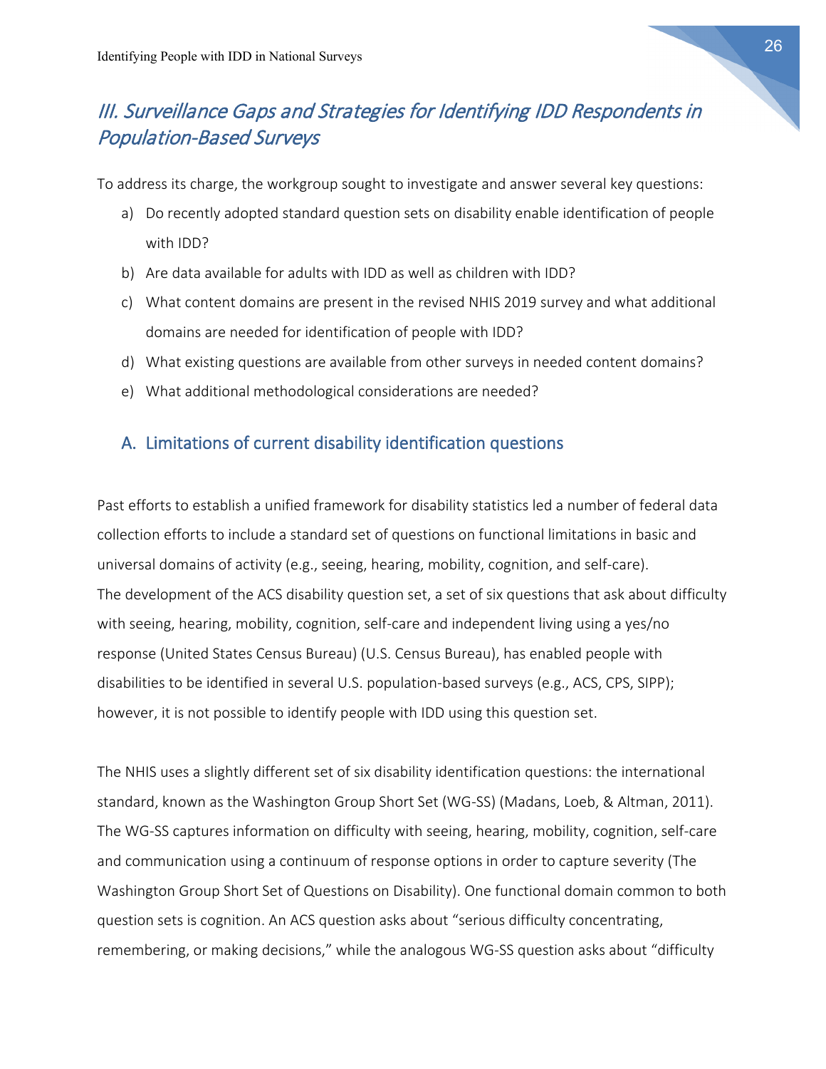## III. Surveillance Gaps and Strategies for Identifying IDD Respondents in Population-Based Surveys

To address its charge, the workgroup sought to investigate and answer several key questions:

a) Do recently adopted standard question sets on disability enable identification of people with IDD?
b) Are data available for adults with IDD as well as children with IDD?
c) What content domains are present in the revised NHIS 2019 survey and what additional domains are needed for identification of people with IDD?
d) What existing questions are available from other surveys in needed content domains?
e) What additional methodological considerations are needed?

### A. Limitations of current disability identification questions

Past efforts to establish a unified framework for disability statistics led a number of federal data collection efforts to include a standard set of questions on functional limitations in basic and universal domains of activity (e.g., seeing, hearing, mobility, cognition, and self-care). The development of the ACS disability question set, a set of six questions that ask about difficulty with seeing, hearing, mobility, cognition, self-care and independent living using a yes/no response (United States Census Bureau) (U.S. Census Bureau), has enabled people with disabilities to be identified in several U.S. population-based surveys (e.g., ACS, CPS, SIPP); however, it is not possible to identify people with IDD using this question set.

The NHIS uses a slightly different set of six disability identification questions: the international standard, known as the Washington Group Short Set (WG-SS) (Madans, Loeb, & Altman, 2011). The WG-SS captures information on difficulty with seeing, hearing, mobility, cognition, self-care and communication using a continuum of response options in order to capture severity (The Washington Group Short Set of Questions on Disability). One functional domain common to both question sets is cognition. An ACS question asks about "serious difficulty concentrating, remembering, or making decisions," while the analogous WG-SS question asks about "difficulty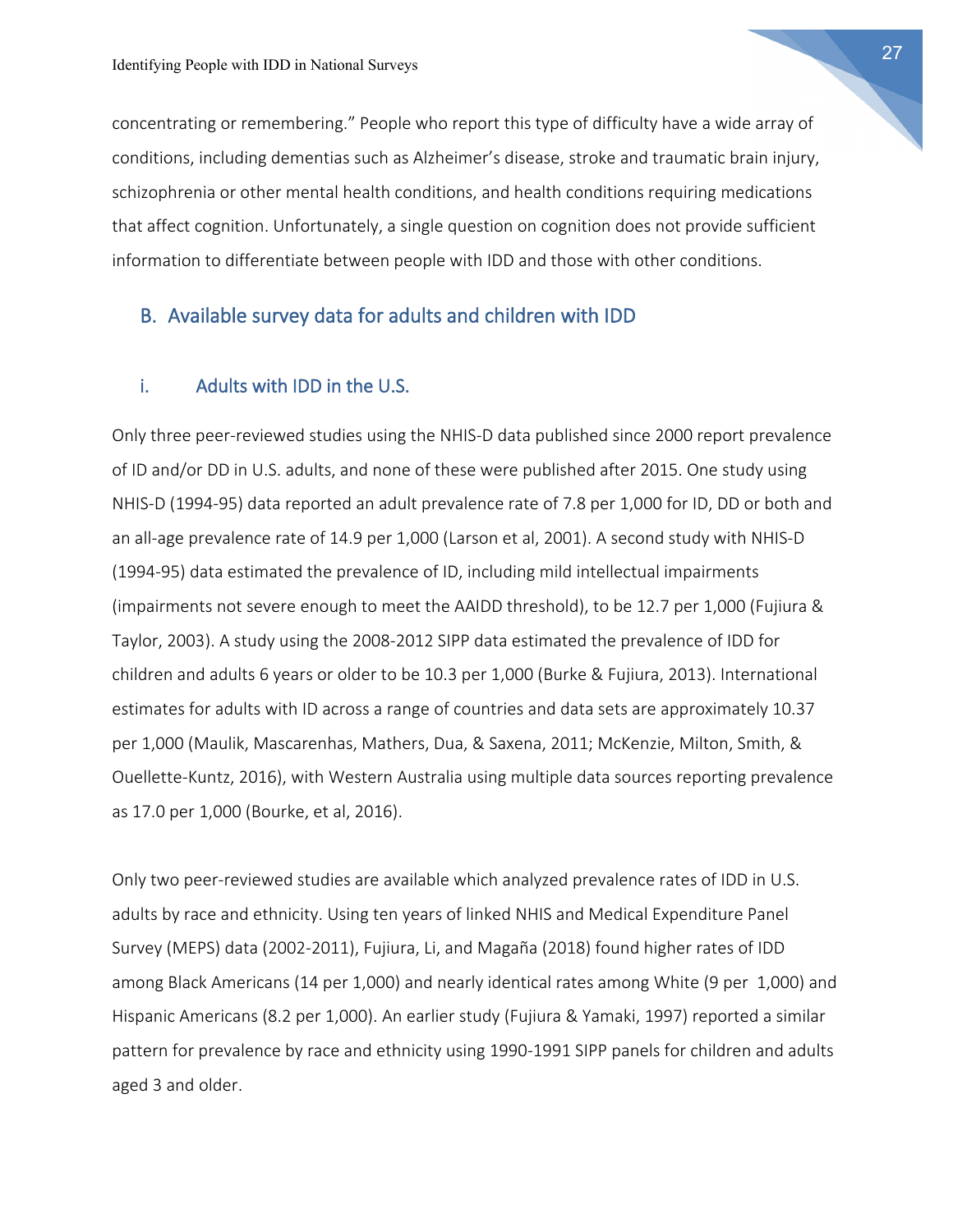concentrating or remembering." People who report this type of difficulty have a wide array of conditions, including dementias such as Alzheimer's disease, stroke and traumatic brain injury, schizophrenia or other mental health conditions, and health conditions requiring medications that affect cognition. Unfortunately, a single question on cognition does not provide sufficient information to differentiate between people with IDD and those with other conditions.

## B. Available survey data for adults and children with IDD

### i. Adults with IDD in the U.S.

Only three peer-reviewed studies using the NHIS-D data published since 2000 report prevalence of ID and/or DD in U.S. adults, and none of these were published after 2015. One study using NHIS-D (1994-95) data reported an adult prevalence rate of 7.8 per 1,000 for ID, DD or both and an all-age prevalence rate of 14.9 per 1,000 (Larson et al, 2001). A second study with NHIS-D (1994-95) data estimated the prevalence of ID, including mild intellectual impairments (impairments not severe enough to meet the AAIDD threshold), to be 12.7 per 1,000 (Fujiura & Taylor, 2003). A study using the 2008-2012 SIPP data estimated the prevalence of IDD for children and adults 6 years or older to be 10.3 per 1,000 (Burke & Fujiura, 2013). International estimates for adults with ID across a range of countries and data sets are approximately 10.37 per 1,000 (Maulik, Mascarenhas, Mathers, Dua, & Saxena, 2011; McKenzie, Milton, Smith, & Ouellette-Kuntz, 2016), with Western Australia using multiple data sources reporting prevalence as 17.0 per 1,000 (Bourke, et al, 2016).

Only two peer-reviewed studies are available which analyzed prevalence rates of IDD in U.S. adults by race and ethnicity. Using ten years of linked NHIS and Medical Expenditure Panel Survey (MEPS) data (2002-2011), Fujiura, Li, and Magaña (2018) found higher rates of IDD among Black Americans (14 per 1,000) and nearly identical rates among White (9 per 1,000) and Hispanic Americans (8.2 per 1,000). An earlier study (Fujiura & Yamaki, 1997) reported a similar pattern for prevalence by race and ethnicity using 1990-1991 SIPP panels for children and adults aged 3 and older.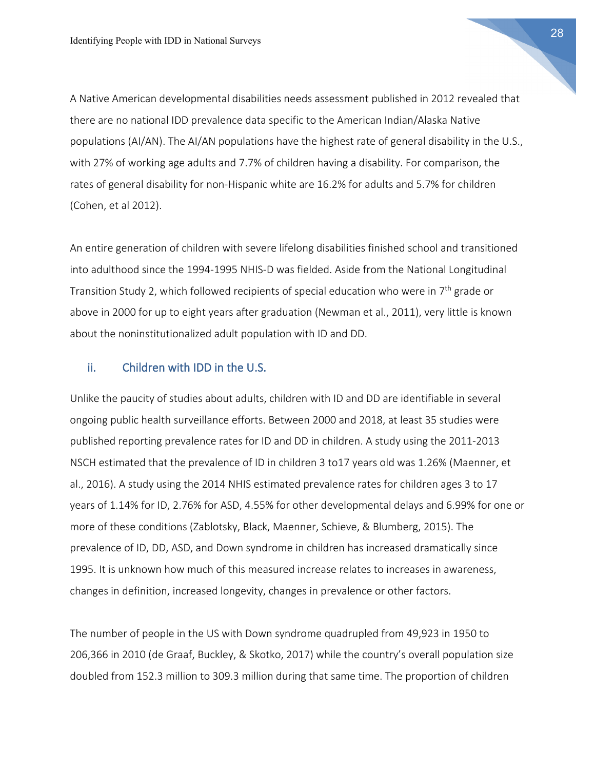A Native American developmental disabilities needs assessment published in 2012 revealed that there are no national IDD prevalence data specific to the American Indian/Alaska Native populations (AI/AN). The AI/AN populations have the highest rate of general disability in the U.S., with 27% of working age adults and 7.7% of children having a disability. For comparison, the rates of general disability for non-Hispanic white are 16.2% for adults and 5.7% for children (Cohen, et al 2012).

An entire generation of children with severe lifelong disabilities finished school and transitioned into adulthood since the 1994-1995 NHIS-D was fielded. Aside from the National Longitudinal Transition Study 2, which followed recipients of special education who were in 7th grade or above in 2000 for up to eight years after graduation (Newman et al., 2011), very little is known about the noninstitutionalized adult population with ID and DD.

### ii. Children with IDD in the U.S.

Unlike the paucity of studies about adults, children with ID and DD are identifiable in several ongoing public health surveillance efforts. Between 2000 and 2018, at least 35 studies were published reporting prevalence rates for ID and DD in children. A study using the 2011-2013 NSCH estimated that the prevalence of ID in children 3 to17 years old was 1.26% (Maenner, et al., 2016). A study using the 2014 NHIS estimated prevalence rates for children ages 3 to 17 years of 1.14% for ID, 2.76% for ASD, 4.55% for other developmental delays and 6.99% for one or more of these conditions (Zablotsky, Black, Maenner, Schieve, & Blumberg, 2015). The prevalence of ID, DD, ASD, and Down syndrome in children has increased dramatically since 1995. It is unknown how much of this measured increase relates to increases in awareness, changes in definition, increased longevity, changes in prevalence or other factors.

The number of people in the US with Down syndrome quadrupled from 49,923 in 1950 to 206,366 in 2010 (de Graaf, Buckley, & Skotko, 2017) while the country's overall population size doubled from 152.3 million to 309.3 million during that same time. The proportion of children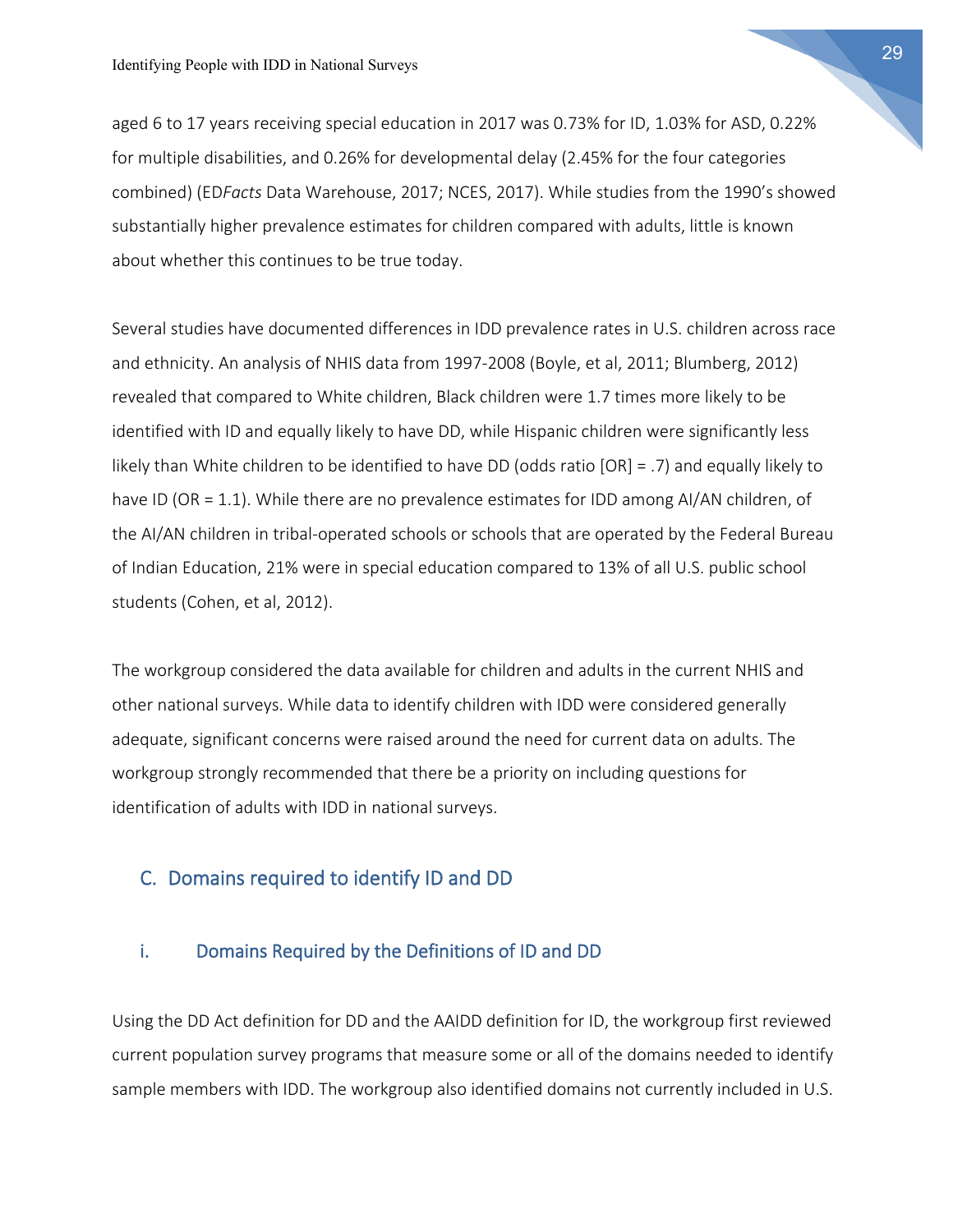aged 6 to 17 years receiving special education in 2017 was 0.73% for ID, 1.03% for ASD, 0.22% for multiple disabilities, and 0.26% for developmental delay (2.45% for the four categories combined) (ED*Facts* Data Warehouse, 2017; NCES, 2017). While studies from the 1990's showed substantially higher prevalence estimates for children compared with adults, little is known about whether this continues to be true today.

Several studies have documented differences in IDD prevalence rates in U.S. children across race and ethnicity. An analysis of NHIS data from 1997-2008 (Boyle, et al, 2011; Blumberg, 2012) revealed that compared to White children, Black children were 1.7 times more likely to be identified with ID and equally likely to have DD, while Hispanic children were significantly less likely than White children to be identified to have DD (odds ratio [OR] = .7) and equally likely to have ID (OR = 1.1). While there are no prevalence estimates for IDD among AI/AN children, of the AI/AN children in tribal-operated schools or schools that are operated by the Federal Bureau of Indian Education, 21% were in special education compared to 13% of all U.S. public school students (Cohen, et al, 2012).

The workgroup considered the data available for children and adults in the current NHIS and other national surveys. While data to identify children with IDD were considered generally adequate, significant concerns were raised around the need for current data on adults. The workgroup strongly recommended that there be a priority on including questions for identification of adults with IDD in national surveys.

## C. Domains required to identify ID and DD

### i. Domains Required by the Definitions of ID and DD

Using the DD Act definition for DD and the AAIDD definition for ID, the workgroup first reviewed current population survey programs that measure some or all of the domains needed to identify sample members with IDD. The workgroup also identified domains not currently included in U.S.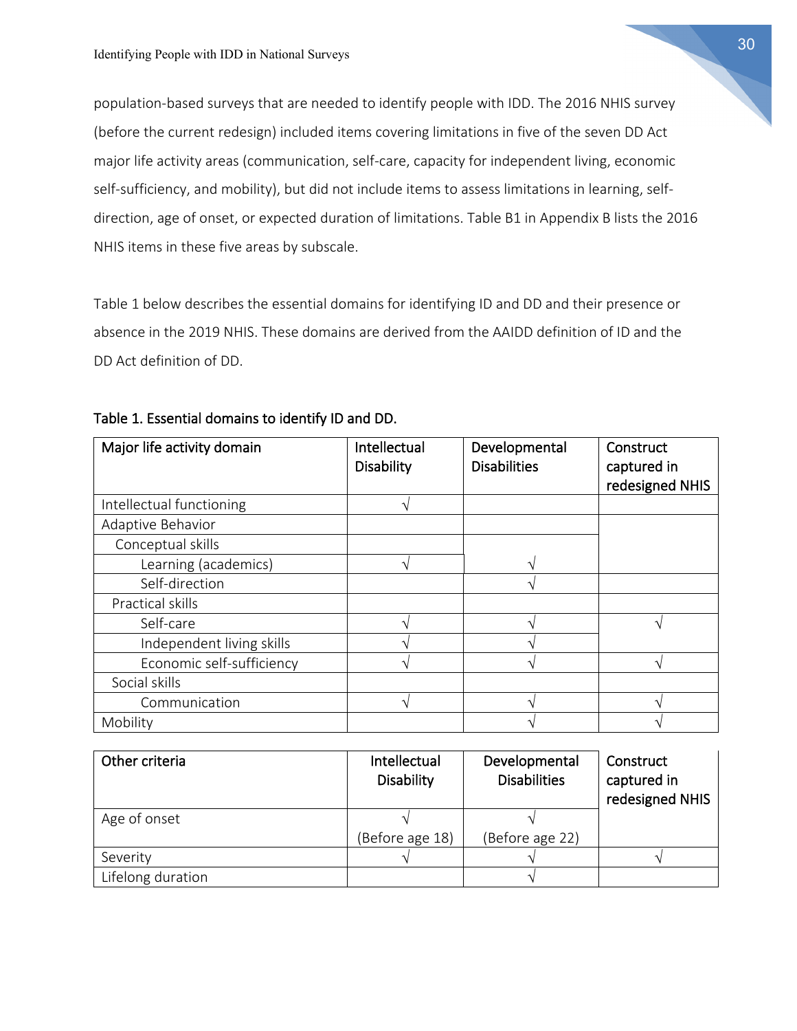population-based surveys that are needed to identify people with IDD. The 2016 NHIS survey (before the current redesign) included items covering limitations in five of the seven DD Act major life activity areas (communication, self-care, capacity for independent living, economic self-sufficiency, and mobility), but did not include items to assess limitations in learning, self-direction, age of onset, or expected duration of limitations. Table B1 in Appendix B lists the 2016 NHIS items in these five areas by subscale.

Table 1 below describes the essential domains for identifying ID and DD and their presence or absence in the 2019 NHIS. These domains are derived from the AAIDD definition of ID and the DD Act definition of DD.

Table 1. Essential domains to identify ID and DD.

| Major life activity domain | Intellectual Disability | Developmental Disabilities | Construct captured in redesigned NHIS |
|---|---|---|---|
| Intellectual functioning | √ | | |
| Adaptive Behavior | | | |
| Conceptual skills | | | |
| Learning (academics) | √ | √ | |
| Self-direction | | √ | |
| Practical skills | | | |
| Self-care | √ | √ | √ |
| Independent living skills | √ | √ | |
| Economic self-sufficiency | √ | √ | √ |
| Social skills | | | |
| Communication | √ | √ | √ |
| Mobility | | √ | √ |

| Other criteria | Intellectual Disability | Developmental Disabilities | Construct captured in redesigned NHIS |
|---|---|---|---|
| Age of onset | √ (Before age 18) | √ (Before age 22) | |
| Severity | √ | √ | √ |
| Lifelong duration | | √ | |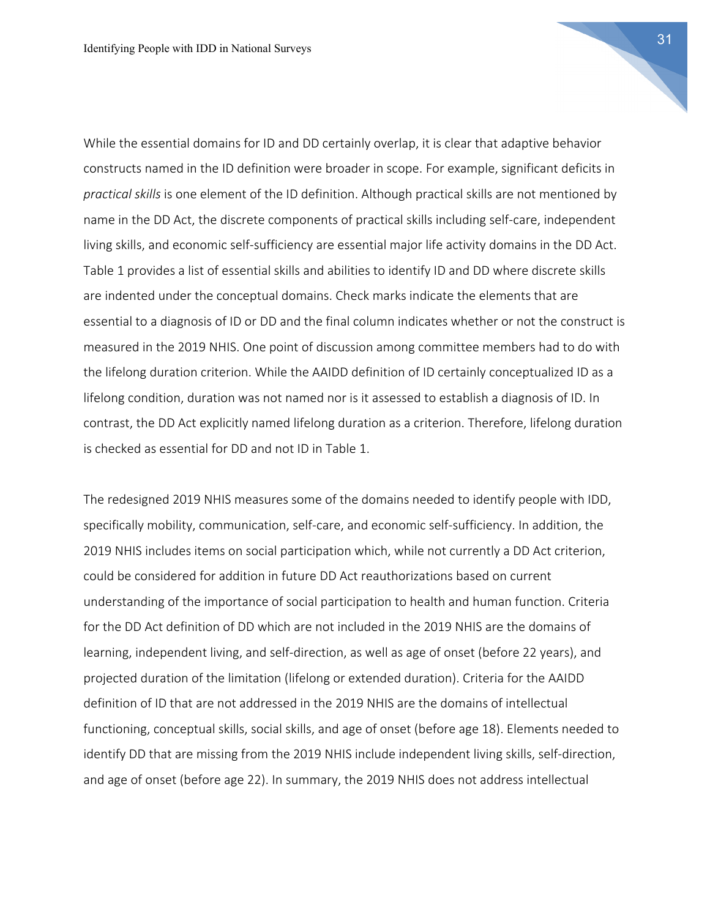While the essential domains for ID and DD certainly overlap, it is clear that adaptive behavior constructs named in the ID definition were broader in scope. For example, significant deficits in *practical skills* is one element of the ID definition. Although practical skills are not mentioned by name in the DD Act, the discrete components of practical skills including self-care, independent living skills, and economic self-sufficiency are essential major life activity domains in the DD Act. Table 1 provides a list of essential skills and abilities to identify ID and DD where discrete skills are indented under the conceptual domains. Check marks indicate the elements that are essential to a diagnosis of ID or DD and the final column indicates whether or not the construct is measured in the 2019 NHIS. One point of discussion among committee members had to do with the lifelong duration criterion. While the AAIDD definition of ID certainly conceptualized ID as a lifelong condition, duration was not named nor is it assessed to establish a diagnosis of ID. In contrast, the DD Act explicitly named lifelong duration as a criterion. Therefore, lifelong duration is checked as essential for DD and not ID in Table 1.

The redesigned 2019 NHIS measures some of the domains needed to identify people with IDD, specifically mobility, communication, self-care, and economic self-sufficiency. In addition, the 2019 NHIS includes items on social participation which, while not currently a DD Act criterion, could be considered for addition in future DD Act reauthorizations based on current understanding of the importance of social participation to health and human function. Criteria for the DD Act definition of DD which are not included in the 2019 NHIS are the domains of learning, independent living, and self-direction, as well as age of onset (before 22 years), and projected duration of the limitation (lifelong or extended duration). Criteria for the AAIDD definition of ID that are not addressed in the 2019 NHIS are the domains of intellectual functioning, conceptual skills, social skills, and age of onset (before age 18). Elements needed to identify DD that are missing from the 2019 NHIS include independent living skills, self-direction, and age of onset (before age 22). In summary, the 2019 NHIS does not address intellectual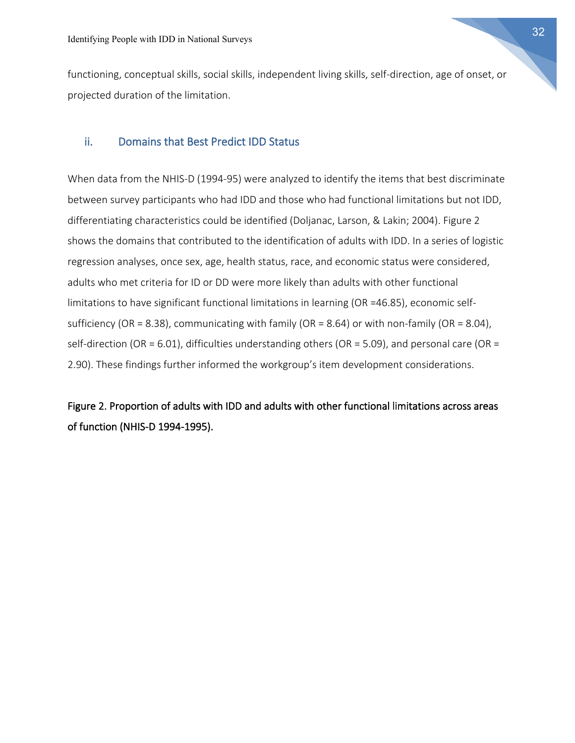functioning, conceptual skills, social skills, independent living skills, self-direction, age of onset, or projected duration of the limitation.

### ii. Domains that Best Predict IDD Status

When data from the NHIS-D (1994-95) were analyzed to identify the items that best discriminate between survey participants who had IDD and those who had functional limitations but not IDD, differentiating characteristics could be identified (Doljanac, Larson, & Lakin; 2004). Figure 2 shows the domains that contributed to the identification of adults with IDD. In a series of logistic regression analyses, once sex, age, health status, race, and economic status were considered, adults who met criteria for ID or DD were more likely than adults with other functional limitations to have significant functional limitations in learning (OR =46.85), economic self-sufficiency (OR = 8.38), communicating with family (OR = 8.64) or with non-family (OR = 8.04), self-direction (OR = 6.01), difficulties understanding others (OR = 5.09), and personal care (OR = 2.90). These findings further informed the workgroup's item development considerations.

**Figure 2. Proportion of adults with IDD and adults with other functional limitations across areas of function (NHIS-D 1994-1995).**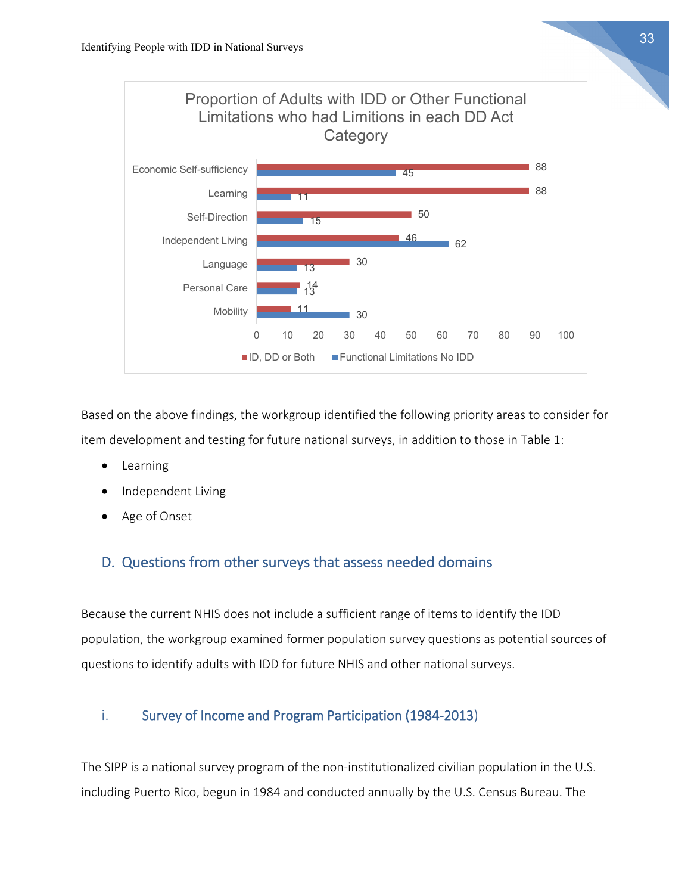**Proportion of Adults with IDD or Other Functional Limitations who had Limitions in each DD Act Category**

| Category | ID, DD or Both | Functional Limitations No IDD |
|---|---|---|
| Economic Self-sufficiency | 88 | 45 |
| Learning | 88 | 11 |
| Self-Direction | 50 | 15 |
| Independent Living | 46 | 62 |
| Language | 30 | 13 |
| Personal Care | 14 | 13 |
| Mobility | 11 | 30 |

Based on the above findings, the workgroup identified the following priority areas to consider for item development and testing for future national surveys, in addition to those in Table 1:

- Learning
- Independent Living
- Age of Onset

## D. Questions from other surveys that assess needed domains

Because the current NHIS does not include a sufficient range of items to identify the IDD population, the workgroup examined former population survey questions as potential sources of questions to identify adults with IDD for future NHIS and other national surveys.

### i. Survey of Income and Program Participation (1984-2013)

The SIPP is a national survey program of the non-institutionalized civilian population in the U.S. including Puerto Rico, begun in 1984 and conducted annually by the U.S. Census Bureau. The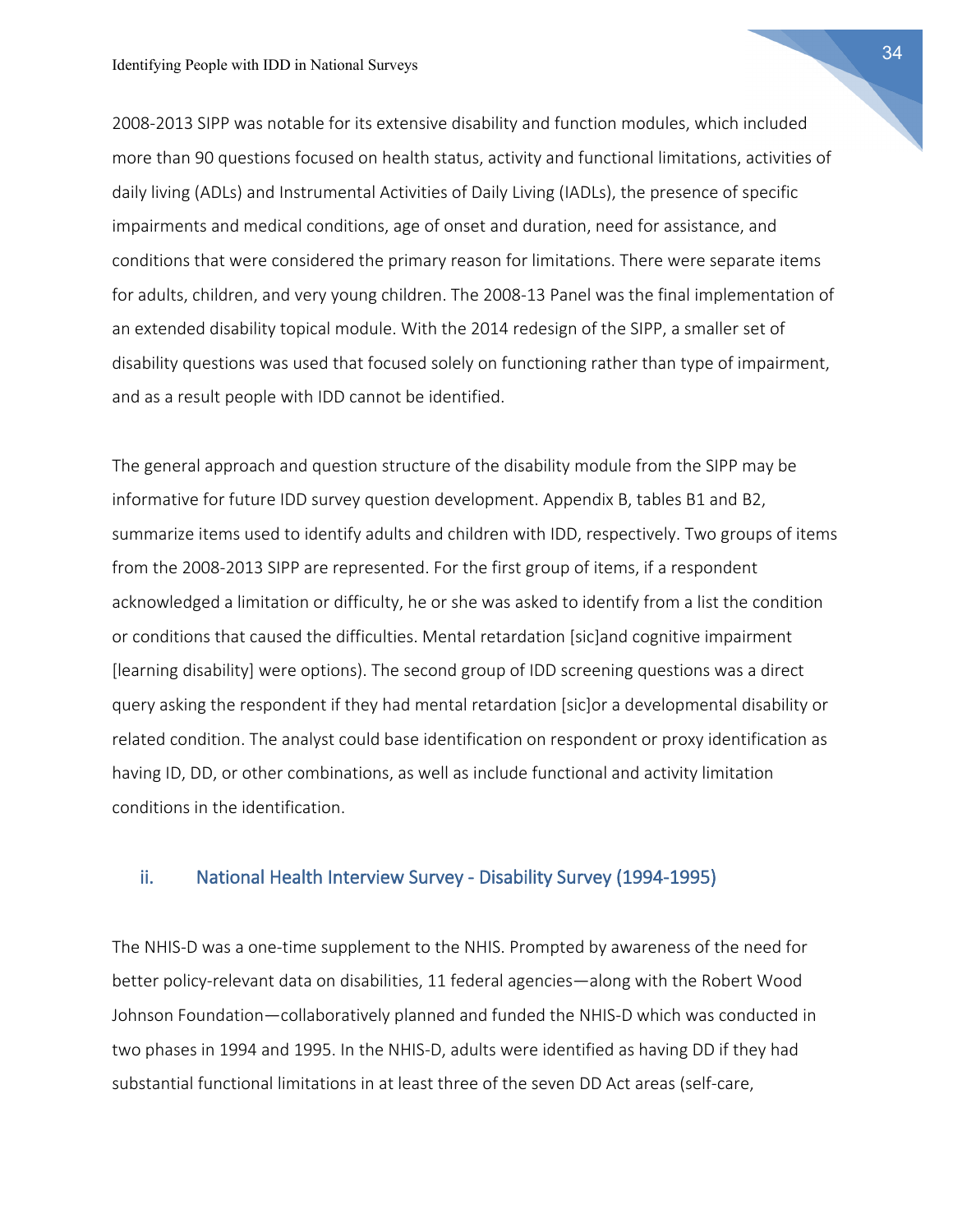2008-2013 SIPP was notable for its extensive disability and function modules, which included more than 90 questions focused on health status, activity and functional limitations, activities of daily living (ADLs) and Instrumental Activities of Daily Living (IADLs), the presence of specific impairments and medical conditions, age of onset and duration, need for assistance, and conditions that were considered the primary reason for limitations. There were separate items for adults, children, and very young children. The 2008-13 Panel was the final implementation of an extended disability topical module. With the 2014 redesign of the SIPP, a smaller set of disability questions was used that focused solely on functioning rather than type of impairment, and as a result people with IDD cannot be identified.

The general approach and question structure of the disability module from the SIPP may be informative for future IDD survey question development. Appendix B, tables B1 and B2, summarize items used to identify adults and children with IDD, respectively. Two groups of items from the 2008-2013 SIPP are represented. For the first group of items, if a respondent acknowledged a limitation or difficulty, he or she was asked to identify from a list the condition or conditions that caused the difficulties. Mental retardation [sic]and cognitive impairment [learning disability] were options). The second group of IDD screening questions was a direct query asking the respondent if they had mental retardation [sic]or a developmental disability or related condition. The analyst could base identification on respondent or proxy identification as having ID, DD, or other combinations, as well as include functional and activity limitation conditions in the identification.

### ii. National Health Interview Survey - Disability Survey (1994-1995)

The NHIS-D was a one-time supplement to the NHIS. Prompted by awareness of the need for better policy-relevant data on disabilities, 11 federal agencies—along with the Robert Wood Johnson Foundation—collaboratively planned and funded the NHIS-D which was conducted in two phases in 1994 and 1995. In the NHIS-D, adults were identified as having DD if they had substantial functional limitations in at least three of the seven DD Act areas (self-care,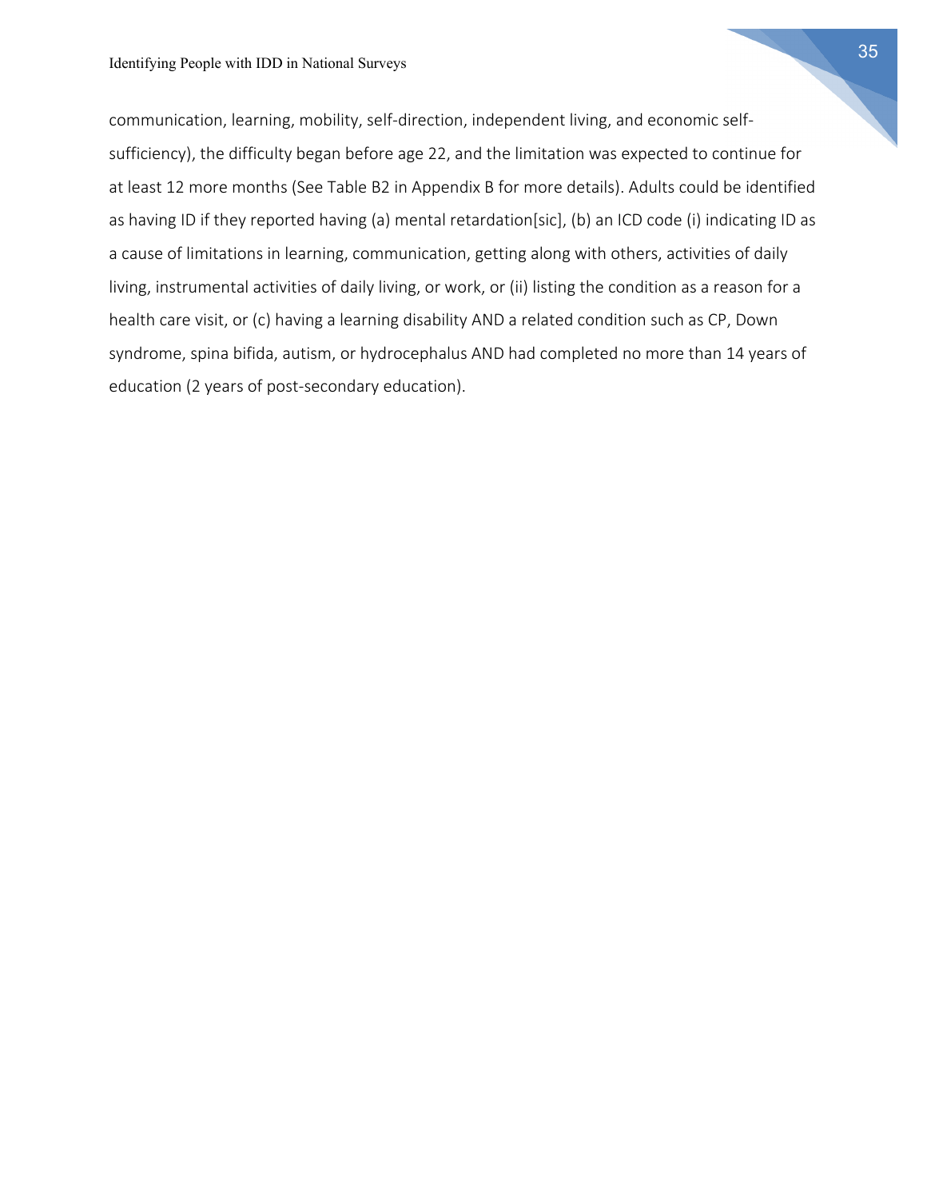communication, learning, mobility, self-direction, independent living, and economic self-sufficiency), the difficulty began before age 22, and the limitation was expected to continue for at least 12 more months (See Table B2 in Appendix B for more details). Adults could be identified as having ID if they reported having (a) mental retardation[sic], (b) an ICD code (i) indicating ID as a cause of limitations in learning, communication, getting along with others, activities of daily living, instrumental activities of daily living, or work, or (ii) listing the condition as a reason for a health care visit, or (c) having a learning disability AND a related condition such as CP, Down syndrome, spina bifida, autism, or hydrocephalus AND had completed no more than 14 years of education (2 years of post-secondary education).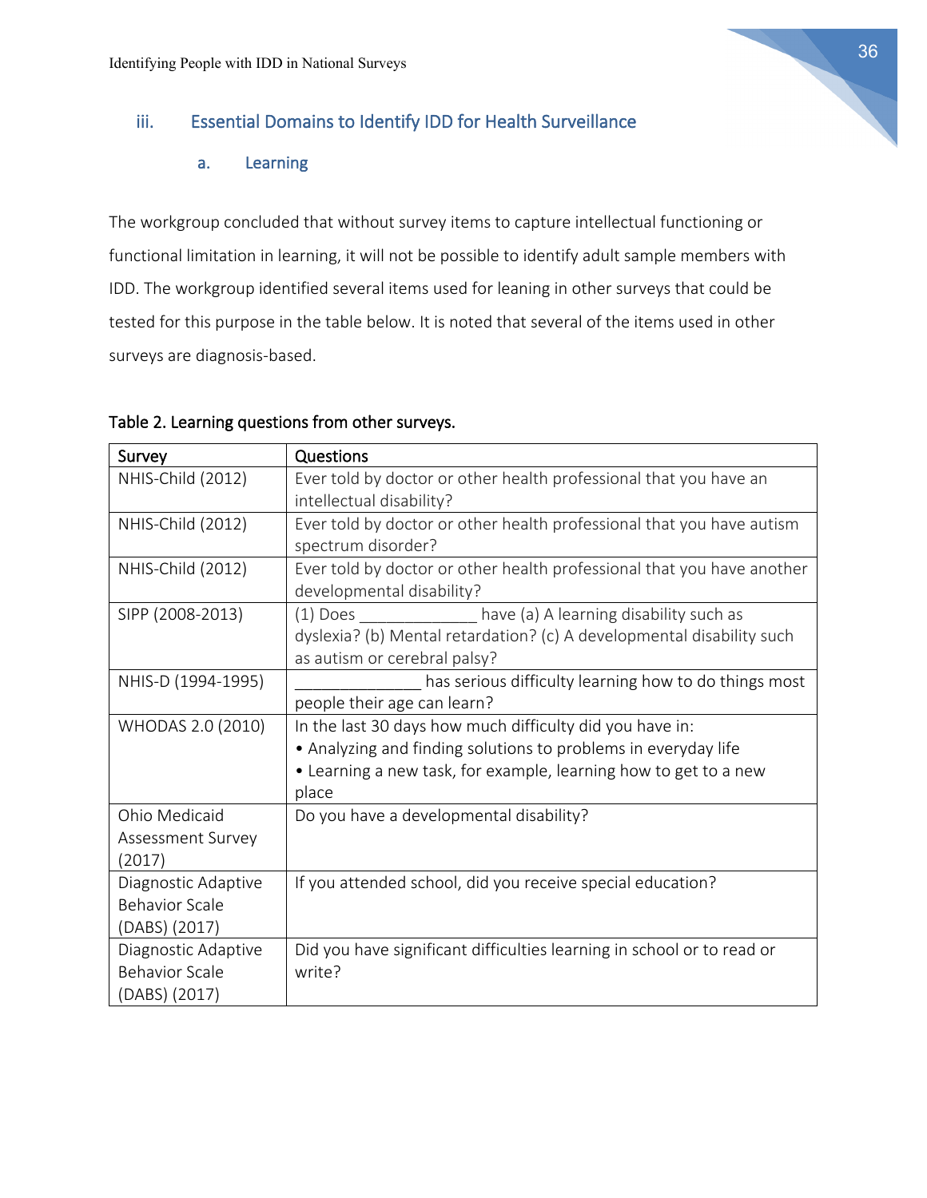## iii. Essential Domains to Identify IDD for Health Surveillance

### a. Learning

The workgroup concluded that without survey items to capture intellectual functioning or functional limitation in learning, it will not be possible to identify adult sample members with IDD. The workgroup identified several items used for leaning in other surveys that could be tested for this purpose in the table below. It is noted that several of the items used in other surveys are diagnosis-based.

**Table 2. Learning questions from other surveys.**

| Survey | Questions |
|---|---|
| NHIS-Child (2012) | Ever told by doctor or other health professional that you have an intellectual disability? |
| NHIS-Child (2012) | Ever told by doctor or other health professional that you have autism spectrum disorder? |
| NHIS-Child (2012) | Ever told by doctor or other health professional that you have another developmental disability? |
| SIPP (2008-2013) | (1) Does _____________ have (a) A learning disability such as dyslexia? (b) Mental retardation? (c) A developmental disability such as autism or cerebral palsy? |
| NHIS-D (1994-1995) | ______________ has serious difficulty learning how to do things most people their age can learn? |
| WHODAS 2.0 (2010) | In the last 30 days how much difficulty did you have in: • Analyzing and finding solutions to problems in everyday life • Learning a new task, for example, learning how to get to a new place |
| Ohio Medicaid Assessment Survey (2017) | Do you have a developmental disability? |
| Diagnostic Adaptive Behavior Scale (DABS) (2017) | If you attended school, did you receive special education? |
| Diagnostic Adaptive Behavior Scale (DABS) (2017) | Did you have significant difficulties learning in school or to read or write? |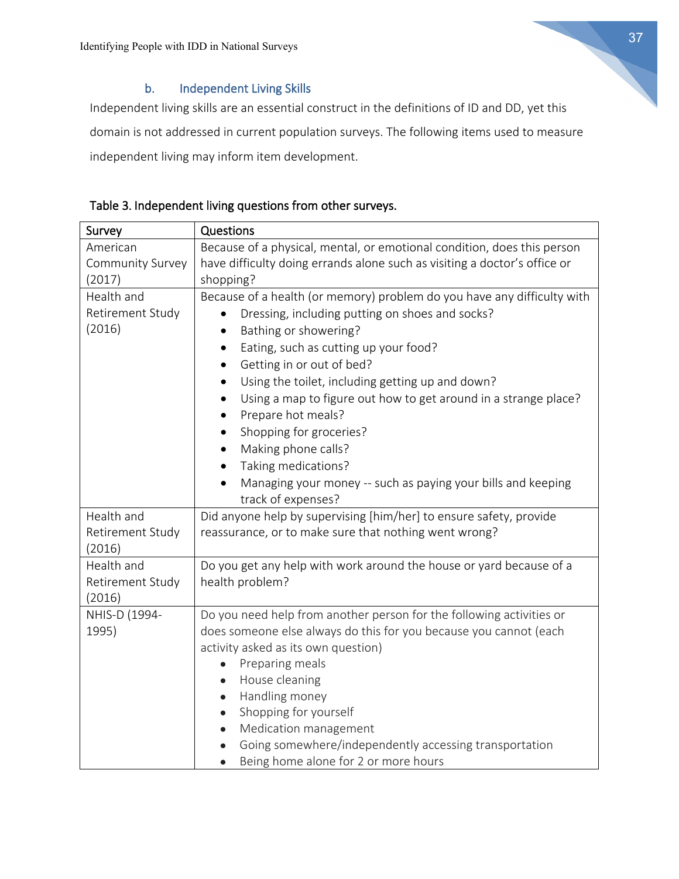### b. Independent Living Skills

Independent living skills are an essential construct in the definitions of ID and DD, yet this domain is not addressed in current population surveys. The following items used to measure independent living may inform item development.

Table 3. Independent living questions from other surveys.

| Survey | Questions |
|---|---|
| American Community Survey (2017) | Because of a physical, mental, or emotional condition, does this person have difficulty doing errands alone such as visiting a doctor's office or shopping? |
| Health and Retirement Study (2016) | Because of a health (or memory) problem do you have any difficulty with<br>• Dressing, including putting on shoes and socks?<br>• Bathing or showering?<br>• Eating, such as cutting up your food?<br>• Getting in or out of bed?<br>• Using the toilet, including getting up and down?<br>• Using a map to figure out how to get around in a strange place?<br>• Prepare hot meals?<br>• Shopping for groceries?<br>• Making phone calls?<br>• Taking medications?<br>• Managing your money -- such as paying your bills and keeping track of expenses? |
| Health and Retirement Study (2016) | Did anyone help by supervising [him/her] to ensure safety, provide reassurance, or to make sure that nothing went wrong? |
| Health and Retirement Study (2016) | Do you get any help with work around the house or yard because of a health problem? |
| NHIS-D (1994-1995) | Do you need help from another person for the following activities or does someone else always do this for you because you cannot (each activity asked as its own question)<br>• Preparing meals<br>• House cleaning<br>• Handling money<br>• Shopping for yourself<br>• Medication management<br>• Going somewhere/independently accessing transportation<br>• Being home alone for 2 or more hours |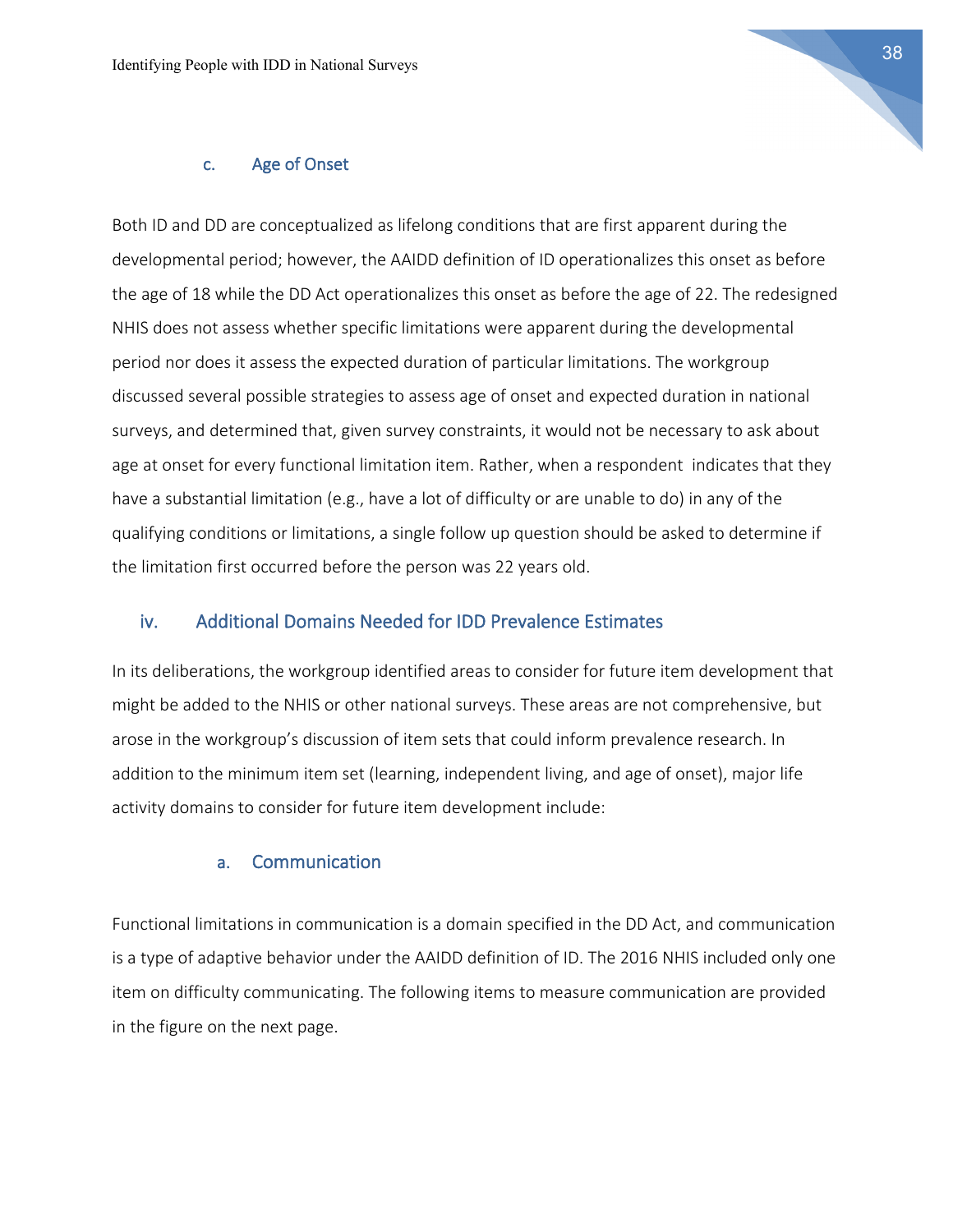#### c. Age of Onset

Both ID and DD are conceptualized as lifelong conditions that are first apparent during the developmental period; however, the AAIDD definition of ID operationalizes this onset as before the age of 18 while the DD Act operationalizes this onset as before the age of 22. The redesigned NHIS does not assess whether specific limitations were apparent during the developmental period nor does it assess the expected duration of particular limitations. The workgroup discussed several possible strategies to assess age of onset and expected duration in national surveys, and determined that, given survey constraints, it would not be necessary to ask about age at onset for every functional limitation item. Rather, when a respondent indicates that they have a substantial limitation (e.g., have a lot of difficulty or are unable to do) in any of the qualifying conditions or limitations, a single follow up question should be asked to determine if the limitation first occurred before the person was 22 years old.

### iv. Additional Domains Needed for IDD Prevalence Estimates

In its deliberations, the workgroup identified areas to consider for future item development that might be added to the NHIS or other national surveys. These areas are not comprehensive, but arose in the workgroup's discussion of item sets that could inform prevalence research. In addition to the minimum item set (learning, independent living, and age of onset), major life activity domains to consider for future item development include:

#### a. Communication

Functional limitations in communication is a domain specified in the DD Act, and communication is a type of adaptive behavior under the AAIDD definition of ID. The 2016 NHIS included only one item on difficulty communicating. The following items to measure communication are provided in the figure on the next page.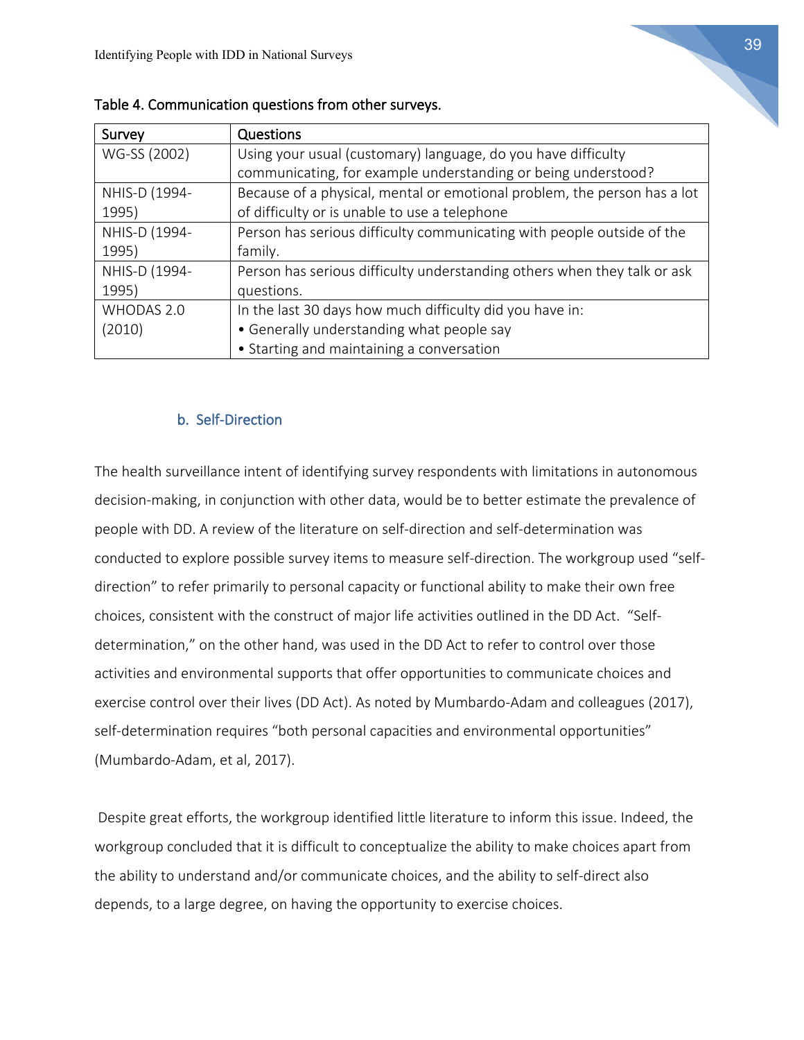Table 4. Communication questions from other surveys.

| Survey | Questions |
|---|---|
| WG-SS (2002) | Using your usual (customary) language, do you have difficulty communicating, for example understanding or being understood? |
| NHIS-D (1994-1995) | Because of a physical, mental or emotional problem, the person has a lot of difficulty or is unable to use a telephone |
| NHIS-D (1994-1995) | Person has serious difficulty communicating with people outside of the family. |
| NHIS-D (1994-1995) | Person has serious difficulty understanding others when they talk or ask questions. |
| WHODAS 2.0 (2010) | In the last 30 days how much difficulty did you have in:<br>• Generally understanding what people say<br>• Starting and maintaining a conversation |

### b. Self-Direction

The health surveillance intent of identifying survey respondents with limitations in autonomous decision-making, in conjunction with other data, would be to better estimate the prevalence of people with DD. A review of the literature on self-direction and self-determination was conducted to explore possible survey items to measure self-direction. The workgroup used "self-direction" to refer primarily to personal capacity or functional ability to make their own free choices, consistent with the construct of major life activities outlined in the DD Act. "Self-determination," on the other hand, was used in the DD Act to refer to control over those activities and environmental supports that offer opportunities to communicate choices and exercise control over their lives (DD Act). As noted by Mumbardo-Adam and colleagues (2017), self-determination requires "both personal capacities and environmental opportunities" (Mumbardo-Adam, et al, 2017).

Despite great efforts, the workgroup identified little literature to inform this issue. Indeed, the workgroup concluded that it is difficult to conceptualize the ability to make choices apart from the ability to understand and/or communicate choices, and the ability to self-direct also depends, to a large degree, on having the opportunity to exercise choices.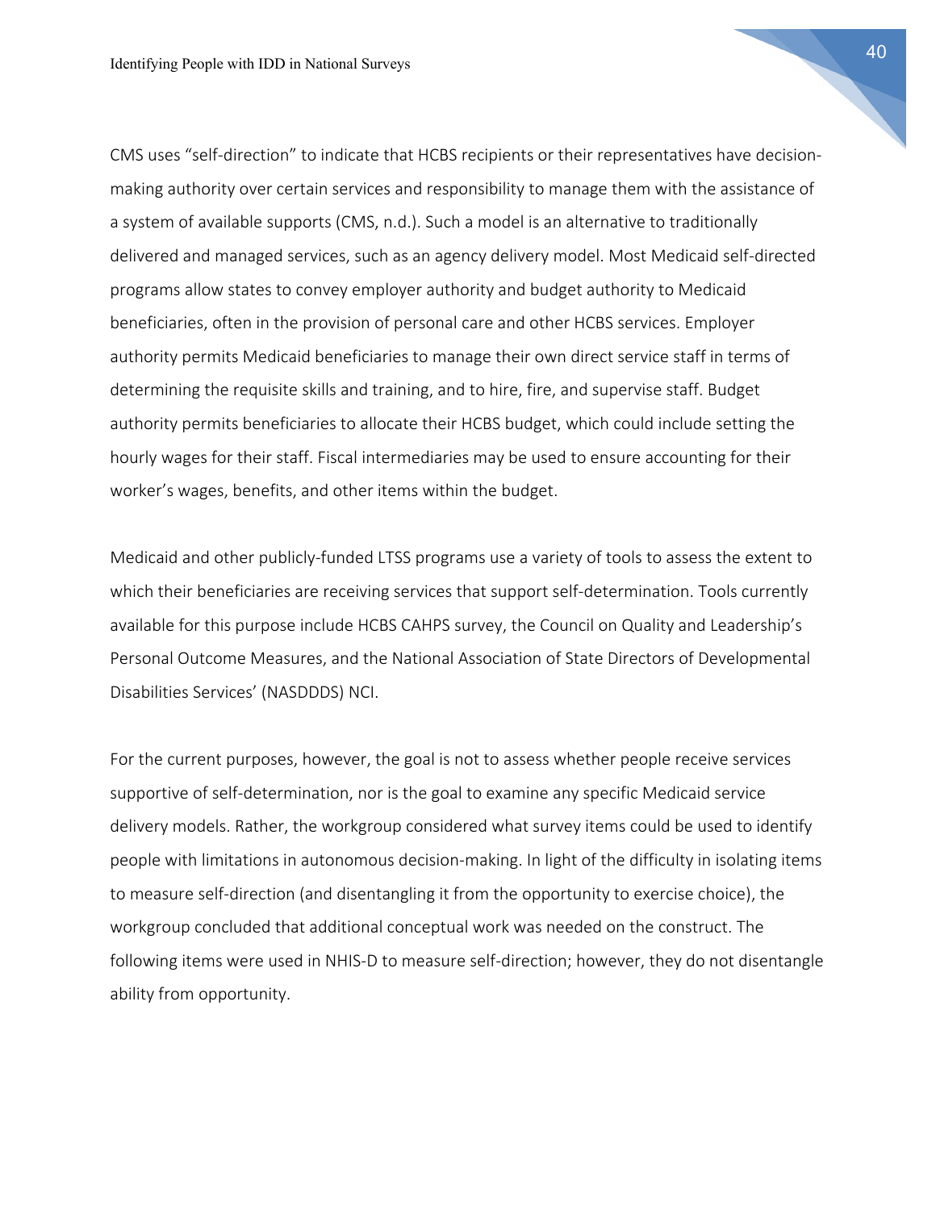CMS uses "self-direction" to indicate that HCBS recipients or their representatives have decision-making authority over certain services and responsibility to manage them with the assistance of a system of available supports (CMS, n.d.). Such a model is an alternative to traditionally delivered and managed services, such as an agency delivery model. Most Medicaid self-directed programs allow states to convey employer authority and budget authority to Medicaid beneficiaries, often in the provision of personal care and other HCBS services. Employer authority permits Medicaid beneficiaries to manage their own direct service staff in terms of determining the requisite skills and training, and to hire, fire, and supervise staff. Budget authority permits beneficiaries to allocate their HCBS budget, which could include setting the hourly wages for their staff. Fiscal intermediaries may be used to ensure accounting for their worker's wages, benefits, and other items within the budget.

Medicaid and other publicly-funded LTSS programs use a variety of tools to assess the extent to which their beneficiaries are receiving services that support self-determination. Tools currently available for this purpose include HCBS CAHPS survey, the Council on Quality and Leadership's Personal Outcome Measures, and the National Association of State Directors of Developmental Disabilities Services' (NASDDDS) NCI.

For the current purposes, however, the goal is not to assess whether people receive services supportive of self-determination, nor is the goal to examine any specific Medicaid service delivery models. Rather, the workgroup considered what survey items could be used to identify people with limitations in autonomous decision-making. In light of the difficulty in isolating items to measure self-direction (and disentangling it from the opportunity to exercise choice), the workgroup concluded that additional conceptual work was needed on the construct. The following items were used in NHIS-D to measure self-direction; however, they do not disentangle ability from opportunity.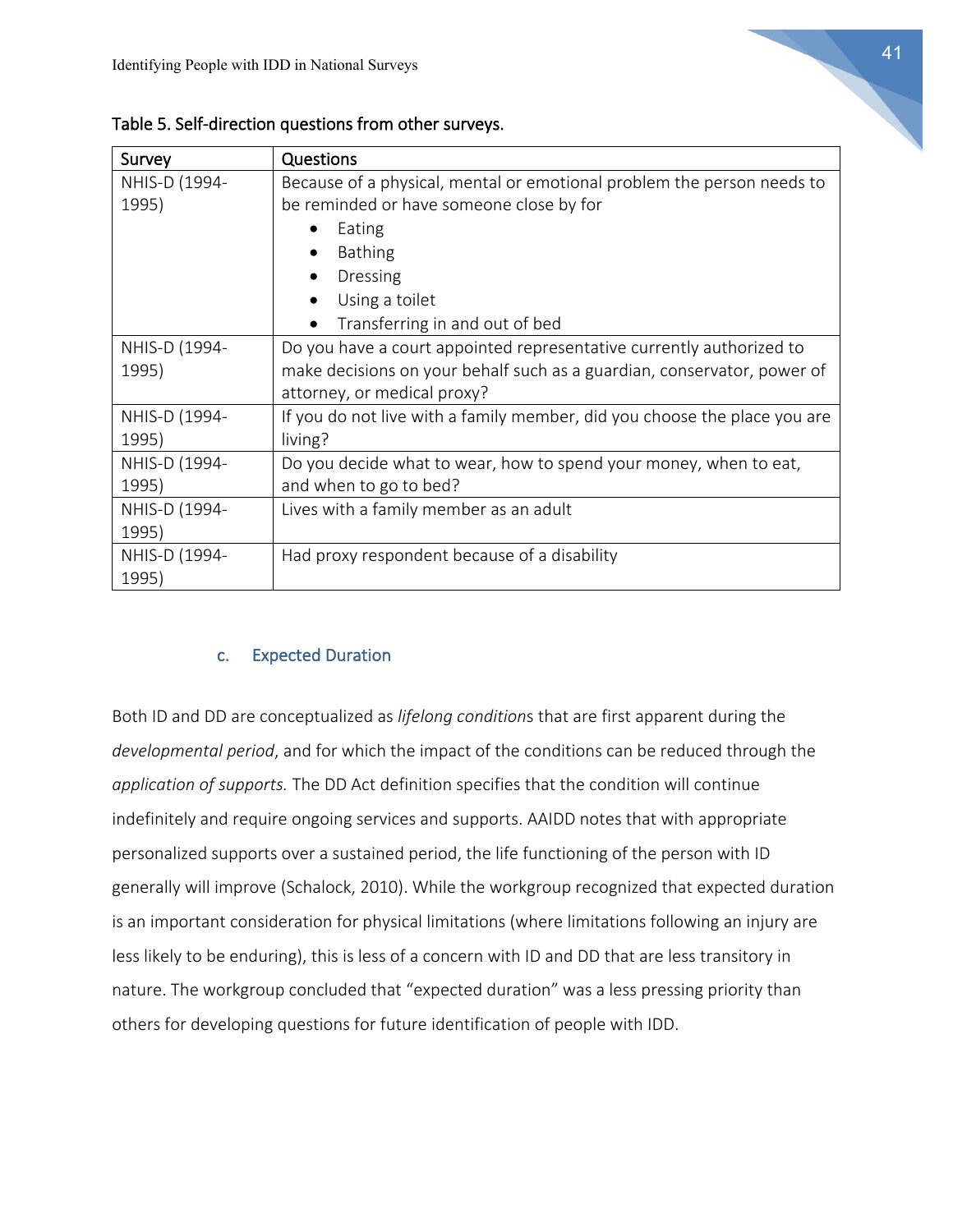Table 5. Self-direction questions from other surveys.

| Survey | Questions |
|---|---|
| NHIS-D (1994-1995) | Because of a physical, mental or emotional problem the person needs to be reminded or have someone close by for<br>• Eating<br>• Bathing<br>• Dressing<br>• Using a toilet<br>• Transferring in and out of bed |
| NHIS-D (1994-1995) | Do you have a court appointed representative currently authorized to make decisions on your behalf such as a guardian, conservator, power of attorney, or medical proxy? |
| NHIS-D (1994-1995) | If you do not live with a family member, did you choose the place you are living? |
| NHIS-D (1994-1995) | Do you decide what to wear, how to spend your money, when to eat, and when to go to bed? |
| NHIS-D (1994-1995) | Lives with a family member as an adult |
| NHIS-D (1994-1995) | Had proxy respondent because of a disability |

### c. Expected Duration

Both ID and DD are conceptualized as *lifelong condition*s that are first apparent during the *developmental period*, and for which the impact of the conditions can be reduced through the *application of supports.* The DD Act definition specifies that the condition will continue indefinitely and require ongoing services and supports. AAIDD notes that with appropriate personalized supports over a sustained period, the life functioning of the person with ID generally will improve (Schalock, 2010). While the workgroup recognized that expected duration is an important consideration for physical limitations (where limitations following an injury are less likely to be enduring), this is less of a concern with ID and DD that are less transitory in nature. The workgroup concluded that "expected duration" was a less pressing priority than others for developing questions for future identification of people with IDD.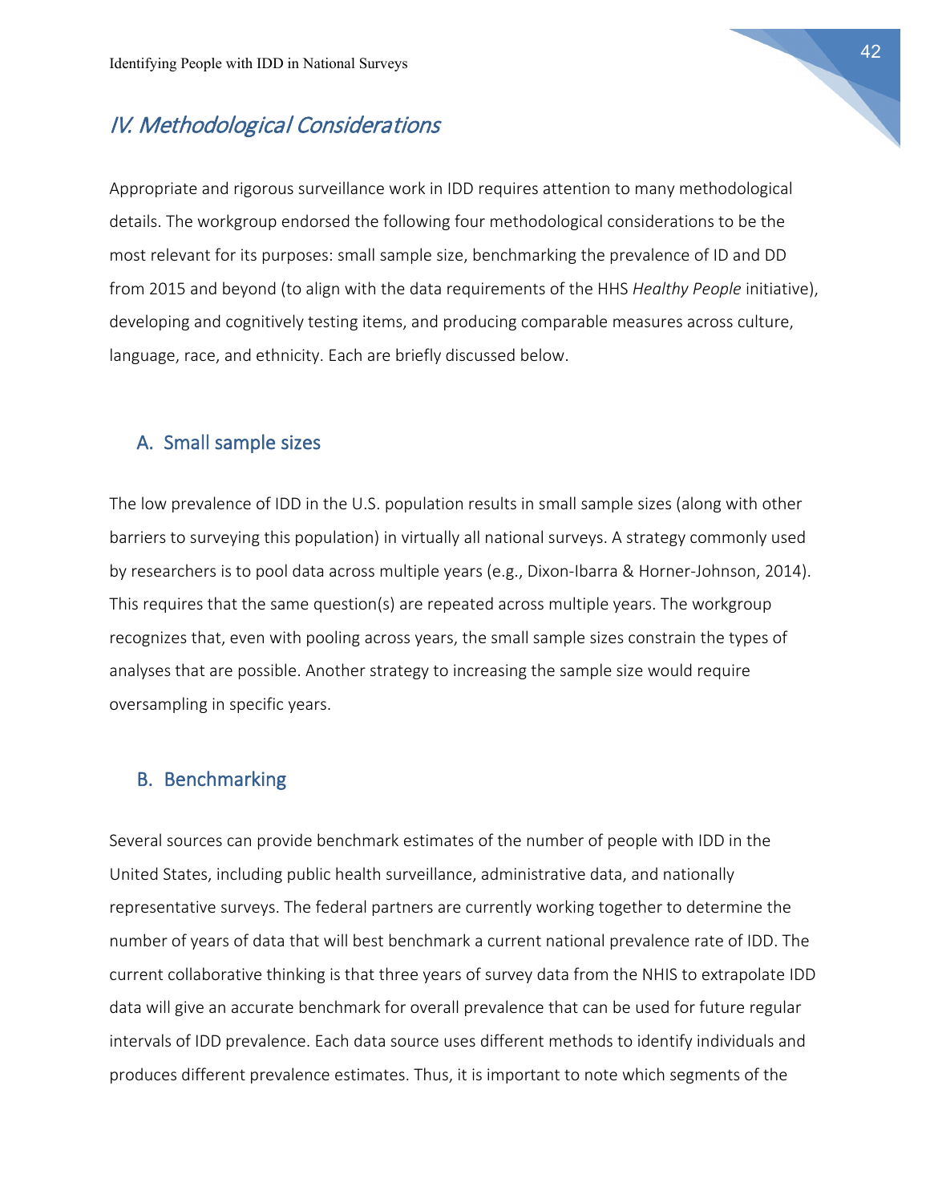## *IV. Methodological Considerations*

Appropriate and rigorous surveillance work in IDD requires attention to many methodological details. The workgroup endorsed the following four methodological considerations to be the most relevant for its purposes: small sample size, benchmarking the prevalence of ID and DD from 2015 and beyond (to align with the data requirements of the HHS *Healthy People* initiative), developing and cognitively testing items, and producing comparable measures across culture, language, race, and ethnicity. Each are briefly discussed below.

### A. Small sample sizes

The low prevalence of IDD in the U.S. population results in small sample sizes (along with other barriers to surveying this population) in virtually all national surveys. A strategy commonly used by researchers is to pool data across multiple years (e.g., Dixon-Ibarra & Horner-Johnson, 2014). This requires that the same question(s) are repeated across multiple years. The workgroup recognizes that, even with pooling across years, the small sample sizes constrain the types of analyses that are possible. Another strategy to increasing the sample size would require oversampling in specific years.

### B. Benchmarking

Several sources can provide benchmark estimates of the number of people with IDD in the United States, including public health surveillance, administrative data, and nationally representative surveys. The federal partners are currently working together to determine the number of years of data that will best benchmark a current national prevalence rate of IDD. The current collaborative thinking is that three years of survey data from the NHIS to extrapolate IDD data will give an accurate benchmark for overall prevalence that can be used for future regular intervals of IDD prevalence. Each data source uses different methods to identify individuals and produces different prevalence estimates. Thus, it is important to note which segments of the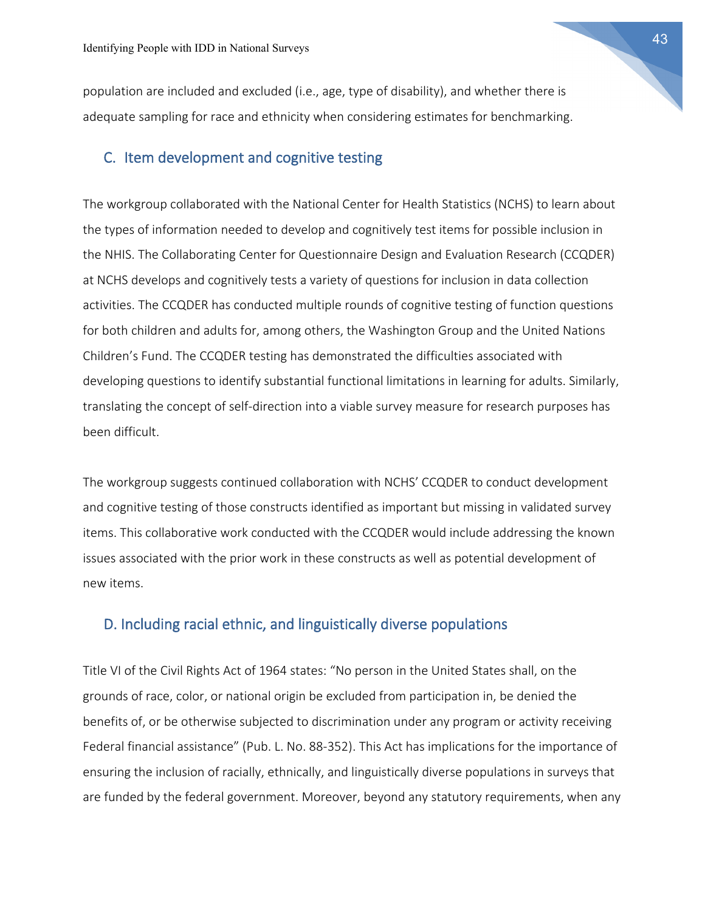population are included and excluded (i.e., age, type of disability), and whether there is adequate sampling for race and ethnicity when considering estimates for benchmarking.

## C. Item development and cognitive testing

The workgroup collaborated with the National Center for Health Statistics (NCHS) to learn about the types of information needed to develop and cognitively test items for possible inclusion in the NHIS. The Collaborating Center for Questionnaire Design and Evaluation Research (CCQDER) at NCHS develops and cognitively tests a variety of questions for inclusion in data collection activities. The CCQDER has conducted multiple rounds of cognitive testing of function questions for both children and adults for, among others, the Washington Group and the United Nations Children's Fund. The CCQDER testing has demonstrated the difficulties associated with developing questions to identify substantial functional limitations in learning for adults. Similarly, translating the concept of self-direction into a viable survey measure for research purposes has been difficult.

The workgroup suggests continued collaboration with NCHS' CCQDER to conduct development and cognitive testing of those constructs identified as important but missing in validated survey items. This collaborative work conducted with the CCQDER would include addressing the known issues associated with the prior work in these constructs as well as potential development of new items.

## D. Including racial ethnic, and linguistically diverse populations

Title VI of the Civil Rights Act of 1964 states: "No person in the United States shall, on the grounds of race, color, or national origin be excluded from participation in, be denied the benefits of, or be otherwise subjected to discrimination under any program or activity receiving Federal financial assistance" (Pub. L. No. 88-352). This Act has implications for the importance of ensuring the inclusion of racially, ethnically, and linguistically diverse populations in surveys that are funded by the federal government. Moreover, beyond any statutory requirements, when any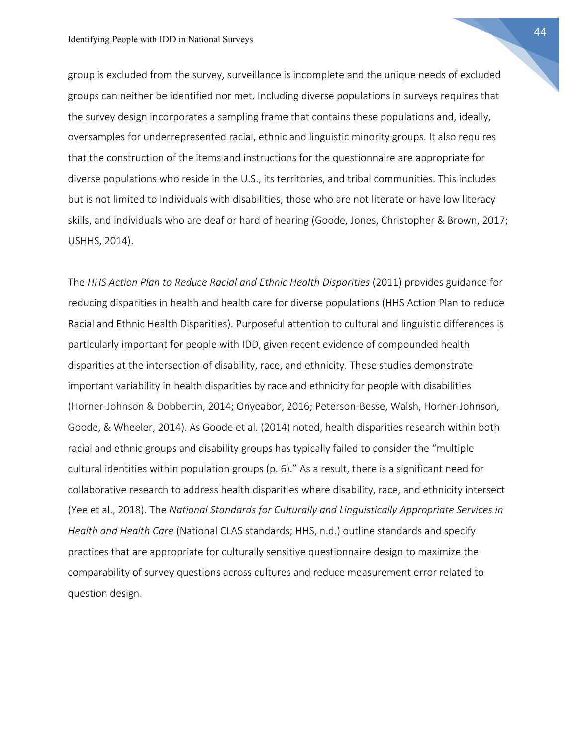group is excluded from the survey, surveillance is incomplete and the unique needs of excluded groups can neither be identified nor met. Including diverse populations in surveys requires that the survey design incorporates a sampling frame that contains these populations and, ideally, oversamples for underrepresented racial, ethnic and linguistic minority groups. It also requires that the construction of the items and instructions for the questionnaire are appropriate for diverse populations who reside in the U.S., its territories, and tribal communities. This includes but is not limited to individuals with disabilities, those who are not literate or have low literacy skills, and individuals who are deaf or hard of hearing (Goode, Jones, Christopher & Brown, 2017; USHHS, 2014).

The *HHS Action Plan to Reduce Racial and Ethnic Health Disparities* (2011) provides guidance for reducing disparities in health and health care for diverse populations (HHS Action Plan to reduce Racial and Ethnic Health Disparities). Purposeful attention to cultural and linguistic differences is particularly important for people with IDD, given recent evidence of compounded health disparities at the intersection of disability, race, and ethnicity. These studies demonstrate important variability in health disparities by race and ethnicity for people with disabilities (Horner-Johnson & Dobbertin, 2014; Onyeabor, 2016; Peterson-Besse, Walsh, Horner-Johnson, Goode, & Wheeler, 2014). As Goode et al. (2014) noted, health disparities research within both racial and ethnic groups and disability groups has typically failed to consider the "multiple cultural identities within population groups (p. 6)." As a result, there is a significant need for collaborative research to address health disparities where disability, race, and ethnicity intersect (Yee et al., 2018). The *National Standards for Culturally and Linguistically Appropriate Services in Health and Health Care* (National CLAS standards; HHS, n.d.) outline standards and specify practices that are appropriate for culturally sensitive questionnaire design to maximize the comparability of survey questions across cultures and reduce measurement error related to question design.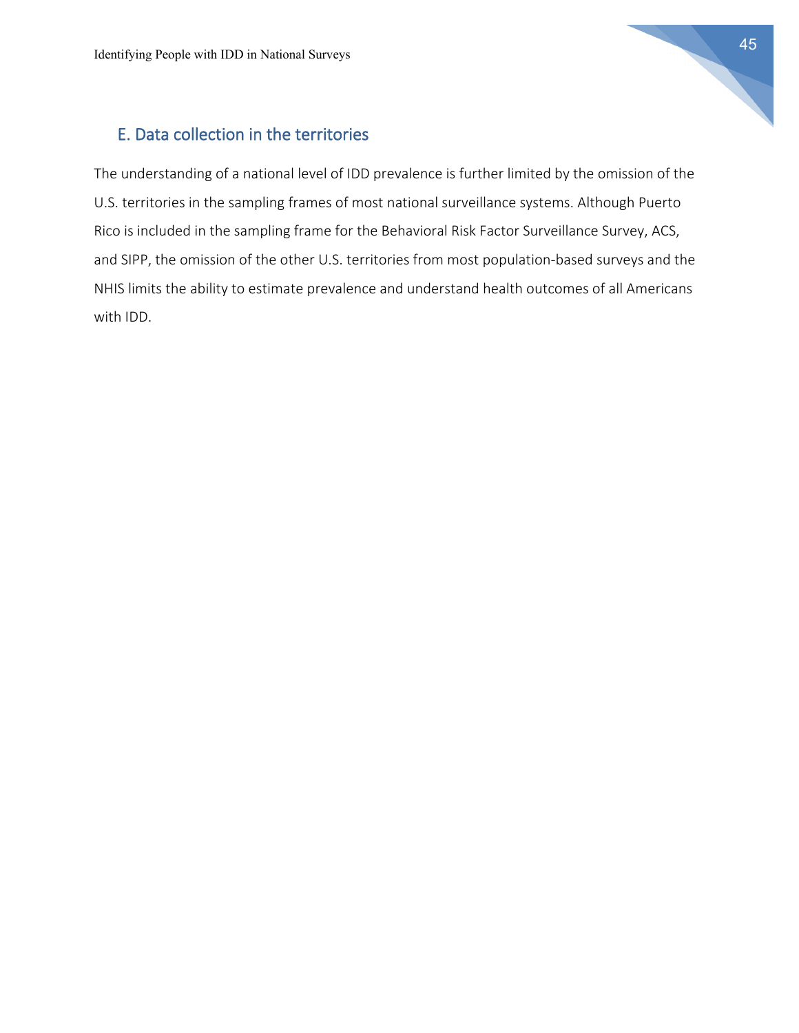## E. Data collection in the territories

The understanding of a national level of IDD prevalence is further limited by the omission of the U.S. territories in the sampling frames of most national surveillance systems. Although Puerto Rico is included in the sampling frame for the Behavioral Risk Factor Surveillance Survey, ACS, and SIPP, the omission of the other U.S. territories from most population-based surveys and the NHIS limits the ability to estimate prevalence and understand health outcomes of all Americans with IDD.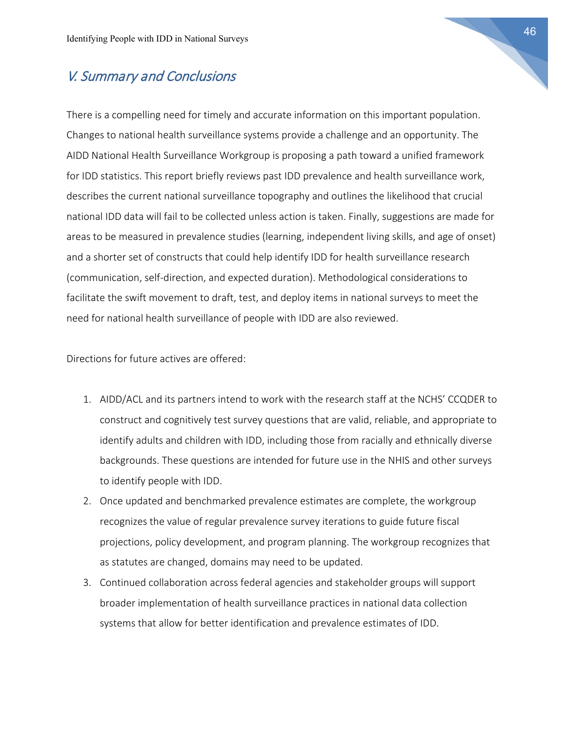## V. Summary and Conclusions

There is a compelling need for timely and accurate information on this important population. Changes to national health surveillance systems provide a challenge and an opportunity. The AIDD National Health Surveillance Workgroup is proposing a path toward a unified framework for IDD statistics. This report briefly reviews past IDD prevalence and health surveillance work, describes the current national surveillance topography and outlines the likelihood that crucial national IDD data will fail to be collected unless action is taken. Finally, suggestions are made for areas to be measured in prevalence studies (learning, independent living skills, and age of onset) and a shorter set of constructs that could help identify IDD for health surveillance research (communication, self-direction, and expected duration). Methodological considerations to facilitate the swift movement to draft, test, and deploy items in national surveys to meet the need for national health surveillance of people with IDD are also reviewed.

Directions for future actives are offered:

1. AIDD/ACL and its partners intend to work with the research staff at the NCHS' CCQDER to construct and cognitively test survey questions that are valid, reliable, and appropriate to identify adults and children with IDD, including those from racially and ethnically diverse backgrounds. These questions are intended for future use in the NHIS and other surveys to identify people with IDD.
2. Once updated and benchmarked prevalence estimates are complete, the workgroup recognizes the value of regular prevalence survey iterations to guide future fiscal projections, policy development, and program planning. The workgroup recognizes that as statutes are changed, domains may need to be updated.
3. Continued collaboration across federal agencies and stakeholder groups will support broader implementation of health surveillance practices in national data collection systems that allow for better identification and prevalence estimates of IDD.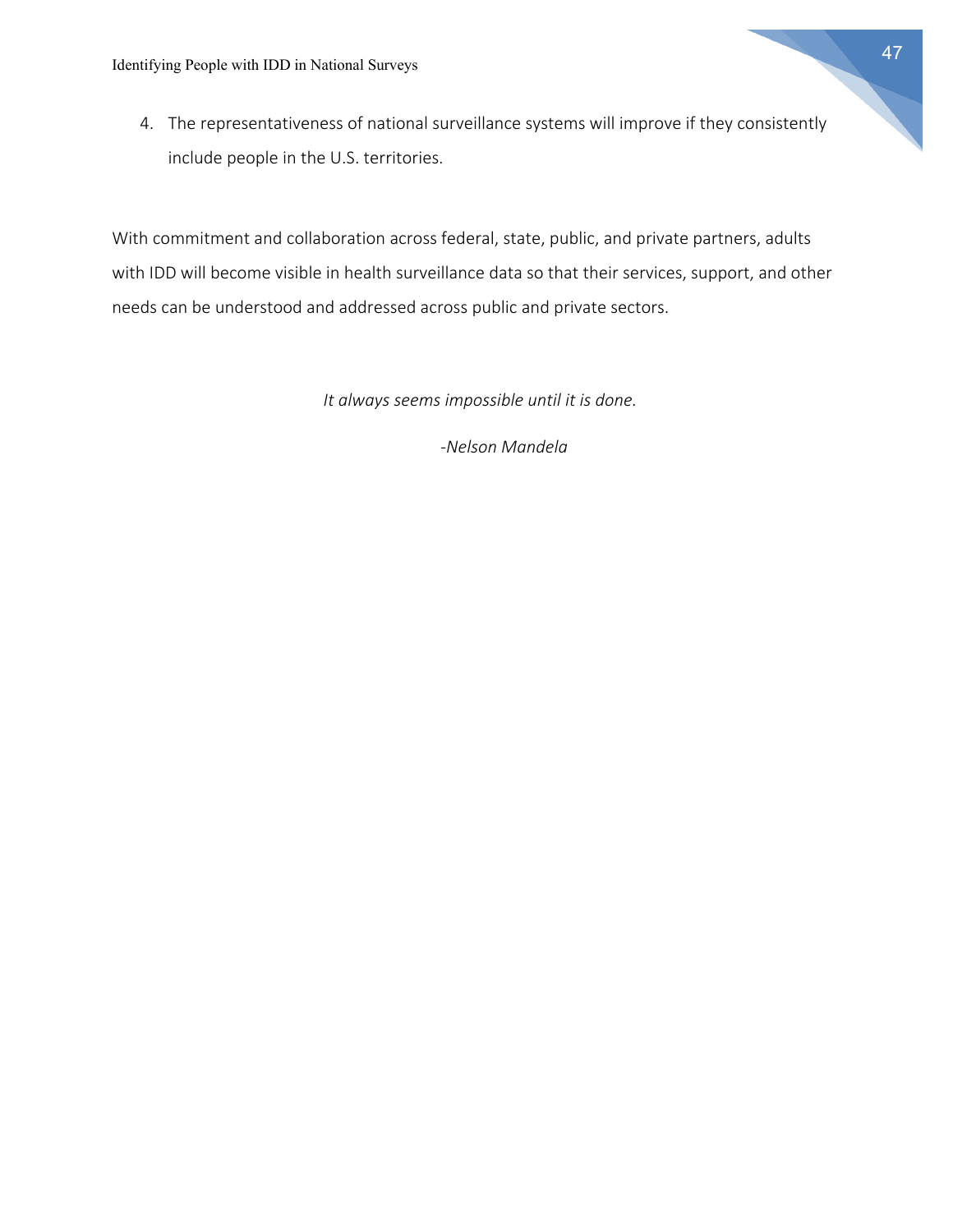4. The representativeness of national surveillance systems will improve if they consistently include people in the U.S. territories.

With commitment and collaboration across federal, state, public, and private partners, adults with IDD will become visible in health surveillance data so that their services, support, and other needs can be understood and addressed across public and private sectors.

*It always seems impossible until it is done.*

*-Nelson Mandela*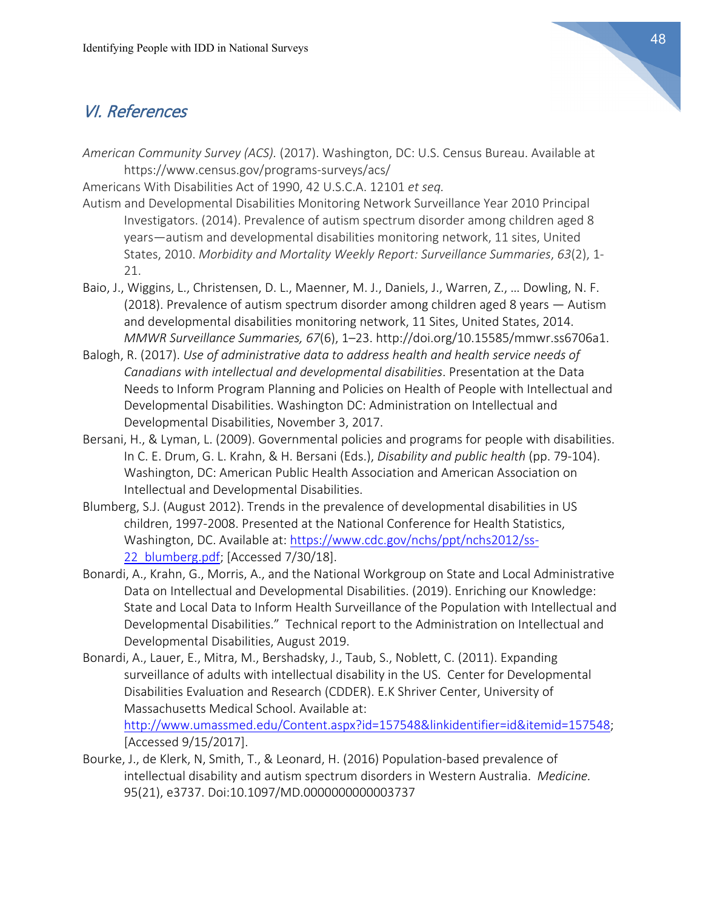## VI. References

*American Community Survey (ACS).* (2017). Washington, DC: U.S. Census Bureau. Available at https://www.census.gov/programs-surveys/acs/

Americans With Disabilities Act of 1990, 42 U.S.C.A. 12101 *et seq.*

Autism and Developmental Disabilities Monitoring Network Surveillance Year 2010 Principal Investigators. (2014). Prevalence of autism spectrum disorder among children aged 8 years—autism and developmental disabilities monitoring network, 11 sites, United States, 2010. *Morbidity and Mortality Weekly Report: Surveillance Summaries*, *63*(2), 1-21.

Baio, J., Wiggins, L., Christensen, D. L., Maenner, M. J., Daniels, J., Warren, Z., … Dowling, N. F. (2018). Prevalence of autism spectrum disorder among children aged 8 years — Autism and developmental disabilities monitoring network, 11 Sites, United States, 2014. *MMWR Surveillance Summaries, 67*(6), 1–23. http://doi.org/10.15585/mmwr.ss6706a1.

Balogh, R. (2017). *Use of administrative data to address health and health service needs of Canadians with intellectual and developmental disabilities*. Presentation at the Data Needs to Inform Program Planning and Policies on Health of People with Intellectual and Developmental Disabilities. Washington DC: Administration on Intellectual and Developmental Disabilities, November 3, 2017.

Bersani, H., & Lyman, L. (2009). Governmental policies and programs for people with disabilities. In C. E. Drum, G. L. Krahn, & H. Bersani (Eds.), *Disability and public health* (pp. 79-104). Washington, DC: American Public Health Association and American Association on Intellectual and Developmental Disabilities.

Blumberg, S.J. (August 2012). Trends in the prevalence of developmental disabilities in US children, 1997-2008. Presented at the National Conference for Health Statistics, Washington, DC. Available at: https://www.cdc.gov/nchs/ppt/nchs2012/ss-22_blumberg.pdf; [Accessed 7/30/18].

Bonardi, A., Krahn, G., Morris, A., and the National Workgroup on State and Local Administrative Data on Intellectual and Developmental Disabilities. (2019). Enriching our Knowledge: State and Local Data to Inform Health Surveillance of the Population with Intellectual and Developmental Disabilities." Technical report to the Administration on Intellectual and Developmental Disabilities, August 2019.

Bonardi, A., Lauer, E., Mitra, M., Bershadsky, J., Taub, S., Noblett, C. (2011). Expanding surveillance of adults with intellectual disability in the US. Center for Developmental Disabilities Evaluation and Research (CDDER). E.K Shriver Center, University of Massachusetts Medical School. Available at: http://www.umassmed.edu/Content.aspx?id=157548&linkidentifier=id&itemid=157548; [Accessed 9/15/2017].

Bourke, J., de Klerk, N, Smith, T., & Leonard, H. (2016) Population-based prevalence of intellectual disability and autism spectrum disorders in Western Australia. *Medicine.* 95(21), e3737. Doi:10.1097/MD.0000000000003737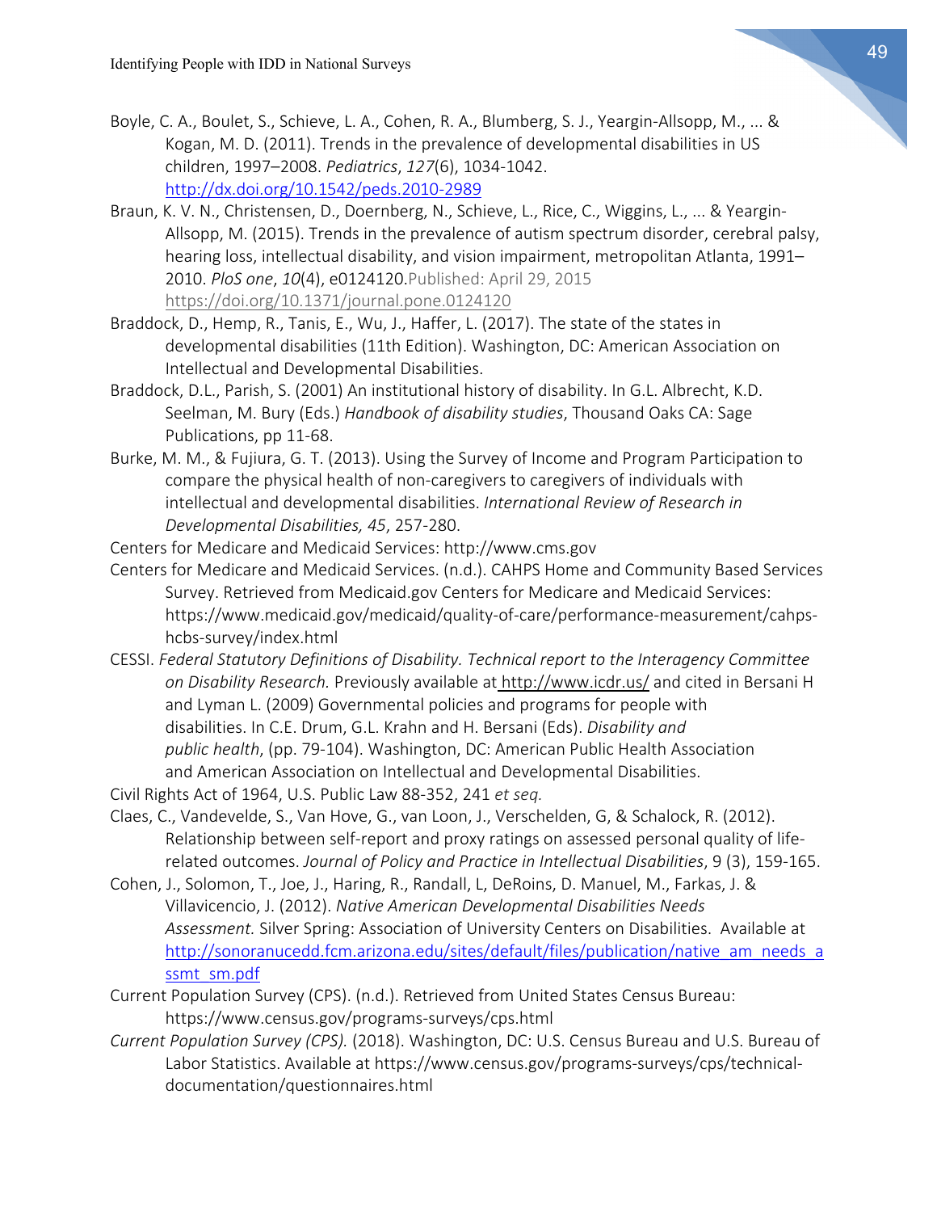Boyle, C. A., Boulet, S., Schieve, L. A., Cohen, R. A., Blumberg, S. J., Yeargin-Allsopp, M., ... & Kogan, M. D. (2011). Trends in the prevalence of developmental disabilities in US children, 1997–2008. *Pediatrics*, *127*(6), 1034-1042. http://dx.doi.org/10.1542/peds.2010-2989

Braun, K. V. N., Christensen, D., Doernberg, N., Schieve, L., Rice, C., Wiggins, L., ... & Yeargin-Allsopp, M. (2015). Trends in the prevalence of autism spectrum disorder, cerebral palsy, hearing loss, intellectual disability, and vision impairment, metropolitan Atlanta, 1991–2010. *PloS one*, *10*(4), e0124120.Published: April 29, 2015 https://doi.org/10.1371/journal.pone.0124120

Braddock, D., Hemp, R., Tanis, E., Wu, J., Haffer, L. (2017). The state of the states in developmental disabilities (11th Edition). Washington, DC: American Association on Intellectual and Developmental Disabilities.

Braddock, D.L., Parish, S. (2001) An institutional history of disability. In G.L. Albrecht, K.D. Seelman, M. Bury (Eds.) *Handbook of disability studies*, Thousand Oaks CA: Sage Publications, pp 11-68.

Burke, M. M., & Fujiura, G. T. (2013). Using the Survey of Income and Program Participation to compare the physical health of non-caregivers to caregivers of individuals with intellectual and developmental disabilities. *International Review of Research in Developmental Disabilities, 45*, 257-280.

Centers for Medicare and Medicaid Services: http://www.cms.gov

Centers for Medicare and Medicaid Services. (n.d.). CAHPS Home and Community Based Services Survey. Retrieved from Medicaid.gov Centers for Medicare and Medicaid Services: https://www.medicaid.gov/medicaid/quality-of-care/performance-measurement/cahps-hcbs-survey/index.html

CESSI. *Federal Statutory Definitions of Disability. Technical report to the Interagency Committee on Disability Research.* Previously available at http://www.icdr.us/ and cited in Bersani H and Lyman L. (2009) Governmental policies and programs for people with disabilities. In C.E. Drum, G.L. Krahn and H. Bersani (Eds). *Disability and public health*, (pp. 79-104). Washington, DC: American Public Health Association and American Association on Intellectual and Developmental Disabilities.

Civil Rights Act of 1964, U.S. Public Law 88-352, 241 *et seq.*

Claes, C., Vandevelde, S., Van Hove, G., van Loon, J., Verschelden, G, & Schalock, R. (2012). Relationship between self-report and proxy ratings on assessed personal quality of life-related outcomes. *Journal of Policy and Practice in Intellectual Disabilities*, 9 (3), 159-165.

Cohen, J., Solomon, T., Joe, J., Haring, R., Randall, L, DeRoins, D. Manuel, M., Farkas, J. & Villavicencio, J. (2012). *Native American Developmental Disabilities Needs Assessment.* Silver Spring: Association of University Centers on Disabilities. Available at http://sonoranucedd.fcm.arizona.edu/sites/default/files/publication/native_am_needs_assmt_sm.pdf

Current Population Survey (CPS). (n.d.). Retrieved from United States Census Bureau: https://www.census.gov/programs-surveys/cps.html

*Current Population Survey (CPS).* (2018). Washington, DC: U.S. Census Bureau and U.S. Bureau of Labor Statistics. Available at https://www.census.gov/programs-surveys/cps/technical-documentation/questionnaires.html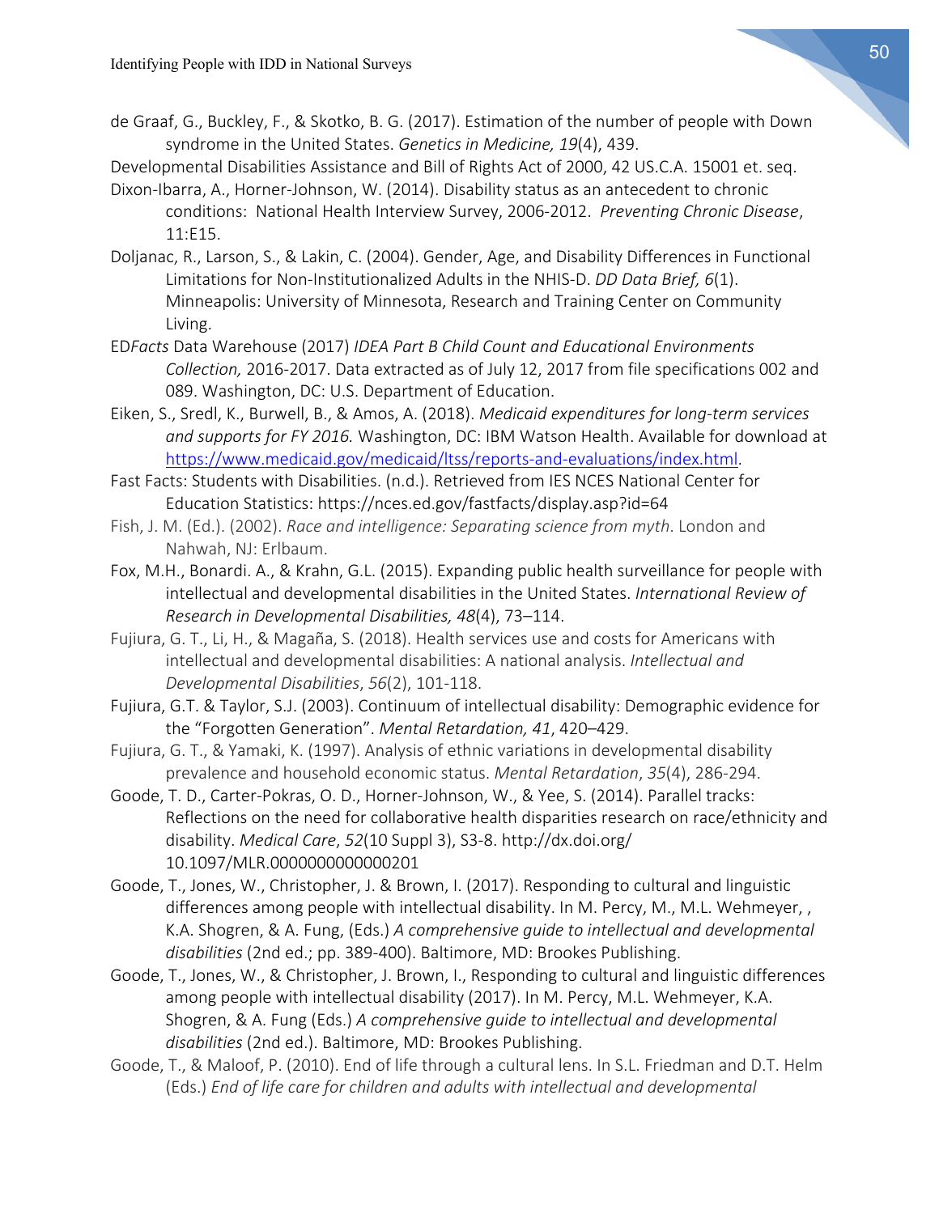de Graaf, G., Buckley, F., & Skotko, B. G. (2017). Estimation of the number of people with Down syndrome in the United States. *Genetics in Medicine, 19*(4), 439.

Developmental Disabilities Assistance and Bill of Rights Act of 2000, 42 US.C.A. 15001 et. seq.

Dixon-Ibarra, A., Horner-Johnson, W. (2014). Disability status as an antecedent to chronic conditions: National Health Interview Survey, 2006-2012. *Preventing Chronic Disease*, 11:E15.

Doljanac, R., Larson, S., & Lakin, C. (2004). Gender, Age, and Disability Differences in Functional Limitations for Non-Institutionalized Adults in the NHIS-D. *DD Data Brief, 6*(1). Minneapolis: University of Minnesota, Research and Training Center on Community Living.

ED*Facts* Data Warehouse (2017) *IDEA Part B Child Count and Educational Environments Collection,* 2016-2017. Data extracted as of July 12, 2017 from file specifications 002 and 089. Washington, DC: U.S. Department of Education.

Eiken, S., Sredl, K., Burwell, B., & Amos, A. (2018). *Medicaid expenditures for long-term services and supports for FY 2016.* Washington, DC: IBM Watson Health. Available for download at https://www.medicaid.gov/medicaid/ltss/reports-and-evaluations/index.html.

Fast Facts: Students with Disabilities. (n.d.). Retrieved from IES NCES National Center for Education Statistics: https://nces.ed.gov/fastfacts/display.asp?id=64

Fish, J. M. (Ed.). (2002). *Race and intelligence: Separating science from myth*. London and Nahwah, NJ: Erlbaum.

Fox, M.H., Bonardi. A., & Krahn, G.L. (2015). Expanding public health surveillance for people with intellectual and developmental disabilities in the United States. *International Review of Research in Developmental Disabilities, 48*(4), 73–114.

Fujiura, G. T., Li, H., & Magaña, S. (2018). Health services use and costs for Americans with intellectual and developmental disabilities: A national analysis. *Intellectual and Developmental Disabilities*, *56*(2), 101-118.

Fujiura, G.T. & Taylor, S.J. (2003). Continuum of intellectual disability: Demographic evidence for the "Forgotten Generation". *Mental Retardation, 41*, 420–429.

Fujiura, G. T., & Yamaki, K. (1997). Analysis of ethnic variations in developmental disability prevalence and household economic status. *Mental Retardation*, *35*(4), 286-294.

Goode, T. D., Carter-Pokras, O. D., Horner-Johnson, W., & Yee, S. (2014). Parallel tracks: Reflections on the need for collaborative health disparities research on race/ethnicity and disability. *Medical Care*, *52*(10 Suppl 3), S3-8. http://dx.doi.org/10.1097/MLR.0000000000000201

Goode, T., Jones, W., Christopher, J. & Brown, I. (2017). Responding to cultural and linguistic differences among people with intellectual disability. In M. Percy, M., M.L. Wehmeyer, , K.A. Shogren, & A. Fung, (Eds.) *A comprehensive guide to intellectual and developmental disabilities* (2nd ed.; pp. 389-400). Baltimore, MD: Brookes Publishing.

Goode, T., Jones, W., & Christopher, J. Brown, I., Responding to cultural and linguistic differences among people with intellectual disability (2017). In M. Percy, M.L. Wehmeyer, K.A. Shogren, & A. Fung (Eds.) *A comprehensive guide to intellectual and developmental disabilities* (2nd ed.). Baltimore, MD: Brookes Publishing.

Goode, T., & Maloof, P. (2010). End of life through a cultural lens. In S.L. Friedman and D.T. Helm (Eds.) *End of life care for children and adults with intellectual and developmental*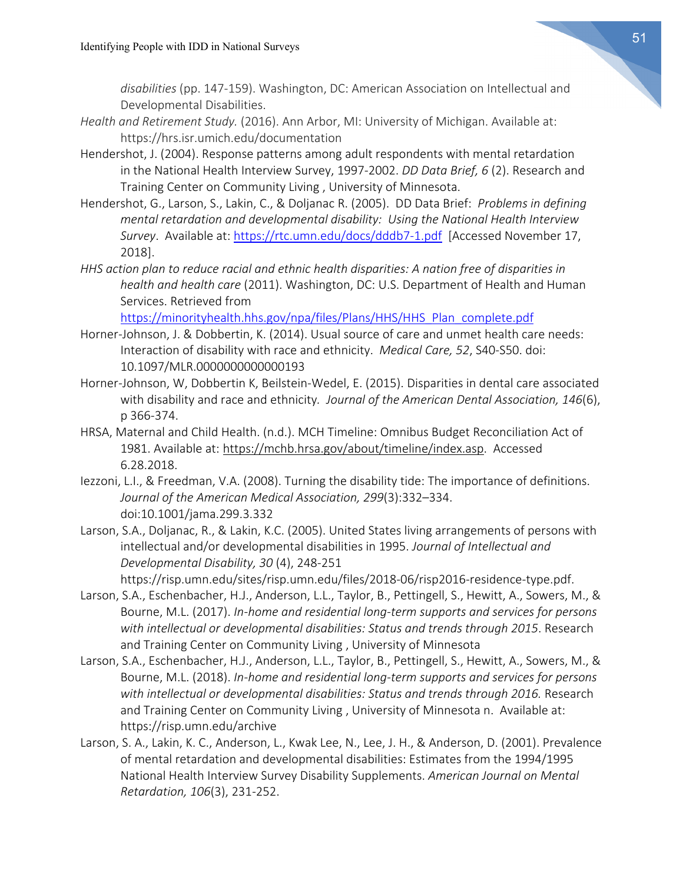*disabilities* (pp. 147-159). Washington, DC: American Association on Intellectual and Developmental Disabilities.

*Health and Retirement Study.* (2016). Ann Arbor, MI: University of Michigan. Available at: https://hrs.isr.umich.edu/documentation

Hendershot, J. (2004). Response patterns among adult respondents with mental retardation in the National Health Interview Survey, 1997-2002. *DD Data Brief, 6* (2). Research and Training Center on Community Living , University of Minnesota.

Hendershot, G., Larson, S., Lakin, C., & Doljanac R. (2005). DD Data Brief: *Problems in defining mental retardation and developmental disability: Using the National Health Interview Survey*. Available at: https://rtc.umn.edu/docs/dddb7-1.pdf [Accessed November 17, 2018].

*HHS action plan to reduce racial and ethnic health disparities: A nation free of disparities in health and health care* (2011). Washington, DC: U.S. Department of Health and Human Services. Retrieved from https://minorityhealth.hhs.gov/npa/files/Plans/HHS/HHS_Plan_complete.pdf

Horner-Johnson, J. & Dobbertin, K. (2014). Usual source of care and unmet health care needs: Interaction of disability with race and ethnicity. *Medical Care, 52*, S40-S50. doi: 10.1097/MLR.0000000000000193

Horner-Johnson, W, Dobbertin K, Beilstein-Wedel, E. (2015). Disparities in dental care associated with disability and race and ethnicity. *Journal of the American Dental Association, 146*(6), p 366-374.

HRSA, Maternal and Child Health. (n.d.). MCH Timeline: Omnibus Budget Reconciliation Act of 1981. Available at: https://mchb.hrsa.gov/about/timeline/index.asp. Accessed 6.28.2018.

Iezzoni, L.I., & Freedman, V.A. (2008). Turning the disability tide: The importance of definitions. *Journal of the American Medical Association, 299*(3):332–334. doi:10.1001/jama.299.3.332

Larson, S.A., Doljanac, R., & Lakin, K.C. (2005). United States living arrangements of persons with intellectual and/or developmental disabilities in 1995. *Journal of Intellectual and Developmental Disability, 30* (4), 248-251 https://risp.umn.edu/sites/risp.umn.edu/files/2018-06/risp2016-residence-type.pdf.

Larson, S.A., Eschenbacher, H.J., Anderson, L.L., Taylor, B., Pettingell, S., Hewitt, A., Sowers, M., & Bourne, M.L. (2017). *In-home and residential long-term supports and services for persons with intellectual or developmental disabilities: Status and trends through 2015*. Research and Training Center on Community Living , University of Minnesota

Larson, S.A., Eschenbacher, H.J., Anderson, L.L., Taylor, B., Pettingell, S., Hewitt, A., Sowers, M., & Bourne, M.L. (2018). *In-home and residential long-term supports and services for persons with intellectual or developmental disabilities: Status and trends through 2016.* Research and Training Center on Community Living , University of Minnesota n. Available at: https://risp.umn.edu/archive

Larson, S. A., Lakin, K. C., Anderson, L., Kwak Lee, N., Lee, J. H., & Anderson, D. (2001). Prevalence of mental retardation and developmental disabilities: Estimates from the 1994/1995 National Health Interview Survey Disability Supplements. *American Journal on Mental Retardation, 106*(3), 231-252.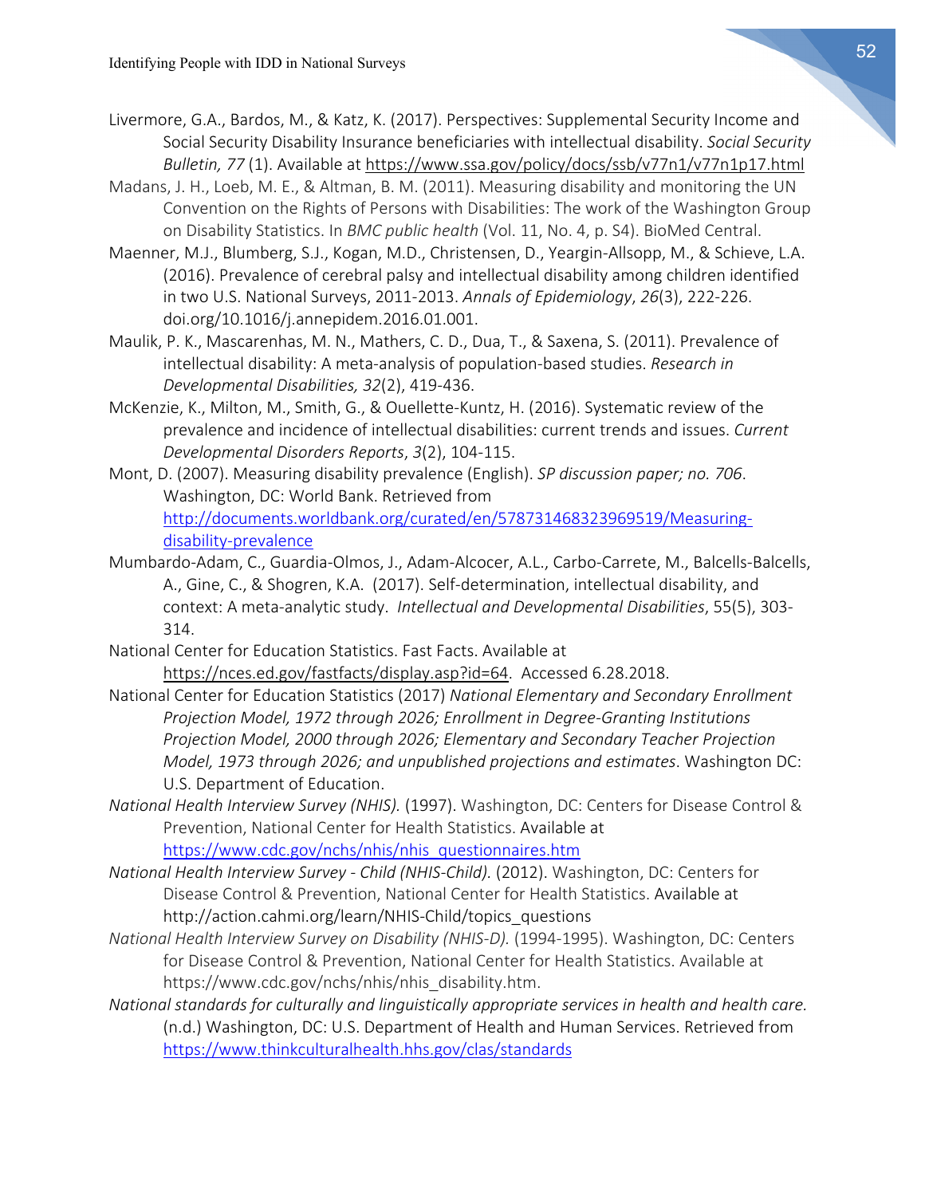Livermore, G.A., Bardos, M., & Katz, K. (2017). Perspectives: Supplemental Security Income and Social Security Disability Insurance beneficiaries with intellectual disability. *Social Security Bulletin, 77* (1). Available at https://www.ssa.gov/policy/docs/ssb/v77n1/v77n1p17.html

Madans, J. H., Loeb, M. E., & Altman, B. M. (2011). Measuring disability and monitoring the UN Convention on the Rights of Persons with Disabilities: The work of the Washington Group on Disability Statistics. In *BMC public health* (Vol. 11, No. 4, p. S4). BioMed Central.

Maenner, M.J., Blumberg, S.J., Kogan, M.D., Christensen, D., Yeargin-Allsopp, M., & Schieve, L.A. (2016). Prevalence of cerebral palsy and intellectual disability among children identified in two U.S. National Surveys, 2011-2013. *Annals of Epidemiology*, *26*(3), 222-226. doi.org/10.1016/j.annepidem.2016.01.001.

Maulik, P. K., Mascarenhas, M. N., Mathers, C. D., Dua, T., & Saxena, S. (2011). Prevalence of intellectual disability: A meta-analysis of population-based studies. *Research in Developmental Disabilities, 32*(2), 419-436.

McKenzie, K., Milton, M., Smith, G., & Ouellette-Kuntz, H. (2016). Systematic review of the prevalence and incidence of intellectual disabilities: current trends and issues. *Current Developmental Disorders Reports*, *3*(2), 104-115.

Mont, D. (2007). Measuring disability prevalence (English). *SP discussion paper; no. 706*. Washington, DC: World Bank. Retrieved from http://documents.worldbank.org/curated/en/578731468323969519/Measuring-disability-prevalence

Mumbardo-Adam, C., Guardia-Olmos, J., Adam-Alcocer, A.L., Carbo-Carrete, M., Balcells-Balcells, A., Gine, C., & Shogren, K.A. (2017). Self-determination, intellectual disability, and context: A meta-analytic study. *Intellectual and Developmental Disabilities*, 55(5), 303-314.

National Center for Education Statistics. Fast Facts. Available at https://nces.ed.gov/fastfacts/display.asp?id=64. Accessed 6.28.2018.

National Center for Education Statistics (2017) *National Elementary and Secondary Enrollment Projection Model, 1972 through 2026; Enrollment in Degree-Granting Institutions Projection Model, 2000 through 2026; Elementary and Secondary Teacher Projection Model, 1973 through 2026; and unpublished projections and estimates*. Washington DC: U.S. Department of Education.

*National Health Interview Survey (NHIS).* (1997). Washington, DC: Centers for Disease Control & Prevention, National Center for Health Statistics. Available at https://www.cdc.gov/nchs/nhis/nhis_questionnaires.htm

*National Health Interview Survey - Child (NHIS-Child).* (2012). Washington, DC: Centers for Disease Control & Prevention, National Center for Health Statistics. Available at http://action.cahmi.org/learn/NHIS-Child/topics_questions

*National Health Interview Survey on Disability (NHIS-D).* (1994-1995). Washington, DC: Centers for Disease Control & Prevention, National Center for Health Statistics. Available at https://www.cdc.gov/nchs/nhis/nhis_disability.htm.

*National standards for culturally and linguistically appropriate services in health and health care.* (n.d.) Washington, DC: U.S. Department of Health and Human Services. Retrieved from https://www.thinkculturalhealth.hhs.gov/clas/standards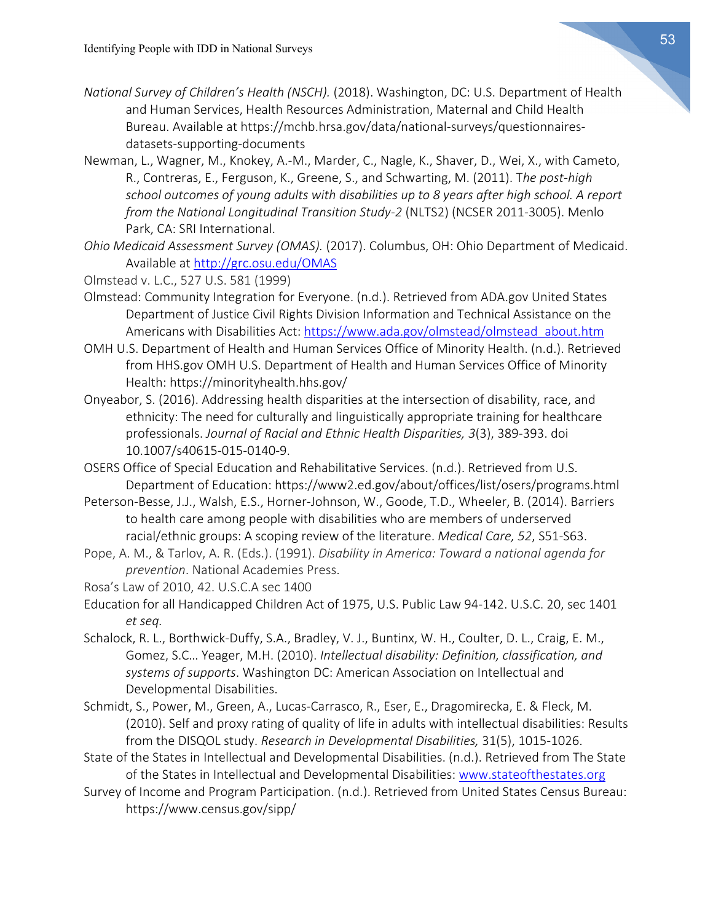*National Survey of Children's Health (NSCH).* (2018). Washington, DC: U.S. Department of Health and Human Services, Health Resources Administration, Maternal and Child Health Bureau. Available at https://mchb.hrsa.gov/data/national-surveys/questionnaires-datasets-supporting-documents

Newman, L., Wagner, M., Knokey, A.-M., Marder, C., Nagle, K., Shaver, D., Wei, X., with Cameto, R., Contreras, E., Ferguson, K., Greene, S., and Schwarting, M. (2011). T*he post-high school outcomes of young adults with disabilities up to 8 years after high school. A report from the National Longitudinal Transition Study-2* (NLTS2) (NCSER 2011-3005). Menlo Park, CA: SRI International.

*Ohio Medicaid Assessment Survey (OMAS).* (2017). Columbus, OH: Ohio Department of Medicaid. Available at http://grc.osu.edu/OMAS

Olmstead v. L.C., 527 U.S. 581 (1999)

Olmstead: Community Integration for Everyone. (n.d.). Retrieved from ADA.gov United States Department of Justice Civil Rights Division Information and Technical Assistance on the Americans with Disabilities Act: https://www.ada.gov/olmstead/olmstead_about.htm

OMH U.S. Department of Health and Human Services Office of Minority Health. (n.d.). Retrieved from HHS.gov OMH U.S. Department of Health and Human Services Office of Minority Health: https://minorityhealth.hhs.gov/

Onyeabor, S. (2016). Addressing health disparities at the intersection of disability, race, and ethnicity: The need for culturally and linguistically appropriate training for healthcare professionals. *Journal of Racial and Ethnic Health Disparities, 3*(3), 389-393. doi 10.1007/s40615-015-0140-9.

OSERS Office of Special Education and Rehabilitative Services. (n.d.). Retrieved from U.S. Department of Education: https://www2.ed.gov/about/offices/list/osers/programs.html

Peterson-Besse, J.J., Walsh, E.S., Horner-Johnson, W., Goode, T.D., Wheeler, B. (2014). Barriers to health care among people with disabilities who are members of underserved racial/ethnic groups: A scoping review of the literature. *Medical Care, 52*, S51-S63.

Pope, A. M., & Tarlov, A. R. (Eds.). (1991). *Disability in America: Toward a national agenda for prevention*. National Academies Press.

Rosa's Law of 2010, 42. U.S.C.A sec 1400

Education for all Handicapped Children Act of 1975, U.S. Public Law 94-142. U.S.C. 20, sec 1401 *et seq.*

Schalock, R. L., Borthwick-Duffy, S.A., Bradley, V. J., Buntinx, W. H., Coulter, D. L., Craig, E. M., Gomez, S.C… Yeager, M.H. (2010). *Intellectual disability: Definition, classification, and systems of supports*. Washington DC: American Association on Intellectual and Developmental Disabilities.

Schmidt, S., Power, M., Green, A., Lucas-Carrasco, R., Eser, E., Dragomirecka, E. & Fleck, M. (2010). Self and proxy rating of quality of life in adults with intellectual disabilities: Results from the DISQOL study. *Research in Developmental Disabilities,* 31(5), 1015-1026.

State of the States in Intellectual and Developmental Disabilities. (n.d.). Retrieved from The State of the States in Intellectual and Developmental Disabilities: www.stateofthestates.org

Survey of Income and Program Participation. (n.d.). Retrieved from United States Census Bureau: https://www.census.gov/sipp/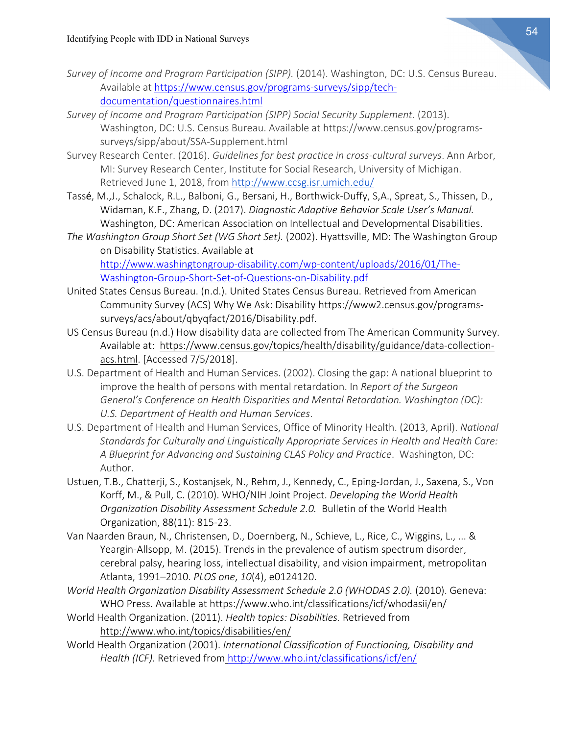*Survey of Income and Program Participation (SIPP).* (2014). Washington, DC: U.S. Census Bureau. Available at https://www.census.gov/programs-surveys/sipp/tech-documentation/questionnaires.html

*Survey of Income and Program Participation (SIPP) Social Security Supplement.* (2013). Washington, DC: U.S. Census Bureau. Available at https://www.census.gov/programs-surveys/sipp/about/SSA-Supplement.html

Survey Research Center. (2016). *Guidelines for best practice in cross-cultural surveys*. Ann Arbor, MI: Survey Research Center, Institute for Social Research, University of Michigan. Retrieved June 1, 2018, from http://www.ccsg.isr.umich.edu/

Tassé, M.,J., Schalock, R.L., Balboni, G., Bersani, H., Borthwick-Duffy, S,A., Spreat, S., Thissen, D., Widaman, K.F., Zhang, D. (2017). *Diagnostic Adaptive Behavior Scale User's Manual.* Washington, DC: American Association on Intellectual and Developmental Disabilities.

*The Washington Group Short Set (WG Short Set).* (2002). Hyattsville, MD: The Washington Group on Disability Statistics. Available at http://www.washingtongroup-disability.com/wp-content/uploads/2016/01/The-Washington-Group-Short-Set-of-Questions-on-Disability.pdf

United States Census Bureau. (n.d.). United States Census Bureau. Retrieved from American Community Survey (ACS) Why We Ask: Disability https://www2.census.gov/programs-surveys/acs/about/qbyqfact/2016/Disability.pdf.

US Census Bureau (n.d.) How disability data are collected from The American Community Survey. Available at: https://www.census.gov/topics/health/disability/guidance/data-collection-acs.html. [Accessed 7/5/2018].

U.S. Department of Health and Human Services. (2002). Closing the gap: A national blueprint to improve the health of persons with mental retardation. In *Report of the Surgeon General's Conference on Health Disparities and Mental Retardation. Washington (DC): U.S. Department of Health and Human Services*.

U.S. Department of Health and Human Services, Office of Minority Health. (2013, April). *National Standards for Culturally and Linguistically Appropriate Services in Health and Health Care: A Blueprint for Advancing and Sustaining CLAS Policy and Practice*. Washington, DC: Author.

Ustuen, T.B., Chatterji, S., Kostanjsek, N., Rehm, J., Kennedy, C., Eping-Jordan, J., Saxena, S., Von Korff, M., & Pull, C. (2010). WHO/NIH Joint Project. *Developing the World Health Organization Disability Assessment Schedule 2.0.* Bulletin of the World Health Organization, 88(11): 815-23.

Van Naarden Braun, N., Christensen, D., Doernberg, N., Schieve, L., Rice, C., Wiggins, L., ... & Yeargin-Allsopp, M. (2015). Trends in the prevalence of autism spectrum disorder, cerebral palsy, hearing loss, intellectual disability, and vision impairment, metropolitan Atlanta, 1991–2010. *PLOS one*, *10*(4), e0124120.

*World Health Organization Disability Assessment Schedule 2.0 (WHODAS 2.0).* (2010). Geneva: WHO Press. Available at https://www.who.int/classifications/icf/whodasii/en/

World Health Organization. (2011). *Health topics: Disabilities.* Retrieved from http://www.who.int/topics/disabilities/en/

World Health Organization (2001). *International Classification of Functioning, Disability and Health (ICF).* Retrieved from http://www.who.int/classifications/icf/en/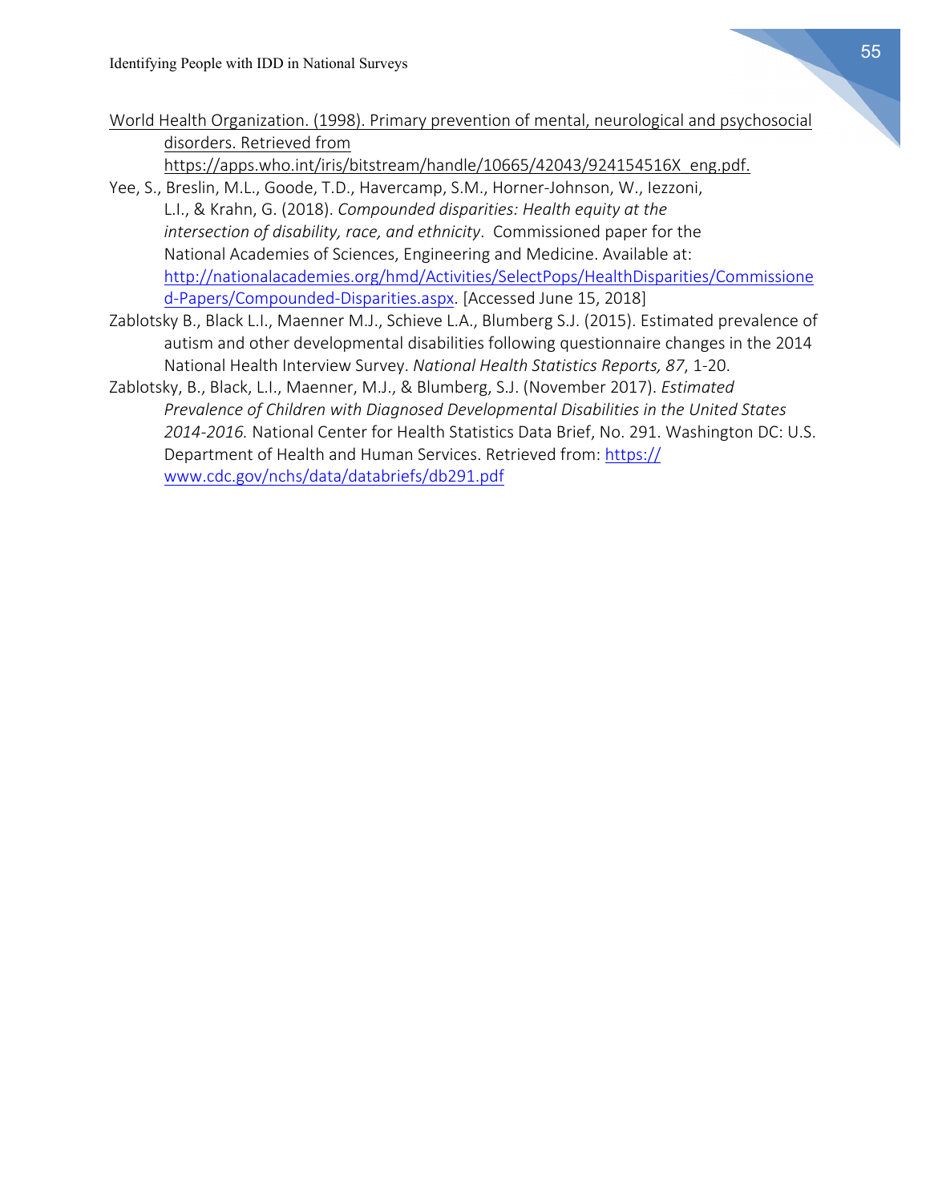World Health Organization. (1998). Primary prevention of mental, neurological and psychosocial disorders. Retrieved from https://apps.who.int/iris/bitstream/handle/10665/42043/924154516X_eng.pdf.

Yee, S., Breslin, M.L., Goode, T.D., Havercamp, S.M., Horner-Johnson, W., Iezzoni, L.I., & Krahn, G. (2018). *Compounded disparities: Health equity at the intersection of disability, race, and ethnicity*. Commissioned paper for the National Academies of Sciences, Engineering and Medicine. Available at: http://nationalacademies.org/hmd/Activities/SelectPops/HealthDisparities/Commissioned-Papers/Compounded-Disparities.aspx. [Accessed June 15, 2018]

Zablotsky B., Black L.I., Maenner M.J., Schieve L.A., Blumberg S.J. (2015). Estimated prevalence of autism and other developmental disabilities following questionnaire changes in the 2014 National Health Interview Survey. *National Health Statistics Reports, 87*, 1-20.

Zablotsky, B., Black, L.I., Maenner, M.J., & Blumberg, S.J. (November 2017). *Estimated Prevalence of Children with Diagnosed Developmental Disabilities in the United States 2014-2016.* National Center for Health Statistics Data Brief, No. 291. Washington DC: U.S. Department of Health and Human Services. Retrieved from: https://www.cdc.gov/nchs/data/databriefs/db291.pdf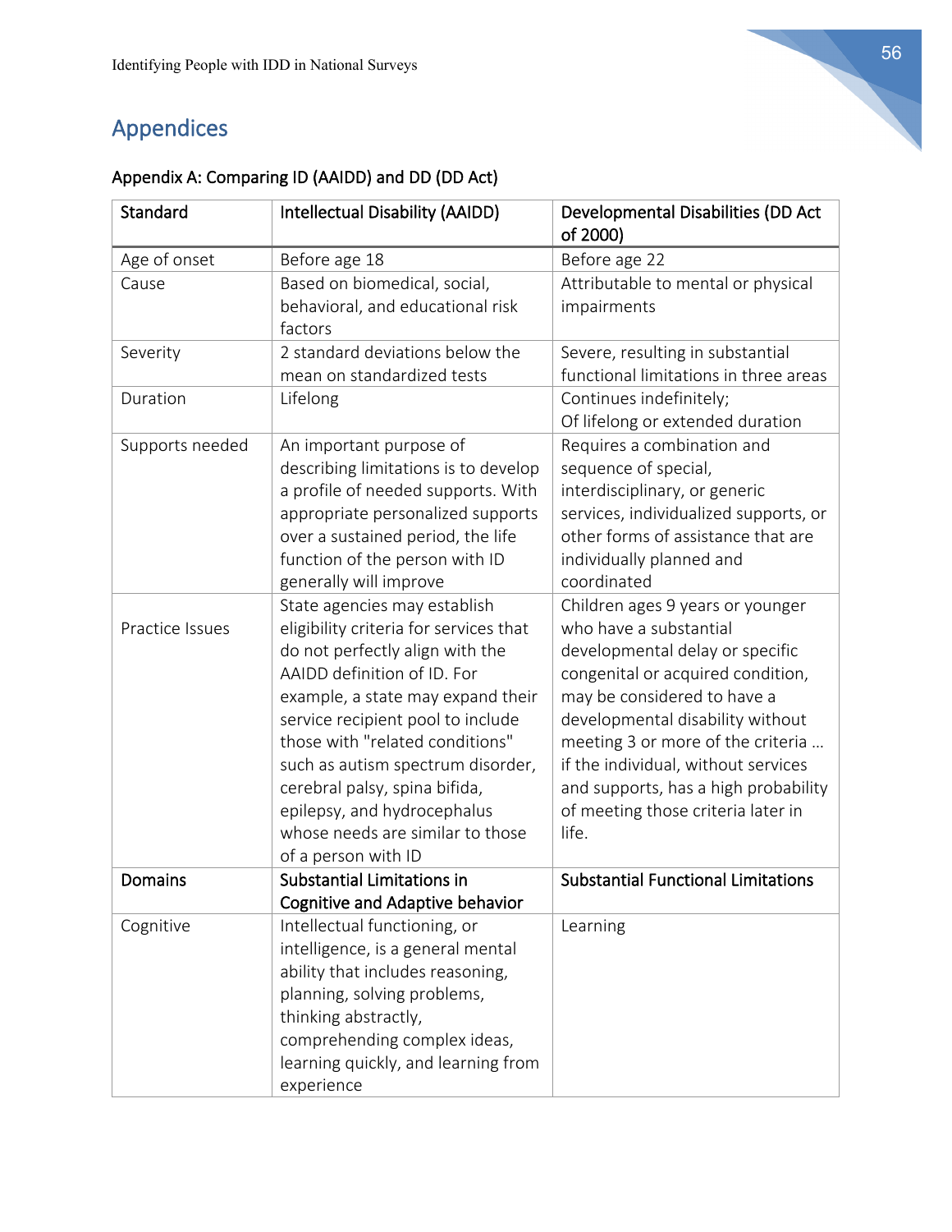## Appendices

### Appendix A: Comparing ID (AAIDD) and DD (DD Act)

| Standard | Intellectual Disability (AAIDD) | Developmental Disabilities (DD Act of 2000) |
|---|---|---|
| Age of onset | Before age 18 | Before age 22 |
| Cause | Based on biomedical, social, behavioral, and educational risk factors | Attributable to mental or physical impairments |
| Severity | 2 standard deviations below the mean on standardized tests | Severe, resulting in substantial functional limitations in three areas |
| Duration | Lifelong | Continues indefinitely; Of lifelong or extended duration |
| Supports needed | An important purpose of describing limitations is to develop a profile of needed supports. With appropriate personalized supports over a sustained period, the life function of the person with ID generally will improve | Requires a combination and sequence of special, interdisciplinary, or generic services, individualized supports, or other forms of assistance that are individually planned and coordinated |
| Practice Issues | State agencies may establish eligibility criteria for services that do not perfectly align with the AAIDD definition of ID. For example, a state may expand their service recipient pool to include those with "related conditions" such as autism spectrum disorder, cerebral palsy, spina bifida, epilepsy, and hydrocephalus whose needs are similar to those of a person with ID | Children ages 9 years or younger who have a substantial developmental delay or specific congenital or acquired condition, may be considered to have a developmental disability without meeting 3 or more of the criteria … if the individual, without services and supports, has a high probability of meeting those criteria later in life. |
| **Domains** | **Substantial Limitations in Cognitive and Adaptive behavior** | **Substantial Functional Limitations** |
| Cognitive | Intellectual functioning, or intelligence, is a general mental ability that includes reasoning, planning, solving problems, thinking abstractly, comprehending complex ideas, learning quickly, and learning from experience | Learning |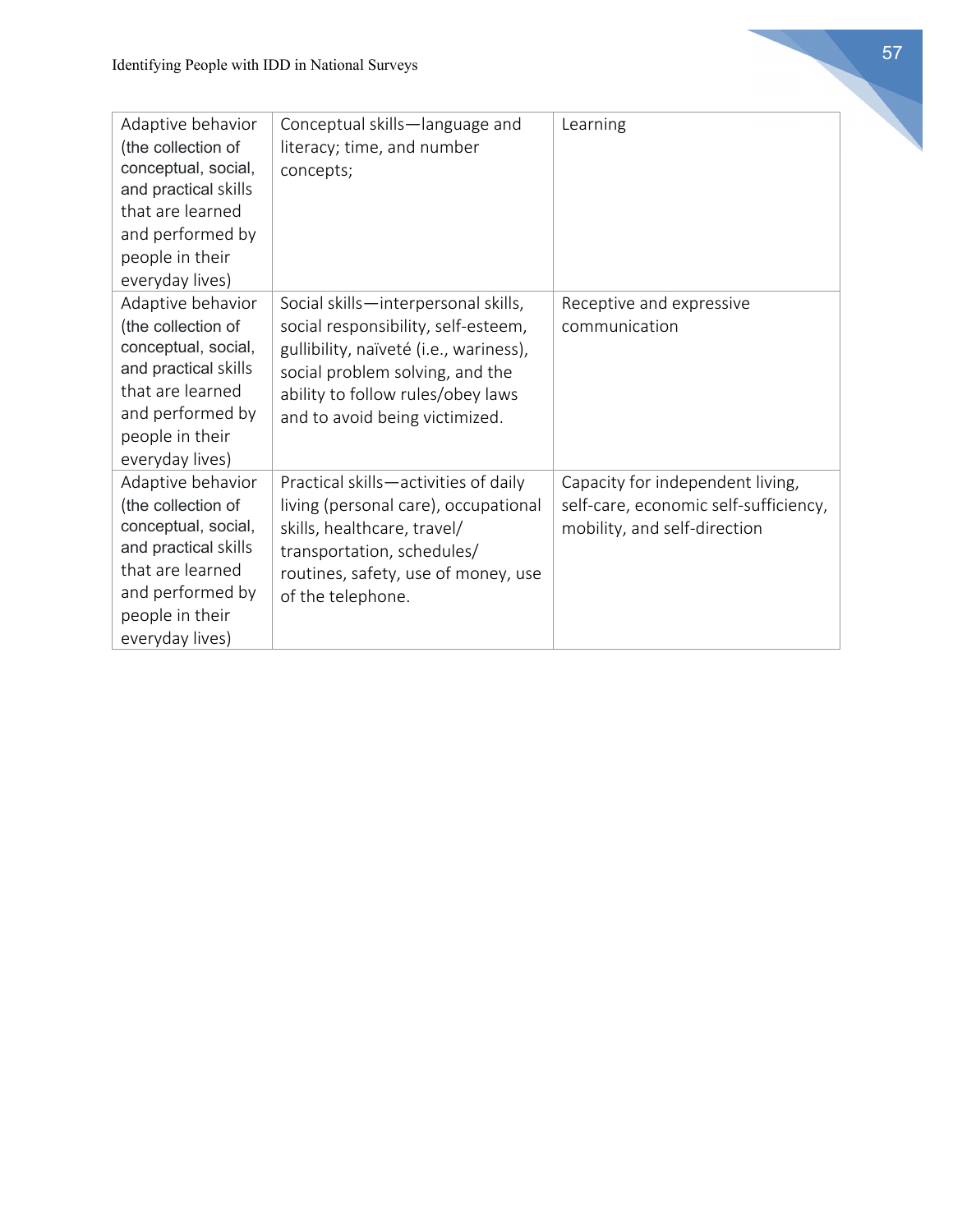| | | |
|---|---|---|
| Adaptive behavior (the collection of conceptual, social, and practical skills that are learned and performed by people in their everyday lives) | Conceptual skills—language and literacy; time, and number concepts; | Learning |
| Adaptive behavior (the collection of conceptual, social, and practical skills that are learned and performed by people in their everyday lives) | Social skills—interpersonal skills, social responsibility, self-esteem, gullibility, naïveté (i.e., wariness), social problem solving, and the ability to follow rules/obey laws and to avoid being victimized. | Receptive and expressive communication |
| Adaptive behavior (the collection of conceptual, social, and practical skills that are learned and performed by people in their everyday lives) | Practical skills—activities of daily living (personal care), occupational skills, healthcare, travel/ transportation, schedules/ routines, safety, use of money, use of the telephone. | Capacity for independent living, self-care, economic self-sufficiency, mobility, and self-direction |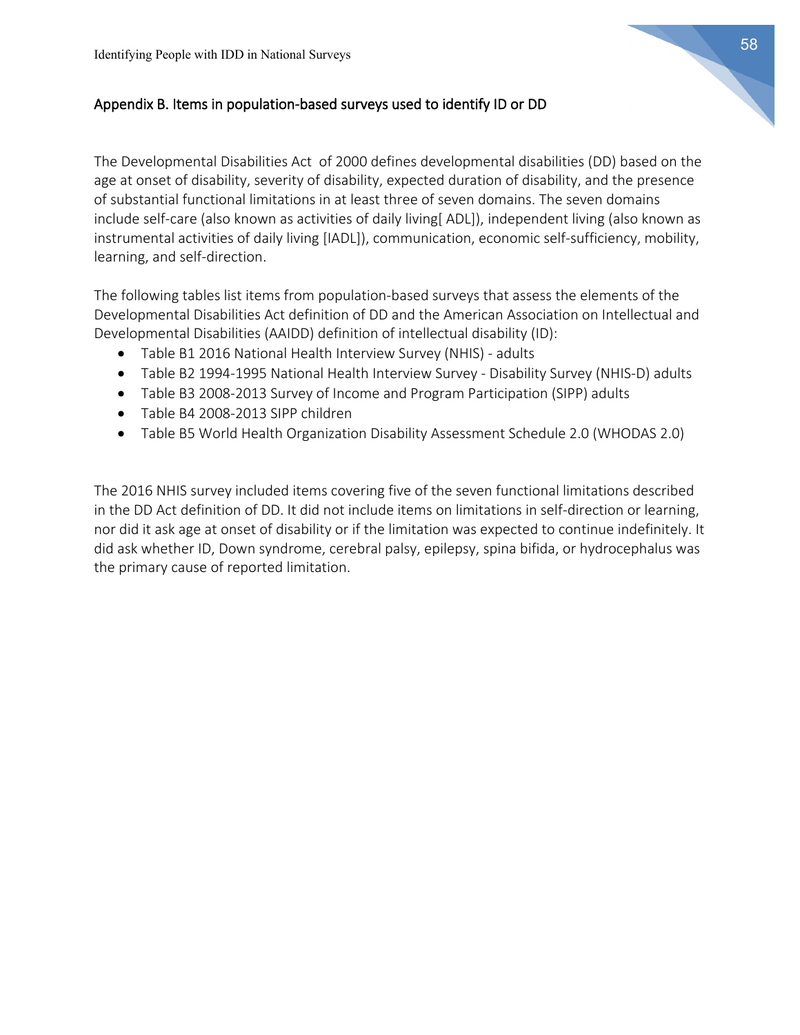## Appendix B. Items in population-based surveys used to identify ID or DD

The Developmental Disabilities Act of 2000 defines developmental disabilities (DD) based on the age at onset of disability, severity of disability, expected duration of disability, and the presence of substantial functional limitations in at least three of seven domains. The seven domains include self-care (also known as activities of daily living[ ADL]), independent living (also known as instrumental activities of daily living [IADL]), communication, economic self-sufficiency, mobility, learning, and self-direction.

The following tables list items from population-based surveys that assess the elements of the Developmental Disabilities Act definition of DD and the American Association on Intellectual and Developmental Disabilities (AAIDD) definition of intellectual disability (ID):

- Table B1 2016 National Health Interview Survey (NHIS) - adults
- Table B2 1994-1995 National Health Interview Survey - Disability Survey (NHIS-D) adults
- Table B3 2008-2013 Survey of Income and Program Participation (SIPP) adults
- Table B4 2008-2013 SIPP children
- Table B5 World Health Organization Disability Assessment Schedule 2.0 (WHODAS 2.0)

The 2016 NHIS survey included items covering five of the seven functional limitations described in the DD Act definition of DD. It did not include items on limitations in self-direction or learning, nor did it ask age at onset of disability or if the limitation was expected to continue indefinitely. It did ask whether ID, Down syndrome, cerebral palsy, epilepsy, spina bifida, or hydrocephalus was the primary cause of reported limitation.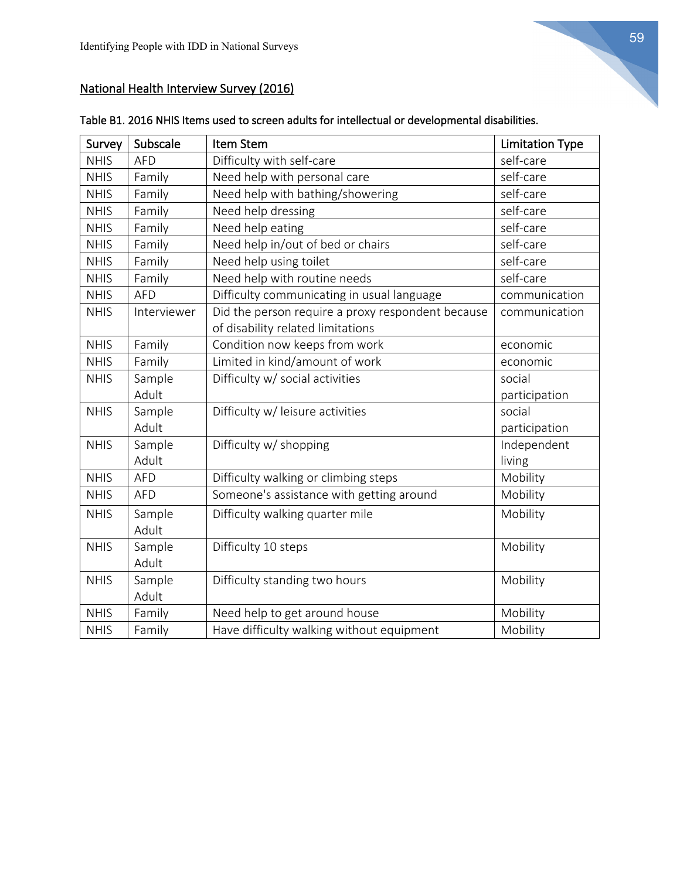## National Health Interview Survey (2016)

Table B1. 2016 NHIS Items used to screen adults for intellectual or developmental disabilities.

| Survey | Subscale | Item Stem | Limitation Type |
|---|---|---|---|
| NHIS | AFD | Difficulty with self-care | self-care |
| NHIS | Family | Need help with personal care | self-care |
| NHIS | Family | Need help with bathing/showering | self-care |
| NHIS | Family | Need help dressing | self-care |
| NHIS | Family | Need help eating | self-care |
| NHIS | Family | Need help in/out of bed or chairs | self-care |
| NHIS | Family | Need help using toilet | self-care |
| NHIS | Family | Need help with routine needs | self-care |
| NHIS | AFD | Difficulty communicating in usual language | communication |
| NHIS | Interviewer | Did the person require a proxy respondent because of disability related limitations | communication |
| NHIS | Family | Condition now keeps from work | economic |
| NHIS | Family | Limited in kind/amount of work | economic |
| NHIS | Sample Adult | Difficulty w/ social activities | social participation |
| NHIS | Sample Adult | Difficulty w/ leisure activities | social participation |
| NHIS | Sample Adult | Difficulty w/ shopping | Independent living |
| NHIS | AFD | Difficulty walking or climbing steps | Mobility |
| NHIS | AFD | Someone's assistance with getting around | Mobility |
| NHIS | Sample Adult | Difficulty walking quarter mile | Mobility |
| NHIS | Sample Adult | Difficulty 10 steps | Mobility |
| NHIS | Sample Adult | Difficulty standing two hours | Mobility |
| NHIS | Family | Need help to get around house | Mobility |
| NHIS | Family | Have difficulty walking without equipment | Mobility |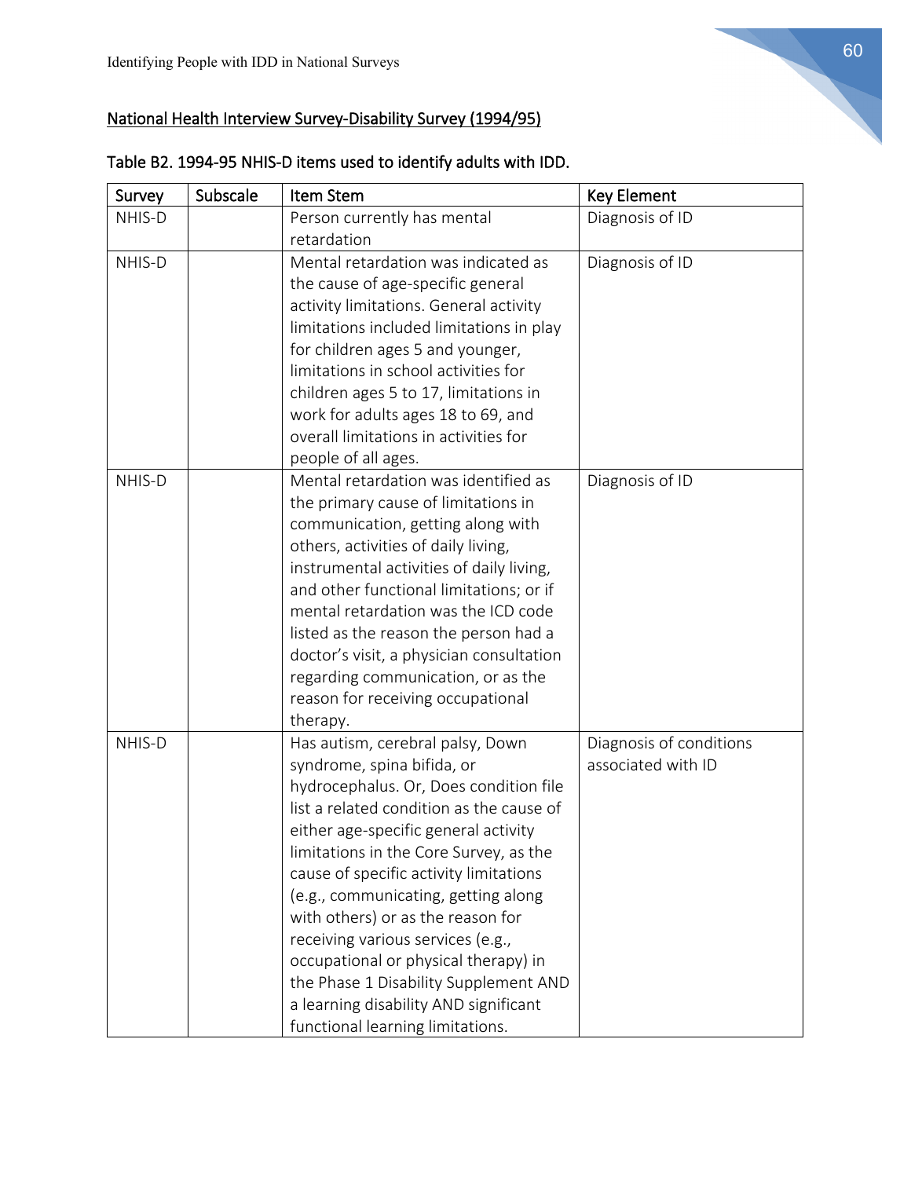National Health Interview Survey-Disability Survey (1994/95)

Table B2. 1994-95 NHIS-D items used to identify adults with IDD.

| Survey | Subscale | Item Stem | Key Element |
|---|---|---|---|
| NHIS-D | | Person currently has mental retardation | Diagnosis of ID |
| NHIS-D | | Mental retardation was indicated as the cause of age-specific general activity limitations. General activity limitations included limitations in play for children ages 5 and younger, limitations in school activities for children ages 5 to 17, limitations in work for adults ages 18 to 69, and overall limitations in activities for people of all ages. | Diagnosis of ID |
| NHIS-D | | Mental retardation was identified as the primary cause of limitations in communication, getting along with others, activities of daily living, instrumental activities of daily living, and other functional limitations; or if mental retardation was the ICD code listed as the reason the person had a doctor's visit, a physician consultation regarding communication, or as the reason for receiving occupational therapy. | Diagnosis of ID |
| NHIS-D | | Has autism, cerebral palsy, Down syndrome, spina bifida, or hydrocephalus. Or, Does condition file list a related condition as the cause of either age-specific general activity limitations in the Core Survey, as the cause of specific activity limitations (e.g., communicating, getting along with others) or as the reason for receiving various services (e.g., occupational or physical therapy) in the Phase 1 Disability Supplement AND a learning disability AND significant functional learning limitations. | Diagnosis of conditions associated with ID |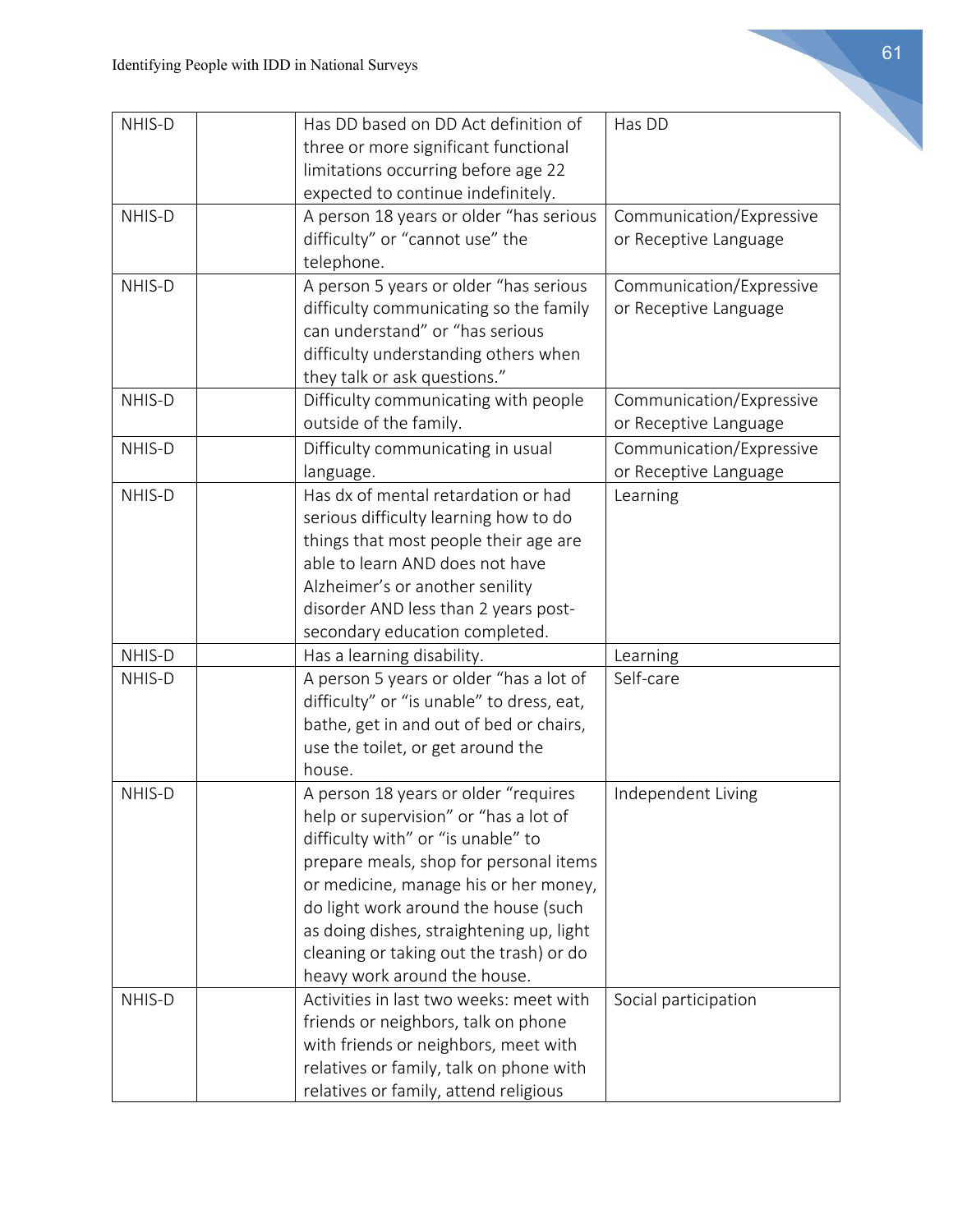| | | | |
|---|---|---|---|
| NHIS-D | | Has DD based on DD Act definition of three or more significant functional limitations occurring before age 22 expected to continue indefinitely. | Has DD |
| NHIS-D | | A person 18 years or older “has serious difficulty” or “cannot use” the telephone. | Communication/Expressive or Receptive Language |
| NHIS-D | | A person 5 years or older “has serious difficulty communicating so the family can understand” or “has serious difficulty understanding others when they talk or ask questions.” | Communication/Expressive or Receptive Language |
| NHIS-D | | Difficulty communicating with people outside of the family. | Communication/Expressive or Receptive Language |
| NHIS-D | | Difficulty communicating in usual language. | Communication/Expressive or Receptive Language |
| NHIS-D | | Has dx of mental retardation or had serious difficulty learning how to do things that most people their age are able to learn AND does not have Alzheimer’s or another senility disorder AND less than 2 years post-secondary education completed. | Learning |
| NHIS-D | | Has a learning disability. | Learning |
| NHIS-D | | A person 5 years or older “has a lot of difficulty” or “is unable” to dress, eat, bathe, get in and out of bed or chairs, use the toilet, or get around the house. | Self-care |
| NHIS-D | | A person 18 years or older “requires help or supervision” or “has a lot of difficulty with” or “is unable” to prepare meals, shop for personal items or medicine, manage his or her money, do light work around the house (such as doing dishes, straightening up, light cleaning or taking out the trash) or do heavy work around the house. | Independent Living |
| NHIS-D | | Activities in last two weeks: meet with friends or neighbors, talk on phone with friends or neighbors, meet with relatives or family, talk on phone with relatives or family, attend religious | Social participation |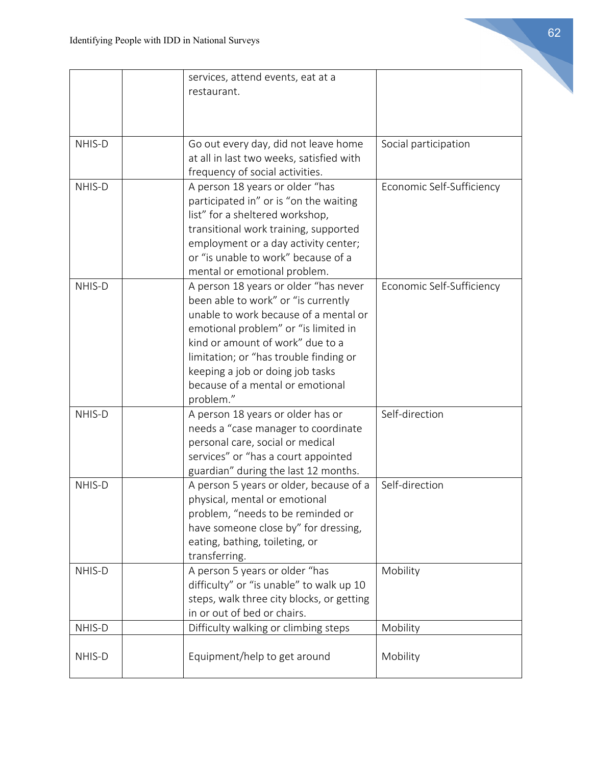| | | | |
|---|---|---|---|
| | | services, attend events, eat at a restaurant. | |
| NHIS-D | | Go out every day, did not leave home at all in last two weeks, satisfied with frequency of social activities. | Social participation |
| NHIS-D | | A person 18 years or older "has participated in" or is "on the waiting list" for a sheltered workshop, transitional work training, supported employment or a day activity center; or "is unable to work" because of a mental or emotional problem. | Economic Self-Sufficiency |
| NHIS-D | | A person 18 years or older "has never been able to work" or "is currently unable to work because of a mental or emotional problem" or "is limited in kind or amount of work" due to a limitation; or "has trouble finding or keeping a job or doing job tasks because of a mental or emotional problem." | Economic Self-Sufficiency |
| NHIS-D | | A person 18 years or older has or needs a "case manager to coordinate personal care, social or medical services" or "has a court appointed guardian" during the last 12 months. | Self-direction |
| NHIS-D | | A person 5 years or older, because of a physical, mental or emotional problem, "needs to be reminded or have someone close by" for dressing, eating, bathing, toileting, or transferring. | Self-direction |
| NHIS-D | | A person 5 years or older "has difficulty" or "is unable" to walk up 10 steps, walk three city blocks, or getting in or out of bed or chairs. | Mobility |
| NHIS-D | | Difficulty walking or climbing steps | Mobility |
| NHIS-D | | Equipment/help to get around | Mobility |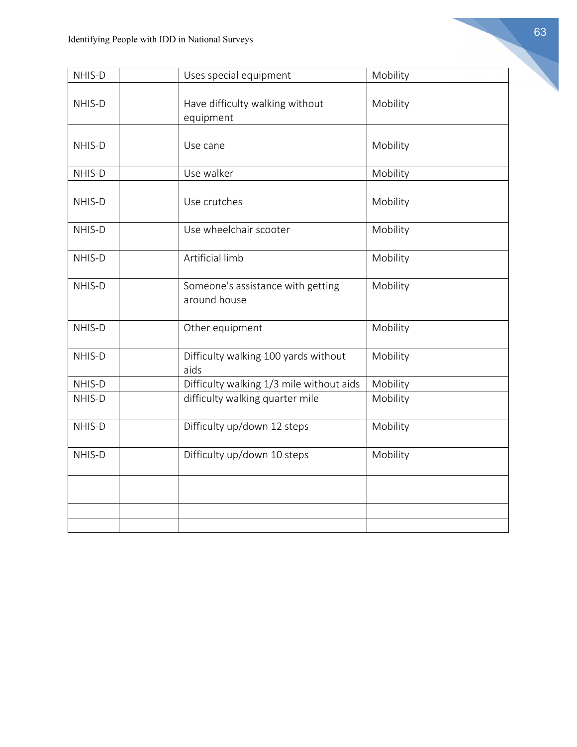| NHIS-D | | Uses special equipment | Mobility |
|---|---|---|---|
| NHIS-D | | Have difficulty walking without equipment | Mobility |
| NHIS-D | | Use cane | Mobility |
| NHIS-D | | Use walker | Mobility |
| NHIS-D | | Use crutches | Mobility |
| NHIS-D | | Use wheelchair scooter | Mobility |
| NHIS-D | | Artificial limb | Mobility |
| NHIS-D | | Someone's assistance with getting around house | Mobility |
| NHIS-D | | Other equipment | Mobility |
| NHIS-D | | Difficulty walking 100 yards without aids | Mobility |
| NHIS-D | | Difficulty walking 1/3 mile without aids | Mobility |
| NHIS-D | | difficulty walking quarter mile | Mobility |
| NHIS-D | | Difficulty up/down 12 steps | Mobility |
| NHIS-D | | Difficulty up/down 10 steps | Mobility |
| | | | |
| | | | |
| | | | |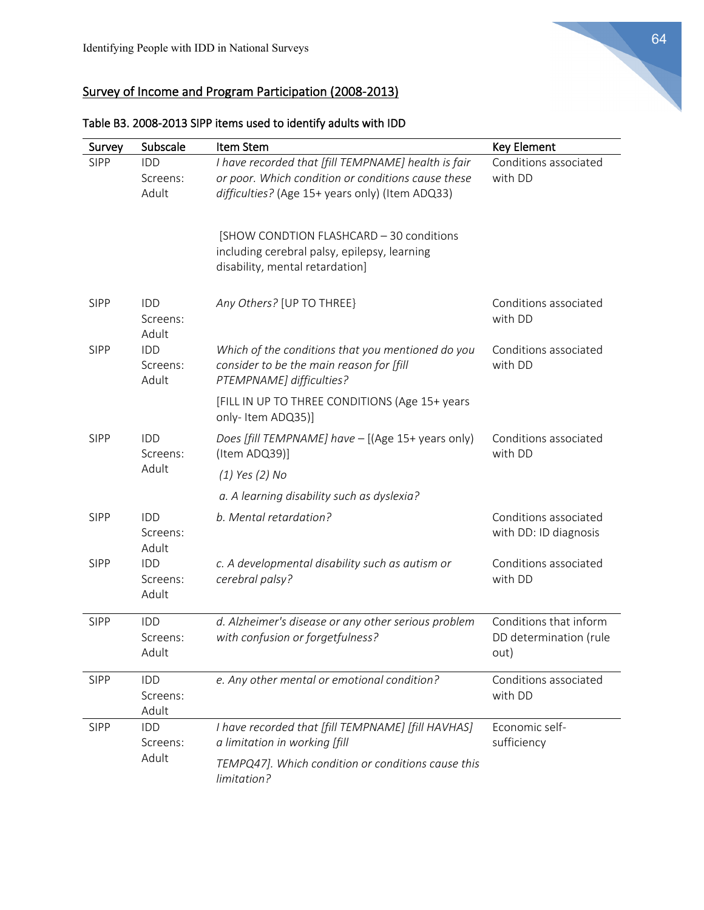## Survey of Income and Program Participation (2008-2013)

Table B3. 2008-2013 SIPP items used to identify adults with IDD

| Survey | Subscale | Item Stem | Key Element |
|---|---|---|---|
| SIPP | IDD Screens: Adult | *I have recorded that [fill TEMPNAME] health is fair or poor. Which condition or conditions cause these difficulties?* (Age 15+ years only) (Item ADQ33)<br><br>[SHOW CONDTION FLASHCARD – 30 conditions including cerebral palsy, epilepsy, learning disability, mental retardation] | Conditions associated with DD |
| SIPP | IDD Screens: Adult | *Any Others?* [UP TO THREE} | Conditions associated with DD |
| SIPP | IDD Screens: Adult | *Which of the conditions that you mentioned do you consider to be the main reason for [fill PTEMPNAME] difficulties?*<br><br>[FILL IN UP TO THREE CONDITIONS (Age 15+ years only- Item ADQ35)] | Conditions associated with DD |
| SIPP | IDD Screens: Adult | *Does [fill TEMPNAME] have –* [(Age 15+ years only) (Item ADQ39)]<br><br>*(1) Yes (2) No*<br><br>*a. A learning disability such as dyslexia?* | Conditions associated with DD |
| SIPP | IDD Screens: Adult | *b. Mental retardation?* | Conditions associated with DD: ID diagnosis |
| SIPP | IDD Screens: Adult | *c. A developmental disability such as autism or cerebral palsy?* | Conditions associated with DD |
| SIPP | IDD Screens: Adult | *d. Alzheimer's disease or any other serious problem with confusion or forgetfulness?* | Conditions that inform DD determination (rule out) |
| SIPP | IDD Screens: Adult | *e. Any other mental or emotional condition?* | Conditions associated with DD |
| SIPP | IDD Screens: Adult | *I have recorded that [fill TEMPNAME] [fill HAVHAS] a limitation in working [fill TEMPQ47]. Which condition or conditions cause this limitation?* | Economic self-sufficiency |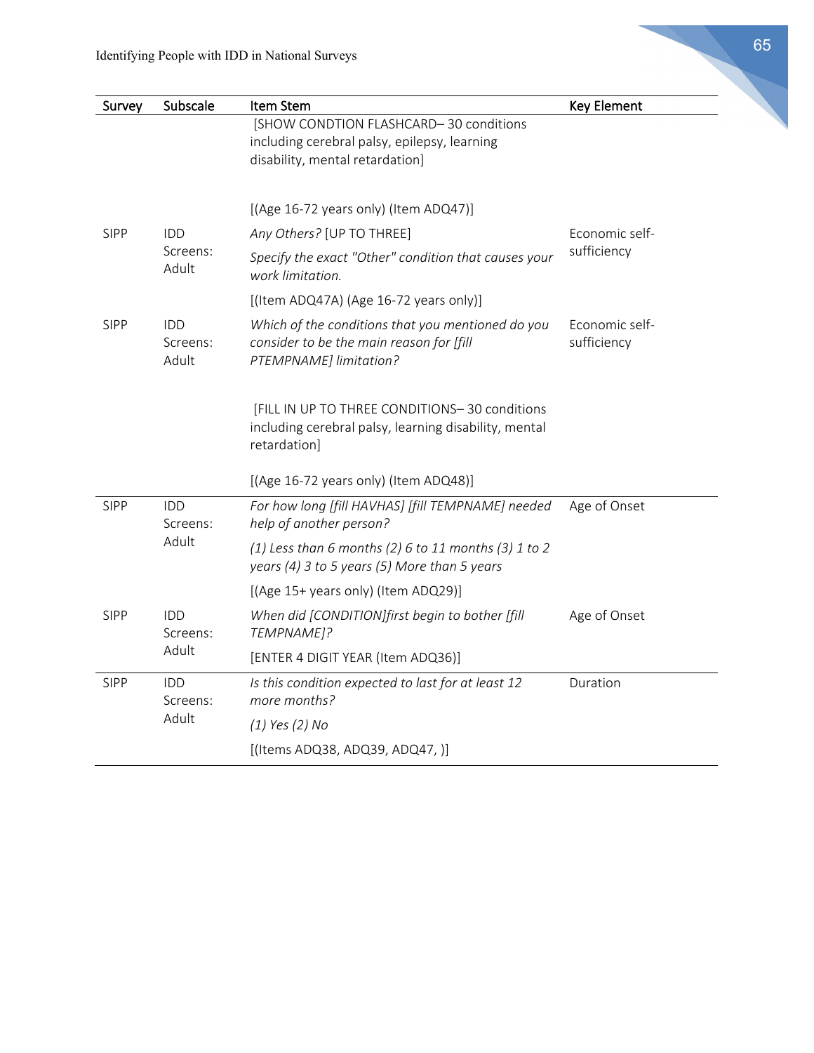| Survey | Subscale | Item Stem | Key Element |
|---|---|---|---|
| | | [SHOW CONDTION FLASHCARD– 30 conditions including cerebral palsy, epilepsy, learning disability, mental retardation]<br><br>[(Age 16-72 years only) (Item ADQ47)] | |
| SIPP | IDD Screens: Adult | *Any Others?* [UP TO THREE]<br>*Specify the exact "Other" condition that causes your work limitation.*<br>[(Item ADQ47A) (Age 16-72 years only)] | Economic self-sufficiency |
| SIPP | IDD Screens: Adult | *Which of the conditions that you mentioned do you consider to be the main reason for [fill PTEMPNAME] limitation?*<br><br>[FILL IN UP TO THREE CONDITIONS– 30 conditions including cerebral palsy, learning disability, mental retardation]<br><br>[(Age 16-72 years only) (Item ADQ48)] | Economic self-sufficiency |
| SIPP | IDD Screens: Adult | *For how long [fill HAVHAS] [fill TEMPNAME] needed help of another person?*<br>*(1) Less than 6 months (2) 6 to 11 months (3) 1 to 2 years (4) 3 to 5 years (5) More than 5 years*<br>[(Age 15+ years only) (Item ADQ29)] | Age of Onset |
| SIPP | IDD Screens: Adult | *When did [CONDITION]first begin to bother [fill TEMPNAME]?*<br>[ENTER 4 DIGIT YEAR (Item ADQ36)] | Age of Onset |
| SIPP | IDD Screens: Adult | *Is this condition expected to last for at least 12 more months?*<br>*(1) Yes (2) No*<br>[(Items ADQ38, ADQ39, ADQ47, )] | Duration |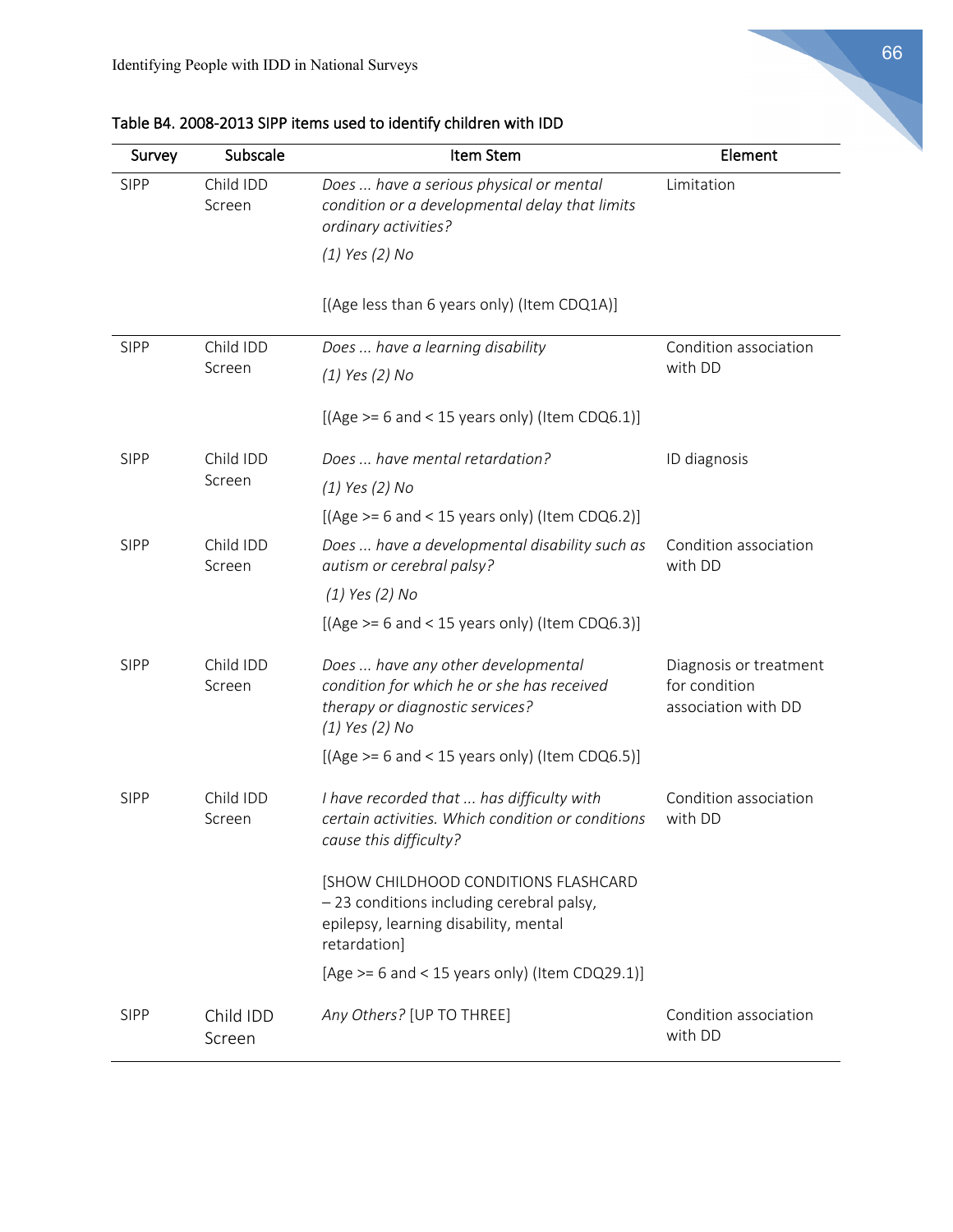Table B4. 2008-2013 SIPP items used to identify children with IDD

| Survey | Subscale | Item Stem | Element |
|---|---|---|---|
| SIPP | Child IDD Screen | *Does ... have a serious physical or mental condition or a developmental delay that limits ordinary activities?* *(1) Yes (2) No* [(Age less than 6 years only) (Item CDQ1A)] | Limitation |
| SIPP | Child IDD Screen | *Does ... have a learning disability* *(1) Yes (2) No* [(Age >= 6 and < 15 years only) (Item CDQ6.1)] | Condition association with DD |
| SIPP | Child IDD Screen | *Does ... have mental retardation?* *(1) Yes (2) No* [(Age >= 6 and < 15 years only) (Item CDQ6.2)] | ID diagnosis |
| SIPP | Child IDD Screen | *Does ... have a developmental disability such as autism or cerebral palsy?* *(1) Yes (2) No* [(Age >= 6 and < 15 years only) (Item CDQ6.3)] | Condition association with DD |
| SIPP | Child IDD Screen | *Does ... have any other developmental condition for which he or she has received therapy or diagnostic services?* *(1) Yes (2) No* [(Age >= 6 and < 15 years only) (Item CDQ6.5)] | Diagnosis or treatment for condition association with DD |
| SIPP | Child IDD Screen | *I have recorded that ... has difficulty with certain activities. Which condition or conditions cause this difficulty?* [SHOW CHILDHOOD CONDITIONS FLASHCARD – 23 conditions including cerebral palsy, epilepsy, learning disability, mental retardation] [Age >= 6 and < 15 years only) (Item CDQ29.1)] | Condition association with DD |
| SIPP | Child IDD Screen | *Any Others?* [UP TO THREE] | Condition association with DD |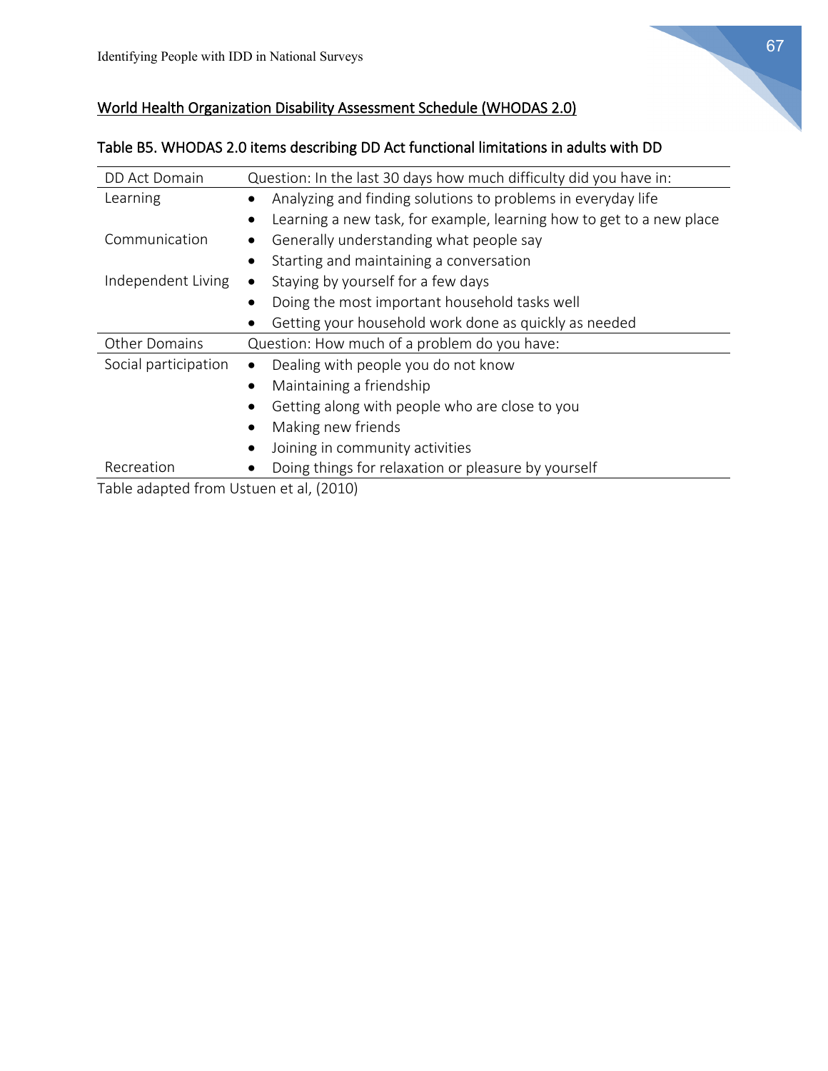## World Health Organization Disability Assessment Schedule (WHODAS 2.0)

### Table B5. WHODAS 2.0 items describing DD Act functional limitations in adults with DD

| DD Act Domain | Question: In the last 30 days how much difficulty did you have in: |
|---|---|
| Learning | • Analyzing and finding solutions to problems in everyday life |
| | • Learning a new task, for example, learning how to get to a new place |
| Communication | • Generally understanding what people say |
| | • Starting and maintaining a conversation |
| Independent Living | • Staying by yourself for a few days |
| | • Doing the most important household tasks well |
| | • Getting your household work done as quickly as needed |
| **Other Domains** | **Question: How much of a problem do you have:** |
| Social participation | • Dealing with people you do not know |
| | • Maintaining a friendship |
| | • Getting along with people who are close to you |
| | • Making new friends |
| | • Joining in community activities |
| Recreation | • Doing things for relaxation or pleasure by yourself |

Table adapted from Ustuen et al, (2010)